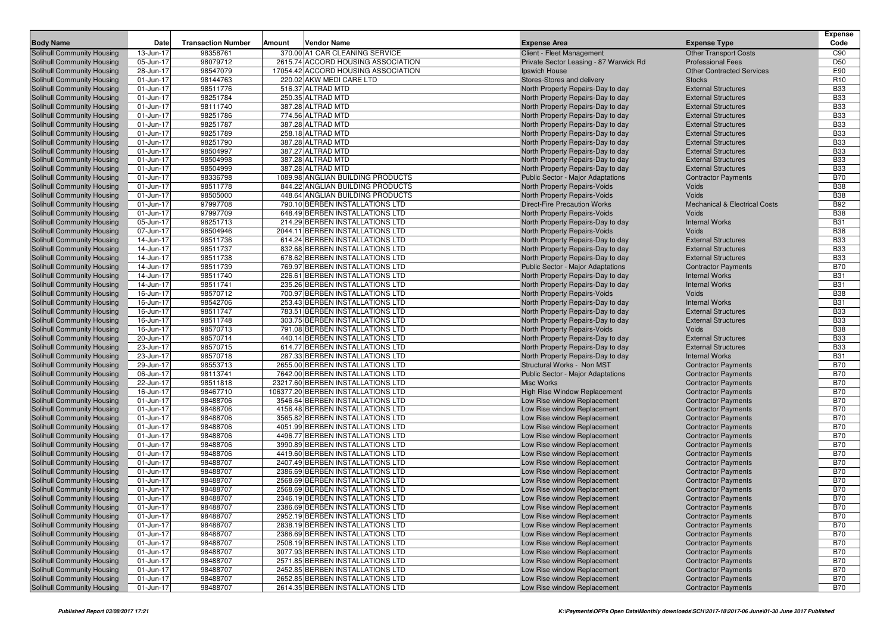| Body Name | Date | Transaction Number | Amount | Vendor Name | Expense Area | Expense Type | Expense Code |
|---|---|---|---|---|---|---|---|
| Solihull Community Housing | 13-Jun-17 | 98358761 | 370.00 | A1 CAR CLEANING SERVICE | Client - Fleet Management | Other Transport Costs | C90 |
| Solihull Community Housing | 05-Jun-17 | 98079712 | 2615.74 | ACCORD HOUSING ASSOCIATION | Private Sector Leasing - 87 Warwick Rd | Professional Fees | D50 |
| Solihull Community Housing | 28-Jun-17 | 98547079 | 17054.42 | ACCORD HOUSING ASSOCIATION | Ipswich House | Other Contracted Services | E90 |
| Solihull Community Housing | 01-Jun-17 | 98144763 | 220.02 | AKW MEDI CARE LTD | Stores-Stores and delivery | Stocks | R10 |
| Solihull Community Housing | 01-Jun-17 | 98511776 | 516.37 | ALTRAD MTD | North Property Repairs-Day to day | External Structures | B33 |
| Solihull Community Housing | 01-Jun-17 | 98251784 | 250.35 | ALTRAD MTD | North Property Repairs-Day to day | External Structures | B33 |
| Solihull Community Housing | 01-Jun-17 | 98111740 | 387.28 | ALTRAD MTD | North Property Repairs-Day to day | External Structures | B33 |
| Solihull Community Housing | 01-Jun-17 | 98251786 | 774.56 | ALTRAD MTD | North Property Repairs-Day to day | External Structures | B33 |
| Solihull Community Housing | 01-Jun-17 | 98251787 | 387.28 | ALTRAD MTD | North Property Repairs-Day to day | External Structures | B33 |
| Solihull Community Housing | 01-Jun-17 | 98251789 | 258.18 | ALTRAD MTD | North Property Repairs-Day to day | External Structures | B33 |
| Solihull Community Housing | 01-Jun-17 | 98251790 | 387.28 | ALTRAD MTD | North Property Repairs-Day to day | External Structures | B33 |
| Solihull Community Housing | 01-Jun-17 | 98504997 | 387.27 | ALTRAD MTD | North Property Repairs-Day to day | External Structures | B33 |
| Solihull Community Housing | 01-Jun-17 | 98504998 | 387.28 | ALTRAD MTD | North Property Repairs-Day to day | External Structures | B33 |
| Solihull Community Housing | 01-Jun-17 | 98504999 | 387.28 | ALTRAD MTD | North Property Repairs-Day to day | External Structures | B33 |
| Solihull Community Housing | 01-Jun-17 | 98336798 | 1089.98 | ANGLIAN BUILDING PRODUCTS | Public Sector - Major Adaptations | Contractor Payments | B70 |
| Solihull Community Housing | 01-Jun-17 | 98511778 | 844.22 | ANGLIAN BUILDING PRODUCTS | North Property Repairs-Voids | Voids | B38 |
| Solihull Community Housing | 01-Jun-17 | 98505000 | 448.64 | ANGLIAN BUILDING PRODUCTS | North Property Repairs-Voids | Voids | B38 |
| Solihull Community Housing | 01-Jun-17 | 97997708 | 790.10 | BERBEN INSTALLATIONS LTD | Direct-Fire Precaution Works | Mechanical & Electrical Costs | B92 |
| Solihull Community Housing | 01-Jun-17 | 97997709 | 648.49 | BERBEN INSTALLATIONS LTD | North Property Repairs-Voids | Voids | B38 |
| Solihull Community Housing | 05-Jun-17 | 98251713 | 214.29 | BERBEN INSTALLATIONS LTD | North Property Repairs-Day to day | Internal Works | B31 |
| Solihull Community Housing | 07-Jun-17 | 98504946 | 2044.11 | BERBEN INSTALLATIONS LTD | North Property Repairs-Voids | Voids | B38 |
| Solihull Community Housing | 14-Jun-17 | 98511736 | 614.24 | BERBEN INSTALLATIONS LTD | North Property Repairs-Day to day | External Structures | B33 |
| Solihull Community Housing | 14-Jun-17 | 98511737 | 832.68 | BERBEN INSTALLATIONS LTD | North Property Repairs-Day to day | External Structures | B33 |
| Solihull Community Housing | 14-Jun-17 | 98511738 | 678.62 | BERBEN INSTALLATIONS LTD | North Property Repairs-Day to day | External Structures | B33 |
| Solihull Community Housing | 14-Jun-17 | 98511739 | 769.97 | BERBEN INSTALLATIONS LTD | Public Sector - Major Adaptations | Contractor Payments | B70 |
| Solihull Community Housing | 14-Jun-17 | 98511740 | 226.61 | BERBEN INSTALLATIONS LTD | North Property Repairs-Day to day | Internal Works | B31 |
| Solihull Community Housing | 14-Jun-17 | 98511741 | 235.26 | BERBEN INSTALLATIONS LTD | North Property Repairs-Day to day | Internal Works | B31 |
| Solihull Community Housing | 16-Jun-17 | 98570712 | 700.97 | BERBEN INSTALLATIONS LTD | North Property Repairs-Voids | Voids | B38 |
| Solihull Community Housing | 16-Jun-17 | 98542706 | 253.43 | BERBEN INSTALLATIONS LTD | North Property Repairs-Day to day | Internal Works | B31 |
| Solihull Community Housing | 16-Jun-17 | 98511747 | 783.51 | BERBEN INSTALLATIONS LTD | North Property Repairs-Day to day | External Structures | B33 |
| Solihull Community Housing | 16-Jun-17 | 98511748 | 303.75 | BERBEN INSTALLATIONS LTD | North Property Repairs-Day to day | External Structures | B33 |
| Solihull Community Housing | 16-Jun-17 | 98570713 | 791.08 | BERBEN INSTALLATIONS LTD | North Property Repairs-Voids | Voids | B38 |
| Solihull Community Housing | 20-Jun-17 | 98570714 | 440.14 | BERBEN INSTALLATIONS LTD | North Property Repairs-Day to day | External Structures | B33 |
| Solihull Community Housing | 23-Jun-17 | 98570715 | 614.77 | BERBEN INSTALLATIONS LTD | North Property Repairs-Day to day | External Structures | B33 |
| Solihull Community Housing | 23-Jun-17 | 98570718 | 287.33 | BERBEN INSTALLATIONS LTD | North Property Repairs-Day to day | Internal Works | B31 |
| Solihull Community Housing | 29-Jun-17 | 98553713 | 2655.00 | BERBEN INSTALLATIONS LTD | Structural Works - Non MST | Contractor Payments | B70 |
| Solihull Community Housing | 06-Jun-17 | 98113741 | 7642.00 | BERBEN INSTALLATIONS LTD | Public Sector - Major Adaptations | Contractor Payments | B70 |
| Solihull Community Housing | 22-Jun-17 | 98511818 | 23217.60 | BERBEN INSTALLATIONS LTD | Misc Works | Contractor Payments | B70 |
| Solihull Community Housing | 16-Jun-17 | 98467710 | 106377.20 | BERBEN INSTALLATIONS LTD | High Rise Window Replacement | Contractor Payments | B70 |
| Solihull Community Housing | 01-Jun-17 | 98488706 | 3546.64 | BERBEN INSTALLATIONS LTD | Low Rise window Replacement | Contractor Payments | B70 |
| Solihull Community Housing | 01-Jun-17 | 98488706 | 4156.48 | BERBEN INSTALLATIONS LTD | Low Rise window Replacement | Contractor Payments | B70 |
| Solihull Community Housing | 01-Jun-17 | 98488706 | 3565.82 | BERBEN INSTALLATIONS LTD | Low Rise window Replacement | Contractor Payments | B70 |
| Solihull Community Housing | 01-Jun-17 | 98488706 | 4051.99 | BERBEN INSTALLATIONS LTD | Low Rise window Replacement | Contractor Payments | B70 |
| Solihull Community Housing | 01-Jun-17 | 98488706 | 4496.77 | BERBEN INSTALLATIONS LTD | Low Rise window Replacement | Contractor Payments | B70 |
| Solihull Community Housing | 01-Jun-17 | 98488706 | 3990.89 | BERBEN INSTALLATIONS LTD | Low Rise window Replacement | Contractor Payments | B70 |
| Solihull Community Housing | 01-Jun-17 | 98488706 | 4419.60 | BERBEN INSTALLATIONS LTD | Low Rise window Replacement | Contractor Payments | B70 |
| Solihull Community Housing | 01-Jun-17 | 98488707 | 2407.49 | BERBEN INSTALLATIONS LTD | Low Rise window Replacement | Contractor Payments | B70 |
| Solihull Community Housing | 01-Jun-17 | 98488707 | 2386.69 | BERBEN INSTALLATIONS LTD | Low Rise window Replacement | Contractor Payments | B70 |
| Solihull Community Housing | 01-Jun-17 | 98488707 | 2568.69 | BERBEN INSTALLATIONS LTD | Low Rise window Replacement | Contractor Payments | B70 |
| Solihull Community Housing | 01-Jun-17 | 98488707 | 2568.69 | BERBEN INSTALLATIONS LTD | Low Rise window Replacement | Contractor Payments | B70 |
| Solihull Community Housing | 01-Jun-17 | 98488707 | 2346.19 | BERBEN INSTALLATIONS LTD | Low Rise window Replacement | Contractor Payments | B70 |
| Solihull Community Housing | 01-Jun-17 | 98488707 | 2386.69 | BERBEN INSTALLATIONS LTD | Low Rise window Replacement | Contractor Payments | B70 |
| Solihull Community Housing | 01-Jun-17 | 98488707 | 2952.19 | BERBEN INSTALLATIONS LTD | Low Rise window Replacement | Contractor Payments | B70 |
| Solihull Community Housing | 01-Jun-17 | 98488707 | 2838.19 | BERBEN INSTALLATIONS LTD | Low Rise window Replacement | Contractor Payments | B70 |
| Solihull Community Housing | 01-Jun-17 | 98488707 | 2386.69 | BERBEN INSTALLATIONS LTD | Low Rise window Replacement | Contractor Payments | B70 |
| Solihull Community Housing | 01-Jun-17 | 98488707 | 2508.19 | BERBEN INSTALLATIONS LTD | Low Rise window Replacement | Contractor Payments | B70 |
| Solihull Community Housing | 01-Jun-17 | 98488707 | 3077.93 | BERBEN INSTALLATIONS LTD | Low Rise window Replacement | Contractor Payments | B70 |
| Solihull Community Housing | 01-Jun-17 | 98488707 | 2571.85 | BERBEN INSTALLATIONS LTD | Low Rise window Replacement | Contractor Payments | B70 |
| Solihull Community Housing | 01-Jun-17 | 98488707 | 2452.85 | BERBEN INSTALLATIONS LTD | Low Rise window Replacement | Contractor Payments | B70 |
| Solihull Community Housing | 01-Jun-17 | 98488707 | 2652.85 | BERBEN INSTALLATIONS LTD | Low Rise window Replacement | Contractor Payments | B70 |
| Solihull Community Housing | 01-Jun-17 | 98488707 | 2614.35 | BERBEN INSTALLATIONS LTD | Low Rise window Replacement | Contractor Payments | B70 |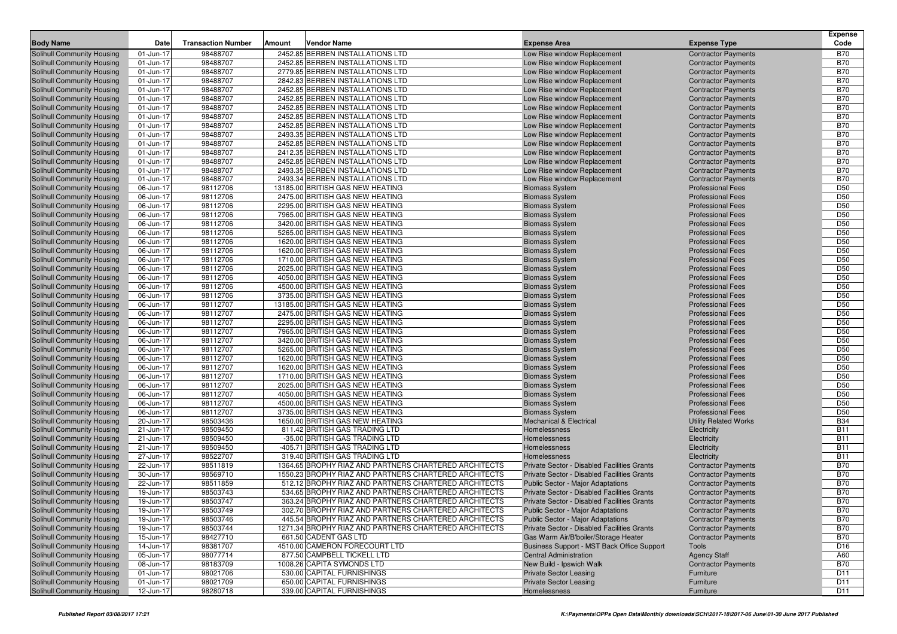| Body Name | Date | Transaction Number | Amount | Vendor Name | Expense Area | Expense Type | Expense Code |
|---|---|---|---|---|---|---|---|
| Solihull Community Housing | 01-Jun-17 | 98488707 | 2452.85 | BERBEN INSTALLATIONS LTD | Low Rise window Replacement | Contractor Payments | B70 |
| Solihull Community Housing | 01-Jun-17 | 98488707 | 2452.85 | BERBEN INSTALLATIONS LTD | Low Rise window Replacement | Contractor Payments | B70 |
| Solihull Community Housing | 01-Jun-17 | 98488707 | 2779.85 | BERBEN INSTALLATIONS LTD | Low Rise window Replacement | Contractor Payments | B70 |
| Solihull Community Housing | 01-Jun-17 | 98488707 | 2842.83 | BERBEN INSTALLATIONS LTD | Low Rise window Replacement | Contractor Payments | B70 |
| Solihull Community Housing | 01-Jun-17 | 98488707 | 2452.85 | BERBEN INSTALLATIONS LTD | Low Rise window Replacement | Contractor Payments | B70 |
| Solihull Community Housing | 01-Jun-17 | 98488707 | 2452.85 | BERBEN INSTALLATIONS LTD | Low Rise window Replacement | Contractor Payments | B70 |
| Solihull Community Housing | 01-Jun-17 | 98488707 | 2452.85 | BERBEN INSTALLATIONS LTD | Low Rise window Replacement | Contractor Payments | B70 |
| Solihull Community Housing | 01-Jun-17 | 98488707 | 2452.85 | BERBEN INSTALLATIONS LTD | Low Rise window Replacement | Contractor Payments | B70 |
| Solihull Community Housing | 01-Jun-17 | 98488707 | 2452.85 | BERBEN INSTALLATIONS LTD | Low Rise window Replacement | Contractor Payments | B70 |
| Solihull Community Housing | 01-Jun-17 | 98488707 | 2493.35 | BERBEN INSTALLATIONS LTD | Low Rise window Replacement | Contractor Payments | B70 |
| Solihull Community Housing | 01-Jun-17 | 98488707 | 2452.85 | BERBEN INSTALLATIONS LTD | Low Rise window Replacement | Contractor Payments | B70 |
| Solihull Community Housing | 01-Jun-17 | 98488707 | 2412.35 | BERBEN INSTALLATIONS LTD | Low Rise window Replacement | Contractor Payments | B70 |
| Solihull Community Housing | 01-Jun-17 | 98488707 | 2452.85 | BERBEN INSTALLATIONS LTD | Low Rise window Replacement | Contractor Payments | B70 |
| Solihull Community Housing | 01-Jun-17 | 98488707 | 2493.35 | BERBEN INSTALLATIONS LTD | Low Rise window Replacement | Contractor Payments | B70 |
| Solihull Community Housing | 01-Jun-17 | 98488707 | 2493.34 | BERBEN INSTALLATIONS LTD | Low Rise window Replacement | Contractor Payments | B70 |
| Solihull Community Housing | 06-Jun-17 | 98112706 | 13185.00 | BRITISH GAS NEW HEATING | Biomass System | Professional Fees | D50 |
| Solihull Community Housing | 06-Jun-17 | 98112706 | 2475.00 | BRITISH GAS NEW HEATING | Biomass System | Professional Fees | D50 |
| Solihull Community Housing | 06-Jun-17 | 98112706 | 2295.00 | BRITISH GAS NEW HEATING | Biomass System | Professional Fees | D50 |
| Solihull Community Housing | 06-Jun-17 | 98112706 | 7965.00 | BRITISH GAS NEW HEATING | Biomass System | Professional Fees | D50 |
| Solihull Community Housing | 06-Jun-17 | 98112706 | 3420.00 | BRITISH GAS NEW HEATING | Biomass System | Professional Fees | D50 |
| Solihull Community Housing | 06-Jun-17 | 98112706 | 5265.00 | BRITISH GAS NEW HEATING | Biomass System | Professional Fees | D50 |
| Solihull Community Housing | 06-Jun-17 | 98112706 | 1620.00 | BRITISH GAS NEW HEATING | Biomass System | Professional Fees | D50 |
| Solihull Community Housing | 06-Jun-17 | 98112706 | 1620.00 | BRITISH GAS NEW HEATING | Biomass System | Professional Fees | D50 |
| Solihull Community Housing | 06-Jun-17 | 98112706 | 1710.00 | BRITISH GAS NEW HEATING | Biomass System | Professional Fees | D50 |
| Solihull Community Housing | 06-Jun-17 | 98112706 | 2025.00 | BRITISH GAS NEW HEATING | Biomass System | Professional Fees | D50 |
| Solihull Community Housing | 06-Jun-17 | 98112706 | 4050.00 | BRITISH GAS NEW HEATING | Biomass System | Professional Fees | D50 |
| Solihull Community Housing | 06-Jun-17 | 98112706 | 4500.00 | BRITISH GAS NEW HEATING | Biomass System | Professional Fees | D50 |
| Solihull Community Housing | 06-Jun-17 | 98112706 | 3735.00 | BRITISH GAS NEW HEATING | Biomass System | Professional Fees | D50 |
| Solihull Community Housing | 06-Jun-17 | 98112707 | 13185.00 | BRITISH GAS NEW HEATING | Biomass System | Professional Fees | D50 |
| Solihull Community Housing | 06-Jun-17 | 98112707 | 2475.00 | BRITISH GAS NEW HEATING | Biomass System | Professional Fees | D50 |
| Solihull Community Housing | 06-Jun-17 | 98112707 | 2295.00 | BRITISH GAS NEW HEATING | Biomass System | Professional Fees | D50 |
| Solihull Community Housing | 06-Jun-17 | 98112707 | 7965.00 | BRITISH GAS NEW HEATING | Biomass System | Professional Fees | D50 |
| Solihull Community Housing | 06-Jun-17 | 98112707 | 3420.00 | BRITISH GAS NEW HEATING | Biomass System | Professional Fees | D50 |
| Solihull Community Housing | 06-Jun-17 | 98112707 | 5265.00 | BRITISH GAS NEW HEATING | Biomass System | Professional Fees | D50 |
| Solihull Community Housing | 06-Jun-17 | 98112707 | 1620.00 | BRITISH GAS NEW HEATING | Biomass System | Professional Fees | D50 |
| Solihull Community Housing | 06-Jun-17 | 98112707 | 1620.00 | BRITISH GAS NEW HEATING | Biomass System | Professional Fees | D50 |
| Solihull Community Housing | 06-Jun-17 | 98112707 | 1710.00 | BRITISH GAS NEW HEATING | Biomass System | Professional Fees | D50 |
| Solihull Community Housing | 06-Jun-17 | 98112707 | 2025.00 | BRITISH GAS NEW HEATING | Biomass System | Professional Fees | D50 |
| Solihull Community Housing | 06-Jun-17 | 98112707 | 4050.00 | BRITISH GAS NEW HEATING | Biomass System | Professional Fees | D50 |
| Solihull Community Housing | 06-Jun-17 | 98112707 | 4500.00 | BRITISH GAS NEW HEATING | Biomass System | Professional Fees | D50 |
| Solihull Community Housing | 06-Jun-17 | 98112707 | 3735.00 | BRITISH GAS NEW HEATING | Biomass System | Professional Fees | D50 |
| Solihull Community Housing | 20-Jun-17 | 98503436 | 1650.00 | BRITISH GAS NEW HEATING | Mechanical & Electrical | Utility Related Works | B34 |
| Solihull Community Housing | 21-Jun-17 | 98509450 | 811.42 | BRITISH GAS TRADING LTD | Homelessness | Electricity | B11 |
| Solihull Community Housing | 21-Jun-17 | 98509450 | -35.00 | BRITISH GAS TRADING LTD | Homelessness | Electricity | B11 |
| Solihull Community Housing | 21-Jun-17 | 98509450 | -405.71 | BRITISH GAS TRADING LTD | Homelessness | Electricity | B11 |
| Solihull Community Housing | 27-Jun-17 | 98522707 | 319.40 | BRITISH GAS TRADING LTD | Homelessness | Electricity | B11 |
| Solihull Community Housing | 22-Jun-17 | 98511819 | 1364.65 | BROPHY RIAZ AND PARTNERS CHARTERED ARCHITECTS | Private Sector - Disabled Facilities Grants | Contractor Payments | B70 |
| Solihull Community Housing | 30-Jun-17 | 98569710 | 1550.23 | BROPHY RIAZ AND PARTNERS CHARTERED ARCHITECTS | Private Sector - Disabled Facilities Grants | Contractor Payments | B70 |
| Solihull Community Housing | 22-Jun-17 | 98511859 | 512.12 | BROPHY RIAZ AND PARTNERS CHARTERED ARCHITECTS | Public Sector - Major Adaptations | Contractor Payments | B70 |
| Solihull Community Housing | 19-Jun-17 | 98503743 | 534.65 | BROPHY RIAZ AND PARTNERS CHARTERED ARCHITECTS | Private Sector - Disabled Facilities Grants | Contractor Payments | B70 |
| Solihull Community Housing | 19-Jun-17 | 98503747 | 363.24 | BROPHY RIAZ AND PARTNERS CHARTERED ARCHITECTS | Private Sector - Disabled Facilities Grants | Contractor Payments | B70 |
| Solihull Community Housing | 19-Jun-17 | 98503749 | 302.70 | BROPHY RIAZ AND PARTNERS CHARTERED ARCHITECTS | Public Sector - Major Adaptations | Contractor Payments | B70 |
| Solihull Community Housing | 19-Jun-17 | 98503746 | 445.54 | BROPHY RIAZ AND PARTNERS CHARTERED ARCHITECTS | Public Sector - Major Adaptations | Contractor Payments | B70 |
| Solihull Community Housing | 19-Jun-17 | 98503744 | 1271.34 | BROPHY RIAZ AND PARTNERS CHARTERED ARCHITECTS | Private Sector - Disabled Facilities Grants | Contractor Payments | B70 |
| Solihull Community Housing | 15-Jun-17 | 98427710 | 661.50 | CADENT GAS LTD | Gas Warm Air/B'boiler/Storage Heater | Contractor Payments | B70 |
| Solihull Community Housing | 14-Jun-17 | 98381707 | 4510.00 | CAMERON FORECOURT LTD | Business Support - MST Back Office Support | Tools | D16 |
| Solihull Community Housing | 05-Jun-17 | 98077714 | 877.50 | CAMPBELL TICKELL LTD | Central Administration | Agency Staff | A60 |
| Solihull Community Housing | 08-Jun-17 | 98183709 | 1008.26 | CAPITA SYMONDS LTD | New Build - Ipswich Walk | Contractor Payments | B70 |
| Solihull Community Housing | 01-Jun-17 | 98021706 | 530.00 | CAPITAL FURNISHINGS | Private Sector Leasing | Furniture | D11 |
| Solihull Community Housing | 01-Jun-17 | 98021709 | 650.00 | CAPITAL FURNISHINGS | Private Sector Leasing | Furniture | D11 |
| Solihull Community Housing | 12-Jun-17 | 98280718 | 339.00 | CAPITAL FURNISHINGS | Homelessness | Furniture | D11 |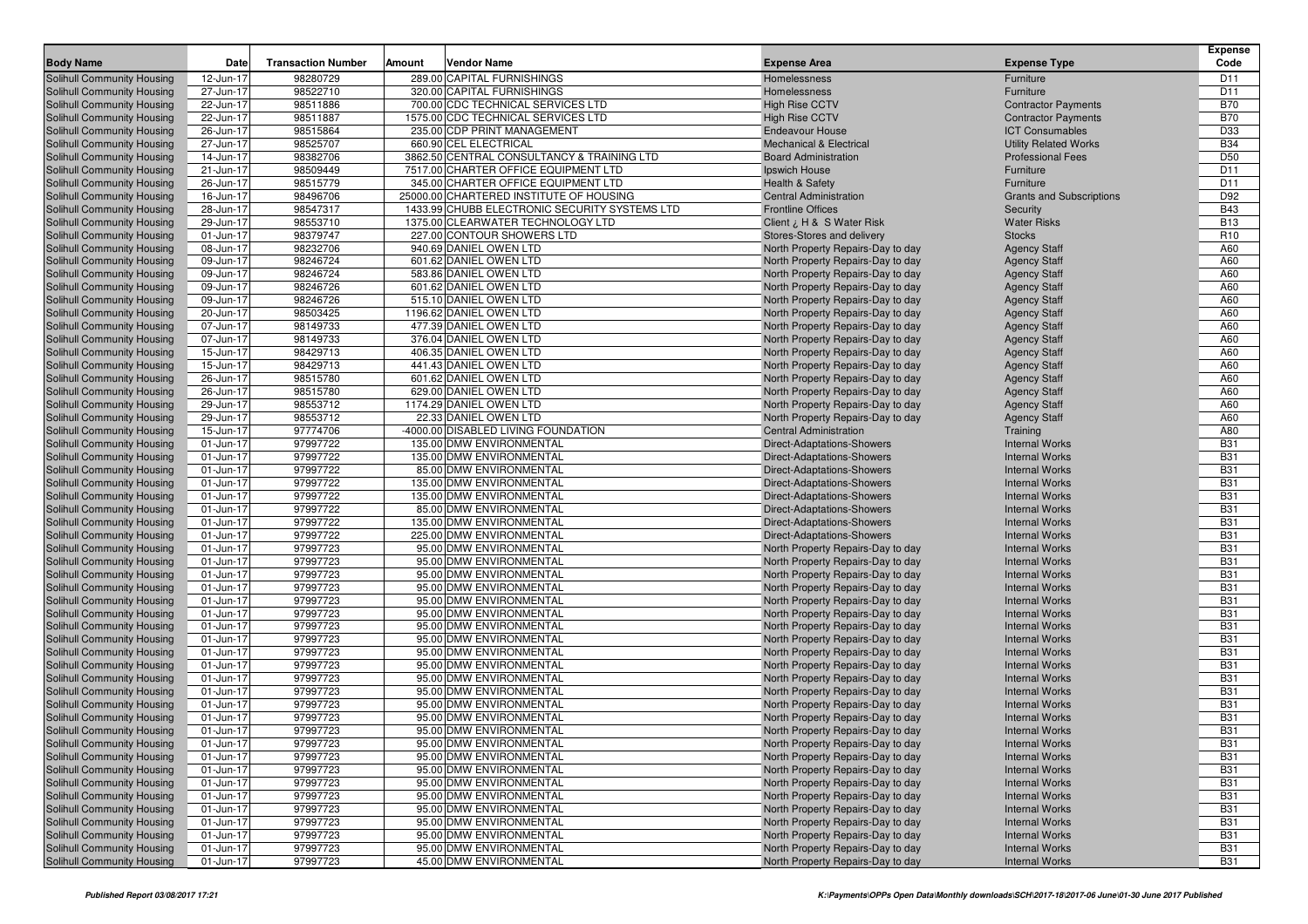| Body Name | Date | Transaction Number | Amount | Vendor Name | Expense Area | Expense Type | Expense Code |
|---|---|---|---|---|---|---|---|
| Solihull Community Housing | 12-Jun-17 | 98280729 | 289.00 | CAPITAL FURNISHINGS | Homelessness | Furniture | D11 |
| Solihull Community Housing | 27-Jun-17 | 98522710 | 320.00 | CAPITAL FURNISHINGS | Homelessness | Furniture | D11 |
| Solihull Community Housing | 22-Jun-17 | 98511886 | 700.00 | CDC TECHNICAL SERVICES LTD | High Rise CCTV | Contractor Payments | B70 |
| Solihull Community Housing | 22-Jun-17 | 98511887 | 1575.00 | CDC TECHNICAL SERVICES LTD | High Rise CCTV | Contractor Payments | B70 |
| Solihull Community Housing | 26-Jun-17 | 98515864 | 235.00 | CDP PRINT MANAGEMENT | Endeavour House | ICT Consumables | D33 |
| Solihull Community Housing | 27-Jun-17 | 98525707 | 660.90 | CEL ELECTRICAL | Mechanical & Electrical | Utility Related Works | B34 |
| Solihull Community Housing | 14-Jun-17 | 98382706 | 3862.50 | CENTRAL CONSULTANCY & TRAINING LTD | Board Administration | Professional Fees | D50 |
| Solihull Community Housing | 21-Jun-17 | 98509449 | 7517.00 | CHARTER OFFICE EQUIPMENT LTD | Ipswich House | Furniture | D11 |
| Solihull Community Housing | 26-Jun-17 | 98515779 | 345.00 | CHARTER OFFICE EQUIPMENT LTD | Health & Safety | Furniture | D11 |
| Solihull Community Housing | 16-Jun-17 | 98496706 | 25000.00 | CHARTERED INSTITUTE OF HOUSING | Central Administration | Grants and Subscriptions | D92 |
| Solihull Community Housing | 28-Jun-17 | 98547317 | 1433.99 | CHUBB ELECTRONIC SECURITY SYSTEMS LTD | Frontline Offices | Security | B43 |
| Solihull Community Housing | 29-Jun-17 | 98553710 | 1375.00 | CLEARWATER TECHNOLOGY LTD | Client ¿ H & S Water Risk | Water Risks | B13 |
| Solihull Community Housing | 01-Jun-17 | 98379747 | 227.00 | CONTOUR SHOWERS LTD | Stores-Stores and delivery | Stocks | R10 |
| Solihull Community Housing | 08-Jun-17 | 98232706 | 940.69 | DANIEL OWEN LTD | North Property Repairs-Day to day | Agency Staff | A60 |
| Solihull Community Housing | 09-Jun-17 | 98246724 | 601.62 | DANIEL OWEN LTD | North Property Repairs-Day to day | Agency Staff | A60 |
| Solihull Community Housing | 09-Jun-17 | 98246724 | 583.86 | DANIEL OWEN LTD | North Property Repairs-Day to day | Agency Staff | A60 |
| Solihull Community Housing | 09-Jun-17 | 98246726 | 601.62 | DANIEL OWEN LTD | North Property Repairs-Day to day | Agency Staff | A60 |
| Solihull Community Housing | 09-Jun-17 | 98246726 | 515.10 | DANIEL OWEN LTD | North Property Repairs-Day to day | Agency Staff | A60 |
| Solihull Community Housing | 20-Jun-17 | 98503425 | 1196.62 | DANIEL OWEN LTD | North Property Repairs-Day to day | Agency Staff | A60 |
| Solihull Community Housing | 07-Jun-17 | 98149733 | 477.39 | DANIEL OWEN LTD | North Property Repairs-Day to day | Agency Staff | A60 |
| Solihull Community Housing | 07-Jun-17 | 98149733 | 376.04 | DANIEL OWEN LTD | North Property Repairs-Day to day | Agency Staff | A60 |
| Solihull Community Housing | 15-Jun-17 | 98429713 | 406.35 | DANIEL OWEN LTD | North Property Repairs-Day to day | Agency Staff | A60 |
| Solihull Community Housing | 15-Jun-17 | 98429713 | 441.43 | DANIEL OWEN LTD | North Property Repairs-Day to day | Agency Staff | A60 |
| Solihull Community Housing | 26-Jun-17 | 98515780 | 601.62 | DANIEL OWEN LTD | North Property Repairs-Day to day | Agency Staff | A60 |
| Solihull Community Housing | 26-Jun-17 | 98515780 | 629.00 | DANIEL OWEN LTD | North Property Repairs-Day to day | Agency Staff | A60 |
| Solihull Community Housing | 29-Jun-17 | 98553712 | 1174.29 | DANIEL OWEN LTD | North Property Repairs-Day to day | Agency Staff | A60 |
| Solihull Community Housing | 29-Jun-17 | 98553712 | 22.33 | DANIEL OWEN LTD | North Property Repairs-Day to day | Agency Staff | A60 |
| Solihull Community Housing | 15-Jun-17 | 97774706 | -4000.00 | DISABLED LIVING FOUNDATION | Central Administration | Training | A80 |
| Solihull Community Housing | 01-Jun-17 | 97997722 | 135.00 | DMW ENVIRONMENTAL | Direct-Adaptations-Showers | Internal Works | B31 |
| Solihull Community Housing | 01-Jun-17 | 97997722 | 135.00 | DMW ENVIRONMENTAL | Direct-Adaptations-Showers | Internal Works | B31 |
| Solihull Community Housing | 01-Jun-17 | 97997722 | 85.00 | DMW ENVIRONMENTAL | Direct-Adaptations-Showers | Internal Works | B31 |
| Solihull Community Housing | 01-Jun-17 | 97997722 | 135.00 | DMW ENVIRONMENTAL | Direct-Adaptations-Showers | Internal Works | B31 |
| Solihull Community Housing | 01-Jun-17 | 97997722 | 135.00 | DMW ENVIRONMENTAL | Direct-Adaptations-Showers | Internal Works | B31 |
| Solihull Community Housing | 01-Jun-17 | 97997722 | 85.00 | DMW ENVIRONMENTAL | Direct-Adaptations-Showers | Internal Works | B31 |
| Solihull Community Housing | 01-Jun-17 | 97997722 | 135.00 | DMW ENVIRONMENTAL | Direct-Adaptations-Showers | Internal Works | B31 |
| Solihull Community Housing | 01-Jun-17 | 97997722 | 225.00 | DMW ENVIRONMENTAL | Direct-Adaptations-Showers | Internal Works | B31 |
| Solihull Community Housing | 01-Jun-17 | 97997723 | 95.00 | DMW ENVIRONMENTAL | North Property Repairs-Day to day | Internal Works | B31 |
| Solihull Community Housing | 01-Jun-17 | 97997723 | 95.00 | DMW ENVIRONMENTAL | North Property Repairs-Day to day | Internal Works | B31 |
| Solihull Community Housing | 01-Jun-17 | 97997723 | 95.00 | DMW ENVIRONMENTAL | North Property Repairs-Day to day | Internal Works | B31 |
| Solihull Community Housing | 01-Jun-17 | 97997723 | 95.00 | DMW ENVIRONMENTAL | North Property Repairs-Day to day | Internal Works | B31 |
| Solihull Community Housing | 01-Jun-17 | 97997723 | 95.00 | DMW ENVIRONMENTAL | North Property Repairs-Day to day | Internal Works | B31 |
| Solihull Community Housing | 01-Jun-17 | 97997723 | 95.00 | DMW ENVIRONMENTAL | North Property Repairs-Day to day | Internal Works | B31 |
| Solihull Community Housing | 01-Jun-17 | 97997723 | 95.00 | DMW ENVIRONMENTAL | North Property Repairs-Day to day | Internal Works | B31 |
| Solihull Community Housing | 01-Jun-17 | 97997723 | 95.00 | DMW ENVIRONMENTAL | North Property Repairs-Day to day | Internal Works | B31 |
| Solihull Community Housing | 01-Jun-17 | 97997723 | 95.00 | DMW ENVIRONMENTAL | North Property Repairs-Day to day | Internal Works | B31 |
| Solihull Community Housing | 01-Jun-17 | 97997723 | 95.00 | DMW ENVIRONMENTAL | North Property Repairs-Day to day | Internal Works | B31 |
| Solihull Community Housing | 01-Jun-17 | 97997723 | 95.00 | DMW ENVIRONMENTAL | North Property Repairs-Day to day | Internal Works | B31 |
| Solihull Community Housing | 01-Jun-17 | 97997723 | 95.00 | DMW ENVIRONMENTAL | North Property Repairs-Day to day | Internal Works | B31 |
| Solihull Community Housing | 01-Jun-17 | 97997723 | 95.00 | DMW ENVIRONMENTAL | North Property Repairs-Day to day | Internal Works | B31 |
| Solihull Community Housing | 01-Jun-17 | 97997723 | 95.00 | DMW ENVIRONMENTAL | North Property Repairs-Day to day | Internal Works | B31 |
| Solihull Community Housing | 01-Jun-17 | 97997723 | 95.00 | DMW ENVIRONMENTAL | North Property Repairs-Day to day | Internal Works | B31 |
| Solihull Community Housing | 01-Jun-17 | 97997723 | 95.00 | DMW ENVIRONMENTAL | North Property Repairs-Day to day | Internal Works | B31 |
| Solihull Community Housing | 01-Jun-17 | 97997723 | 95.00 | DMW ENVIRONMENTAL | North Property Repairs-Day to day | Internal Works | B31 |
| Solihull Community Housing | 01-Jun-17 | 97997723 | 95.00 | DMW ENVIRONMENTAL | North Property Repairs-Day to day | Internal Works | B31 |
| Solihull Community Housing | 01-Jun-17 | 97997723 | 95.00 | DMW ENVIRONMENTAL | North Property Repairs-Day to day | Internal Works | B31 |
| Solihull Community Housing | 01-Jun-17 | 97997723 | 95.00 | DMW ENVIRONMENTAL | North Property Repairs-Day to day | Internal Works | B31 |
| Solihull Community Housing | 01-Jun-17 | 97997723 | 95.00 | DMW ENVIRONMENTAL | North Property Repairs-Day to day | Internal Works | B31 |
| Solihull Community Housing | 01-Jun-17 | 97997723 | 95.00 | DMW ENVIRONMENTAL | North Property Repairs-Day to day | Internal Works | B31 |
| Solihull Community Housing | 01-Jun-17 | 97997723 | 95.00 | DMW ENVIRONMENTAL | North Property Repairs-Day to day | Internal Works | B31 |
| Solihull Community Housing | 01-Jun-17 | 97997723 | 45.00 | DMW ENVIRONMENTAL | North Property Repairs-Day to day | Internal Works | B31 |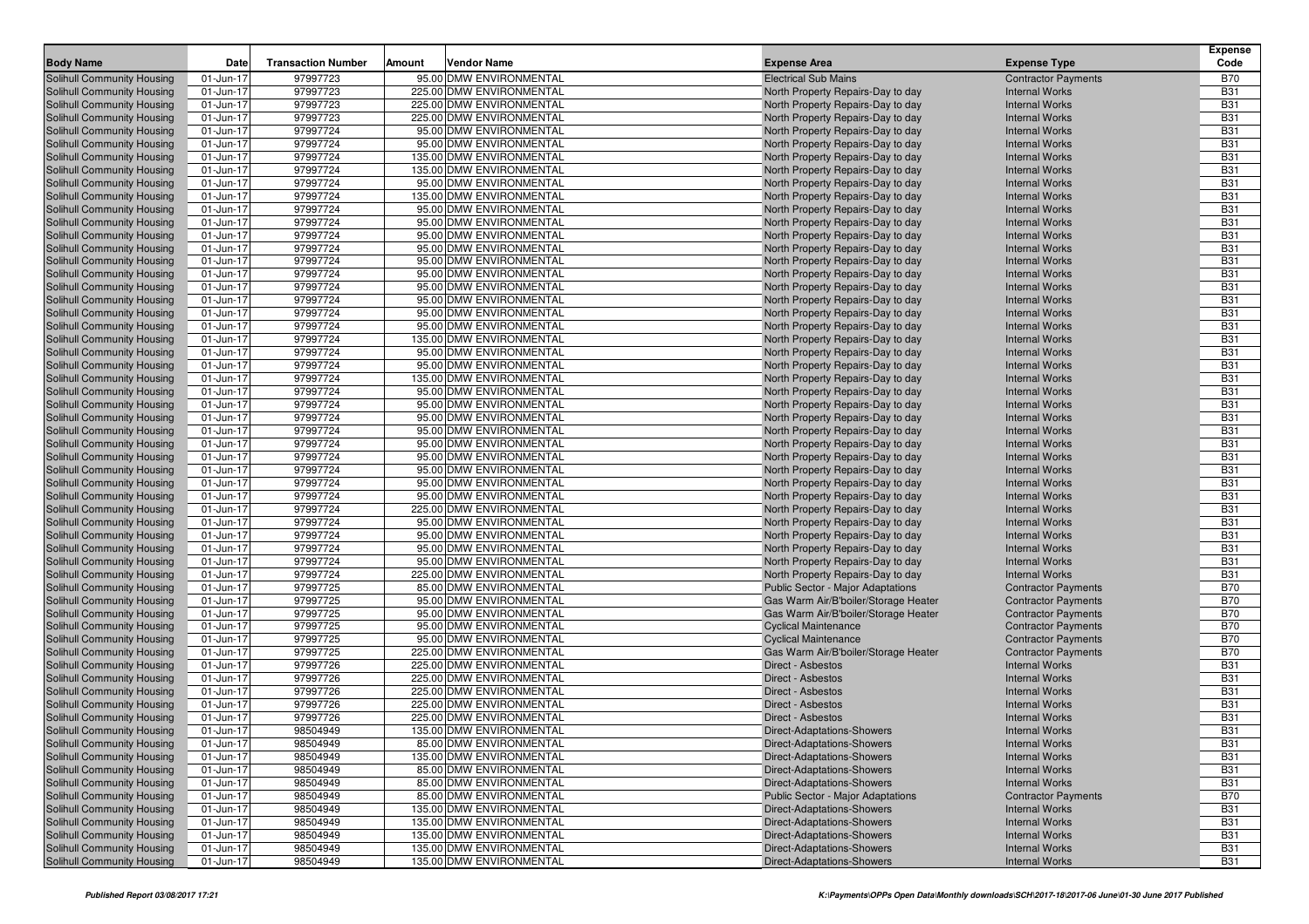| Body Name | Date | Transaction Number | Amount | Vendor Name | Expense Area | Expense Type | Expense Code |
|---|---|---|---|---|---|---|---|
| Solihull Community Housing | 01-Jun-17 | 97997723 | 95.00 | DMW ENVIRONMENTAL | Electrical Sub Mains | Contractor Payments | B70 |
| Solihull Community Housing | 01-Jun-17 | 97997723 | 225.00 | DMW ENVIRONMENTAL | North Property Repairs-Day to day | Internal Works | B31 |
| Solihull Community Housing | 01-Jun-17 | 97997723 | 225.00 | DMW ENVIRONMENTAL | North Property Repairs-Day to day | Internal Works | B31 |
| Solihull Community Housing | 01-Jun-17 | 97997723 | 225.00 | DMW ENVIRONMENTAL | North Property Repairs-Day to day | Internal Works | B31 |
| Solihull Community Housing | 01-Jun-17 | 97997724 | 95.00 | DMW ENVIRONMENTAL | North Property Repairs-Day to day | Internal Works | B31 |
| Solihull Community Housing | 01-Jun-17 | 97997724 | 95.00 | DMW ENVIRONMENTAL | North Property Repairs-Day to day | Internal Works | B31 |
| Solihull Community Housing | 01-Jun-17 | 97997724 | 135.00 | DMW ENVIRONMENTAL | North Property Repairs-Day to day | Internal Works | B31 |
| Solihull Community Housing | 01-Jun-17 | 97997724 | 135.00 | DMW ENVIRONMENTAL | North Property Repairs-Day to day | Internal Works | B31 |
| Solihull Community Housing | 01-Jun-17 | 97997724 | 95.00 | DMW ENVIRONMENTAL | North Property Repairs-Day to day | Internal Works | B31 |
| Solihull Community Housing | 01-Jun-17 | 97997724 | 135.00 | DMW ENVIRONMENTAL | North Property Repairs-Day to day | Internal Works | B31 |
| Solihull Community Housing | 01-Jun-17 | 97997724 | 95.00 | DMW ENVIRONMENTAL | North Property Repairs-Day to day | Internal Works | B31 |
| Solihull Community Housing | 01-Jun-17 | 97997724 | 95.00 | DMW ENVIRONMENTAL | North Property Repairs-Day to day | Internal Works | B31 |
| Solihull Community Housing | 01-Jun-17 | 97997724 | 95.00 | DMW ENVIRONMENTAL | North Property Repairs-Day to day | Internal Works | B31 |
| Solihull Community Housing | 01-Jun-17 | 97997724 | 95.00 | DMW ENVIRONMENTAL | North Property Repairs-Day to day | Internal Works | B31 |
| Solihull Community Housing | 01-Jun-17 | 97997724 | 95.00 | DMW ENVIRONMENTAL | North Property Repairs-Day to day | Internal Works | B31 |
| Solihull Community Housing | 01-Jun-17 | 97997724 | 95.00 | DMW ENVIRONMENTAL | North Property Repairs-Day to day | Internal Works | B31 |
| Solihull Community Housing | 01-Jun-17 | 97997724 | 95.00 | DMW ENVIRONMENTAL | North Property Repairs-Day to day | Internal Works | B31 |
| Solihull Community Housing | 01-Jun-17 | 97997724 | 95.00 | DMW ENVIRONMENTAL | North Property Repairs-Day to day | Internal Works | B31 |
| Solihull Community Housing | 01-Jun-17 | 97997724 | 95.00 | DMW ENVIRONMENTAL | North Property Repairs-Day to day | Internal Works | B31 |
| Solihull Community Housing | 01-Jun-17 | 97997724 | 95.00 | DMW ENVIRONMENTAL | North Property Repairs-Day to day | Internal Works | B31 |
| Solihull Community Housing | 01-Jun-17 | 97997724 | 135.00 | DMW ENVIRONMENTAL | North Property Repairs-Day to day | Internal Works | B31 |
| Solihull Community Housing | 01-Jun-17 | 97997724 | 95.00 | DMW ENVIRONMENTAL | North Property Repairs-Day to day | Internal Works | B31 |
| Solihull Community Housing | 01-Jun-17 | 97997724 | 95.00 | DMW ENVIRONMENTAL | North Property Repairs-Day to day | Internal Works | B31 |
| Solihull Community Housing | 01-Jun-17 | 97997724 | 135.00 | DMW ENVIRONMENTAL | North Property Repairs-Day to day | Internal Works | B31 |
| Solihull Community Housing | 01-Jun-17 | 97997724 | 95.00 | DMW ENVIRONMENTAL | North Property Repairs-Day to day | Internal Works | B31 |
| Solihull Community Housing | 01-Jun-17 | 97997724 | 95.00 | DMW ENVIRONMENTAL | North Property Repairs-Day to day | Internal Works | B31 |
| Solihull Community Housing | 01-Jun-17 | 97997724 | 95.00 | DMW ENVIRONMENTAL | North Property Repairs-Day to day | Internal Works | B31 |
| Solihull Community Housing | 01-Jun-17 | 97997724 | 95.00 | DMW ENVIRONMENTAL | North Property Repairs-Day to day | Internal Works | B31 |
| Solihull Community Housing | 01-Jun-17 | 97997724 | 95.00 | DMW ENVIRONMENTAL | North Property Repairs-Day to day | Internal Works | B31 |
| Solihull Community Housing | 01-Jun-17 | 97997724 | 95.00 | DMW ENVIRONMENTAL | North Property Repairs-Day to day | Internal Works | B31 |
| Solihull Community Housing | 01-Jun-17 | 97997724 | 95.00 | DMW ENVIRONMENTAL | North Property Repairs-Day to day | Internal Works | B31 |
| Solihull Community Housing | 01-Jun-17 | 97997724 | 95.00 | DMW ENVIRONMENTAL | North Property Repairs-Day to day | Internal Works | B31 |
| Solihull Community Housing | 01-Jun-17 | 97997724 | 95.00 | DMW ENVIRONMENTAL | North Property Repairs-Day to day | Internal Works | B31 |
| Solihull Community Housing | 01-Jun-17 | 97997724 | 225.00 | DMW ENVIRONMENTAL | North Property Repairs-Day to day | Internal Works | B31 |
| Solihull Community Housing | 01-Jun-17 | 97997724 | 95.00 | DMW ENVIRONMENTAL | North Property Repairs-Day to day | Internal Works | B31 |
| Solihull Community Housing | 01-Jun-17 | 97997724 | 95.00 | DMW ENVIRONMENTAL | North Property Repairs-Day to day | Internal Works | B31 |
| Solihull Community Housing | 01-Jun-17 | 97997724 | 95.00 | DMW ENVIRONMENTAL | North Property Repairs-Day to day | Internal Works | B31 |
| Solihull Community Housing | 01-Jun-17 | 97997724 | 95.00 | DMW ENVIRONMENTAL | North Property Repairs-Day to day | Internal Works | B31 |
| Solihull Community Housing | 01-Jun-17 | 97997724 | 225.00 | DMW ENVIRONMENTAL | North Property Repairs-Day to day | Internal Works | B31 |
| Solihull Community Housing | 01-Jun-17 | 97997725 | 85.00 | DMW ENVIRONMENTAL | Public Sector - Major Adaptations | Contractor Payments | B70 |
| Solihull Community Housing | 01-Jun-17 | 97997725 | 95.00 | DMW ENVIRONMENTAL | Gas Warm Air/B'boiler/Storage Heater | Contractor Payments | B70 |
| Solihull Community Housing | 01-Jun-17 | 97997725 | 95.00 | DMW ENVIRONMENTAL | Gas Warm Air/B'boiler/Storage Heater | Contractor Payments | B70 |
| Solihull Community Housing | 01-Jun-17 | 97997725 | 95.00 | DMW ENVIRONMENTAL | Cyclical Maintenance | Contractor Payments | B70 |
| Solihull Community Housing | 01-Jun-17 | 97997725 | 95.00 | DMW ENVIRONMENTAL | Cyclical Maintenance | Contractor Payments | B70 |
| Solihull Community Housing | 01-Jun-17 | 97997725 | 225.00 | DMW ENVIRONMENTAL | Gas Warm Air/B'boiler/Storage Heater | Contractor Payments | B70 |
| Solihull Community Housing | 01-Jun-17 | 97997726 | 225.00 | DMW ENVIRONMENTAL | Direct - Asbestos | Internal Works | B31 |
| Solihull Community Housing | 01-Jun-17 | 97997726 | 225.00 | DMW ENVIRONMENTAL | Direct - Asbestos | Internal Works | B31 |
| Solihull Community Housing | 01-Jun-17 | 97997726 | 225.00 | DMW ENVIRONMENTAL | Direct - Asbestos | Internal Works | B31 |
| Solihull Community Housing | 01-Jun-17 | 97997726 | 225.00 | DMW ENVIRONMENTAL | Direct - Asbestos | Internal Works | B31 |
| Solihull Community Housing | 01-Jun-17 | 97997726 | 225.00 | DMW ENVIRONMENTAL | Direct - Asbestos | Internal Works | B31 |
| Solihull Community Housing | 01-Jun-17 | 98504949 | 135.00 | DMW ENVIRONMENTAL | Direct-Adaptations-Showers | Internal Works | B31 |
| Solihull Community Housing | 01-Jun-17 | 98504949 | 85.00 | DMW ENVIRONMENTAL | Direct-Adaptations-Showers | Internal Works | B31 |
| Solihull Community Housing | 01-Jun-17 | 98504949 | 135.00 | DMW ENVIRONMENTAL | Direct-Adaptations-Showers | Internal Works | B31 |
| Solihull Community Housing | 01-Jun-17 | 98504949 | 85.00 | DMW ENVIRONMENTAL | Direct-Adaptations-Showers | Internal Works | B31 |
| Solihull Community Housing | 01-Jun-17 | 98504949 | 85.00 | DMW ENVIRONMENTAL | Direct-Adaptations-Showers | Internal Works | B31 |
| Solihull Community Housing | 01-Jun-17 | 98504949 | 85.00 | DMW ENVIRONMENTAL | Public Sector - Major Adaptations | Contractor Payments | B70 |
| Solihull Community Housing | 01-Jun-17 | 98504949 | 135.00 | DMW ENVIRONMENTAL | Direct-Adaptations-Showers | Internal Works | B31 |
| Solihull Community Housing | 01-Jun-17 | 98504949 | 135.00 | DMW ENVIRONMENTAL | Direct-Adaptations-Showers | Internal Works | B31 |
| Solihull Community Housing | 01-Jun-17 | 98504949 | 135.00 | DMW ENVIRONMENTAL | Direct-Adaptations-Showers | Internal Works | B31 |
| Solihull Community Housing | 01-Jun-17 | 98504949 | 135.00 | DMW ENVIRONMENTAL | Direct-Adaptations-Showers | Internal Works | B31 |
| Solihull Community Housing | 01-Jun-17 | 98504949 | 135.00 | DMW ENVIRONMENTAL | Direct-Adaptations-Showers | Internal Works | B31 |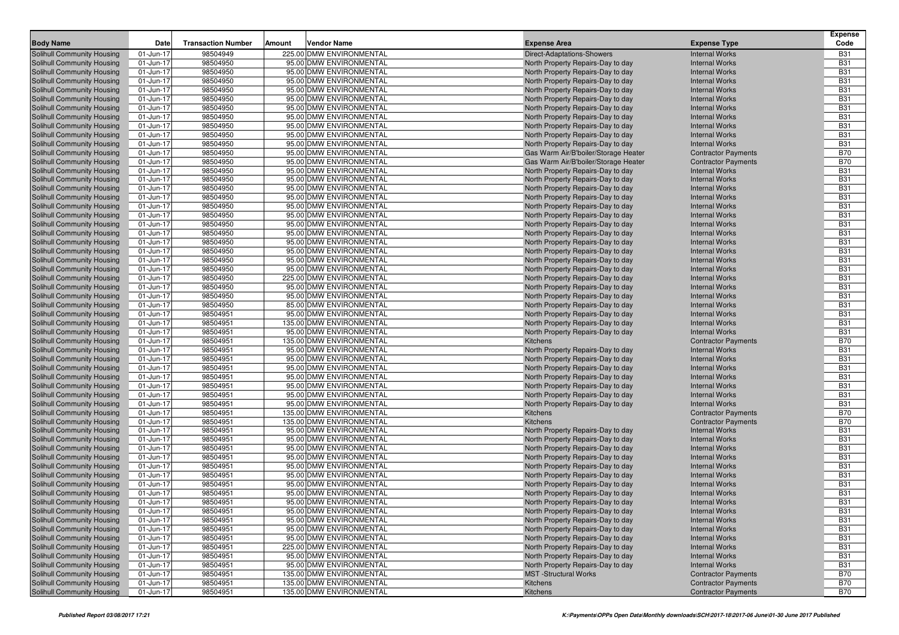| Body Name | Date | Transaction Number | Amount | Vendor Name | Expense Area | Expense Type | Expense Code |
|---|---|---|---|---|---|---|---|
| Solihull Community Housing | 01-Jun-17 | 98504949 | 225.00 | DMW ENVIRONMENTAL | Direct-Adaptations-Showers | Internal Works | B31 |
| Solihull Community Housing | 01-Jun-17 | 98504950 | 95.00 | DMW ENVIRONMENTAL | North Property Repairs-Day to day | Internal Works | B31 |
| Solihull Community Housing | 01-Jun-17 | 98504950 | 95.00 | DMW ENVIRONMENTAL | North Property Repairs-Day to day | Internal Works | B31 |
| Solihull Community Housing | 01-Jun-17 | 98504950 | 95.00 | DMW ENVIRONMENTAL | North Property Repairs-Day to day | Internal Works | B31 |
| Solihull Community Housing | 01-Jun-17 | 98504950 | 95.00 | DMW ENVIRONMENTAL | North Property Repairs-Day to day | Internal Works | B31 |
| Solihull Community Housing | 01-Jun-17 | 98504950 | 95.00 | DMW ENVIRONMENTAL | North Property Repairs-Day to day | Internal Works | B31 |
| Solihull Community Housing | 01-Jun-17 | 98504950 | 95.00 | DMW ENVIRONMENTAL | North Property Repairs-Day to day | Internal Works | B31 |
| Solihull Community Housing | 01-Jun-17 | 98504950 | 95.00 | DMW ENVIRONMENTAL | North Property Repairs-Day to day | Internal Works | B31 |
| Solihull Community Housing | 01-Jun-17 | 98504950 | 95.00 | DMW ENVIRONMENTAL | North Property Repairs-Day to day | Internal Works | B31 |
| Solihull Community Housing | 01-Jun-17 | 98504950 | 95.00 | DMW ENVIRONMENTAL | North Property Repairs-Day to day | Internal Works | B31 |
| Solihull Community Housing | 01-Jun-17 | 98504950 | 95.00 | DMW ENVIRONMENTAL | North Property Repairs-Day to day | Internal Works | B31 |
| Solihull Community Housing | 01-Jun-17 | 98504950 | 95.00 | DMW ENVIRONMENTAL | Gas Warm Air/B'boiler/Storage Heater | Contractor Payments | B70 |
| Solihull Community Housing | 01-Jun-17 | 98504950 | 95.00 | DMW ENVIRONMENTAL | Gas Warm Air/B'boiler/Storage Heater | Contractor Payments | B70 |
| Solihull Community Housing | 01-Jun-17 | 98504950 | 95.00 | DMW ENVIRONMENTAL | North Property Repairs-Day to day | Internal Works | B31 |
| Solihull Community Housing | 01-Jun-17 | 98504950 | 95.00 | DMW ENVIRONMENTAL | North Property Repairs-Day to day | Internal Works | B31 |
| Solihull Community Housing | 01-Jun-17 | 98504950 | 95.00 | DMW ENVIRONMENTAL | North Property Repairs-Day to day | Internal Works | B31 |
| Solihull Community Housing | 01-Jun-17 | 98504950 | 95.00 | DMW ENVIRONMENTAL | North Property Repairs-Day to day | Internal Works | B31 |
| Solihull Community Housing | 01-Jun-17 | 98504950 | 95.00 | DMW ENVIRONMENTAL | North Property Repairs-Day to day | Internal Works | B31 |
| Solihull Community Housing | 01-Jun-17 | 98504950 | 95.00 | DMW ENVIRONMENTAL | North Property Repairs-Day to day | Internal Works | B31 |
| Solihull Community Housing | 01-Jun-17 | 98504950 | 95.00 | DMW ENVIRONMENTAL | North Property Repairs-Day to day | Internal Works | B31 |
| Solihull Community Housing | 01-Jun-17 | 98504950 | 95.00 | DMW ENVIRONMENTAL | North Property Repairs-Day to day | Internal Works | B31 |
| Solihull Community Housing | 01-Jun-17 | 98504950 | 95.00 | DMW ENVIRONMENTAL | North Property Repairs-Day to day | Internal Works | B31 |
| Solihull Community Housing | 01-Jun-17 | 98504950 | 95.00 | DMW ENVIRONMENTAL | North Property Repairs-Day to day | Internal Works | B31 |
| Solihull Community Housing | 01-Jun-17 | 98504950 | 95.00 | DMW ENVIRONMENTAL | North Property Repairs-Day to day | Internal Works | B31 |
| Solihull Community Housing | 01-Jun-17 | 98504950 | 95.00 | DMW ENVIRONMENTAL | North Property Repairs-Day to day | Internal Works | B31 |
| Solihull Community Housing | 01-Jun-17 | 98504950 | 225.00 | DMW ENVIRONMENTAL | North Property Repairs-Day to day | Internal Works | B31 |
| Solihull Community Housing | 01-Jun-17 | 98504950 | 95.00 | DMW ENVIRONMENTAL | North Property Repairs-Day to day | Internal Works | B31 |
| Solihull Community Housing | 01-Jun-17 | 98504950 | 95.00 | DMW ENVIRONMENTAL | North Property Repairs-Day to day | Internal Works | B31 |
| Solihull Community Housing | 01-Jun-17 | 98504950 | 85.00 | DMW ENVIRONMENTAL | North Property Repairs-Day to day | Internal Works | B31 |
| Solihull Community Housing | 01-Jun-17 | 98504951 | 95.00 | DMW ENVIRONMENTAL | North Property Repairs-Day to day | Internal Works | B31 |
| Solihull Community Housing | 01-Jun-17 | 98504951 | 135.00 | DMW ENVIRONMENTAL | North Property Repairs-Day to day | Internal Works | B31 |
| Solihull Community Housing | 01-Jun-17 | 98504951 | 95.00 | DMW ENVIRONMENTAL | North Property Repairs-Day to day | Internal Works | B31 |
| Solihull Community Housing | 01-Jun-17 | 98504951 | 135.00 | DMW ENVIRONMENTAL | Kitchens | Contractor Payments | B70 |
| Solihull Community Housing | 01-Jun-17 | 98504951 | 95.00 | DMW ENVIRONMENTAL | North Property Repairs-Day to day | Internal Works | B31 |
| Solihull Community Housing | 01-Jun-17 | 98504951 | 95.00 | DMW ENVIRONMENTAL | North Property Repairs-Day to day | Internal Works | B31 |
| Solihull Community Housing | 01-Jun-17 | 98504951 | 95.00 | DMW ENVIRONMENTAL | North Property Repairs-Day to day | Internal Works | B31 |
| Solihull Community Housing | 01-Jun-17 | 98504951 | 95.00 | DMW ENVIRONMENTAL | North Property Repairs-Day to day | Internal Works | B31 |
| Solihull Community Housing | 01-Jun-17 | 98504951 | 95.00 | DMW ENVIRONMENTAL | North Property Repairs-Day to day | Internal Works | B31 |
| Solihull Community Housing | 01-Jun-17 | 98504951 | 95.00 | DMW ENVIRONMENTAL | North Property Repairs-Day to day | Internal Works | B31 |
| Solihull Community Housing | 01-Jun-17 | 98504951 | 95.00 | DMW ENVIRONMENTAL | North Property Repairs-Day to day | Internal Works | B31 |
| Solihull Community Housing | 01-Jun-17 | 98504951 | 135.00 | DMW ENVIRONMENTAL | Kitchens | Contractor Payments | B70 |
| Solihull Community Housing | 01-Jun-17 | 98504951 | 135.00 | DMW ENVIRONMENTAL | Kitchens | Contractor Payments | B70 |
| Solihull Community Housing | 01-Jun-17 | 98504951 | 95.00 | DMW ENVIRONMENTAL | North Property Repairs-Day to day | Internal Works | B31 |
| Solihull Community Housing | 01-Jun-17 | 98504951 | 95.00 | DMW ENVIRONMENTAL | North Property Repairs-Day to day | Internal Works | B31 |
| Solihull Community Housing | 01-Jun-17 | 98504951 | 95.00 | DMW ENVIRONMENTAL | North Property Repairs-Day to day | Internal Works | B31 |
| Solihull Community Housing | 01-Jun-17 | 98504951 | 95.00 | DMW ENVIRONMENTAL | North Property Repairs-Day to day | Internal Works | B31 |
| Solihull Community Housing | 01-Jun-17 | 98504951 | 95.00 | DMW ENVIRONMENTAL | North Property Repairs-Day to day | Internal Works | B31 |
| Solihull Community Housing | 01-Jun-17 | 98504951 | 95.00 | DMW ENVIRONMENTAL | North Property Repairs-Day to day | Internal Works | B31 |
| Solihull Community Housing | 01-Jun-17 | 98504951 | 95.00 | DMW ENVIRONMENTAL | North Property Repairs-Day to day | Internal Works | B31 |
| Solihull Community Housing | 01-Jun-17 | 98504951 | 95.00 | DMW ENVIRONMENTAL | North Property Repairs-Day to day | Internal Works | B31 |
| Solihull Community Housing | 01-Jun-17 | 98504951 | 95.00 | DMW ENVIRONMENTAL | North Property Repairs-Day to day | Internal Works | B31 |
| Solihull Community Housing | 01-Jun-17 | 98504951 | 95.00 | DMW ENVIRONMENTAL | North Property Repairs-Day to day | Internal Works | B31 |
| Solihull Community Housing | 01-Jun-17 | 98504951 | 95.00 | DMW ENVIRONMENTAL | North Property Repairs-Day to day | Internal Works | B31 |
| Solihull Community Housing | 01-Jun-17 | 98504951 | 95.00 | DMW ENVIRONMENTAL | North Property Repairs-Day to day | Internal Works | B31 |
| Solihull Community Housing | 01-Jun-17 | 98504951 | 95.00 | DMW ENVIRONMENTAL | North Property Repairs-Day to day | Internal Works | B31 |
| Solihull Community Housing | 01-Jun-17 | 98504951 | 225.00 | DMW ENVIRONMENTAL | North Property Repairs-Day to day | Internal Works | B31 |
| Solihull Community Housing | 01-Jun-17 | 98504951 | 95.00 | DMW ENVIRONMENTAL | North Property Repairs-Day to day | Internal Works | B31 |
| Solihull Community Housing | 01-Jun-17 | 98504951 | 95.00 | DMW ENVIRONMENTAL | North Property Repairs-Day to day | Internal Works | B31 |
| Solihull Community Housing | 01-Jun-17 | 98504951 | 135.00 | DMW ENVIRONMENTAL | MST -Structural Works | Contractor Payments | B70 |
| Solihull Community Housing | 01-Jun-17 | 98504951 | 135.00 | DMW ENVIRONMENTAL | Kitchens | Contractor Payments | B70 |
| Solihull Community Housing | 01-Jun-17 | 98504951 | 135.00 | DMW ENVIRONMENTAL | Kitchens | Contractor Payments | B70 |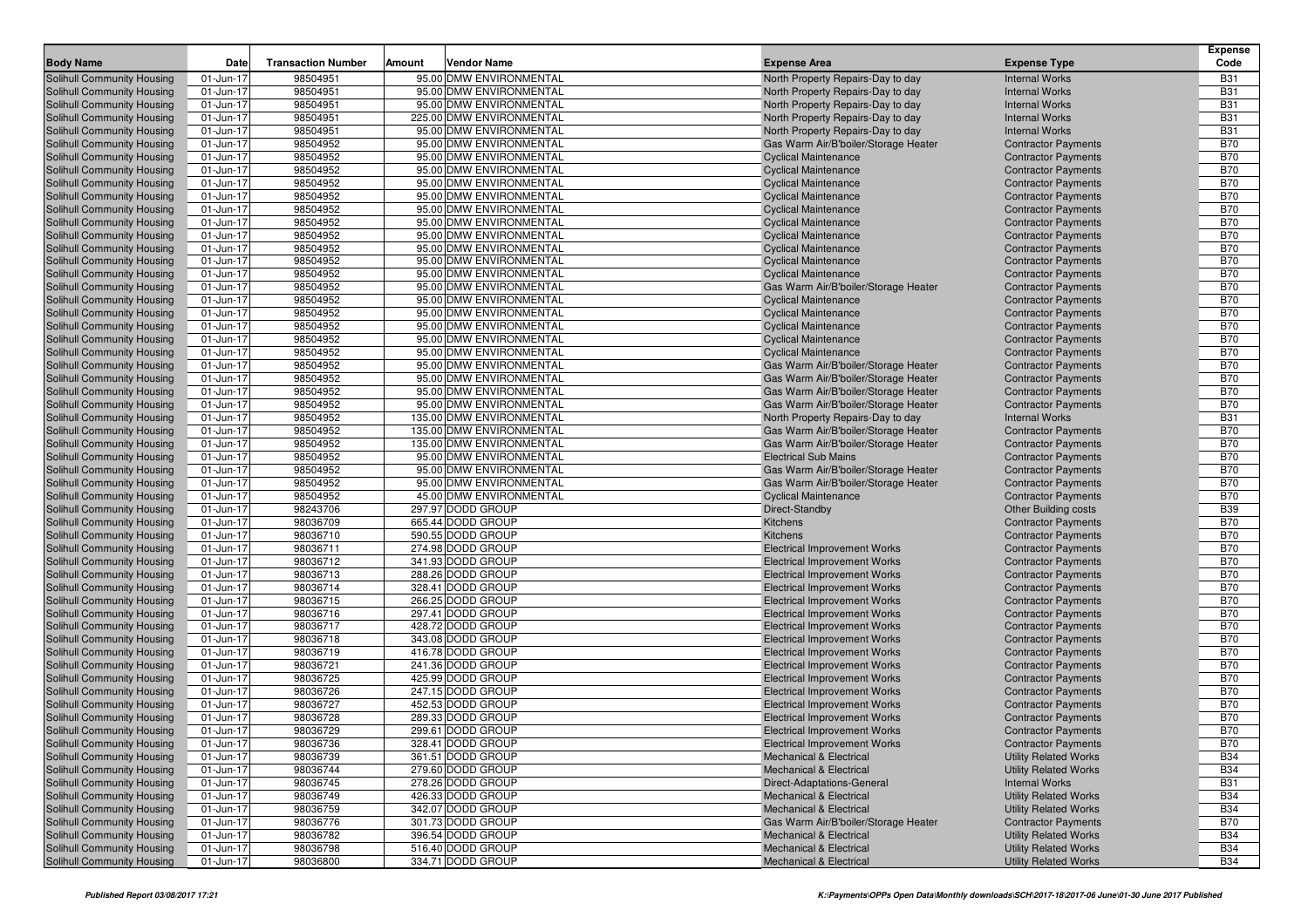| Body Name | Date | Transaction Number | Amount | Vendor Name | Expense Area | Expense Type | Expense Code |
|---|---|---|---|---|---|---|---|
| Solihull Community Housing | 01-Jun-17 | 98504951 | 95.00 | DMW ENVIRONMENTAL | North Property Repairs-Day to day | Internal Works | B31 |
| Solihull Community Housing | 01-Jun-17 | 98504951 | 95.00 | DMW ENVIRONMENTAL | North Property Repairs-Day to day | Internal Works | B31 |
| Solihull Community Housing | 01-Jun-17 | 98504951 | 95.00 | DMW ENVIRONMENTAL | North Property Repairs-Day to day | Internal Works | B31 |
| Solihull Community Housing | 01-Jun-17 | 98504951 | 225.00 | DMW ENVIRONMENTAL | North Property Repairs-Day to day | Internal Works | B31 |
| Solihull Community Housing | 01-Jun-17 | 98504951 | 95.00 | DMW ENVIRONMENTAL | North Property Repairs-Day to day | Internal Works | B31 |
| Solihull Community Housing | 01-Jun-17 | 98504952 | 95.00 | DMW ENVIRONMENTAL | Gas Warm Air/B'boiler/Storage Heater | Contractor Payments | B70 |
| Solihull Community Housing | 01-Jun-17 | 98504952 | 95.00 | DMW ENVIRONMENTAL | Cyclical Maintenance | Contractor Payments | B70 |
| Solihull Community Housing | 01-Jun-17 | 98504952 | 95.00 | DMW ENVIRONMENTAL | Cyclical Maintenance | Contractor Payments | B70 |
| Solihull Community Housing | 01-Jun-17 | 98504952 | 95.00 | DMW ENVIRONMENTAL | Cyclical Maintenance | Contractor Payments | B70 |
| Solihull Community Housing | 01-Jun-17 | 98504952 | 95.00 | DMW ENVIRONMENTAL | Cyclical Maintenance | Contractor Payments | B70 |
| Solihull Community Housing | 01-Jun-17 | 98504952 | 95.00 | DMW ENVIRONMENTAL | Cyclical Maintenance | Contractor Payments | B70 |
| Solihull Community Housing | 01-Jun-17 | 98504952 | 95.00 | DMW ENVIRONMENTAL | Cyclical Maintenance | Contractor Payments | B70 |
| Solihull Community Housing | 01-Jun-17 | 98504952 | 95.00 | DMW ENVIRONMENTAL | Cyclical Maintenance | Contractor Payments | B70 |
| Solihull Community Housing | 01-Jun-17 | 98504952 | 95.00 | DMW ENVIRONMENTAL | Cyclical Maintenance | Contractor Payments | B70 |
| Solihull Community Housing | 01-Jun-17 | 98504952 | 95.00 | DMW ENVIRONMENTAL | Cyclical Maintenance | Contractor Payments | B70 |
| Solihull Community Housing | 01-Jun-17 | 98504952 | 95.00 | DMW ENVIRONMENTAL | Cyclical Maintenance | Contractor Payments | B70 |
| Solihull Community Housing | 01-Jun-17 | 98504952 | 95.00 | DMW ENVIRONMENTAL | Gas Warm Air/B'boiler/Storage Heater | Contractor Payments | B70 |
| Solihull Community Housing | 01-Jun-17 | 98504952 | 95.00 | DMW ENVIRONMENTAL | Cyclical Maintenance | Contractor Payments | B70 |
| Solihull Community Housing | 01-Jun-17 | 98504952 | 95.00 | DMW ENVIRONMENTAL | Cyclical Maintenance | Contractor Payments | B70 |
| Solihull Community Housing | 01-Jun-17 | 98504952 | 95.00 | DMW ENVIRONMENTAL | Cyclical Maintenance | Contractor Payments | B70 |
| Solihull Community Housing | 01-Jun-17 | 98504952 | 95.00 | DMW ENVIRONMENTAL | Cyclical Maintenance | Contractor Payments | B70 |
| Solihull Community Housing | 01-Jun-17 | 98504952 | 95.00 | DMW ENVIRONMENTAL | Cyclical Maintenance | Contractor Payments | B70 |
| Solihull Community Housing | 01-Jun-17 | 98504952 | 95.00 | DMW ENVIRONMENTAL | Gas Warm Air/B'boiler/Storage Heater | Contractor Payments | B70 |
| Solihull Community Housing | 01-Jun-17 | 98504952 | 95.00 | DMW ENVIRONMENTAL | Gas Warm Air/B'boiler/Storage Heater | Contractor Payments | B70 |
| Solihull Community Housing | 01-Jun-17 | 98504952 | 95.00 | DMW ENVIRONMENTAL | Gas Warm Air/B'boiler/Storage Heater | Contractor Payments | B70 |
| Solihull Community Housing | 01-Jun-17 | 98504952 | 95.00 | DMW ENVIRONMENTAL | Gas Warm Air/B'boiler/Storage Heater | Contractor Payments | B70 |
| Solihull Community Housing | 01-Jun-17 | 98504952 | 135.00 | DMW ENVIRONMENTAL | North Property Repairs-Day to day | Internal Works | B31 |
| Solihull Community Housing | 01-Jun-17 | 98504952 | 135.00 | DMW ENVIRONMENTAL | Gas Warm Air/B'boiler/Storage Heater | Contractor Payments | B70 |
| Solihull Community Housing | 01-Jun-17 | 98504952 | 135.00 | DMW ENVIRONMENTAL | Gas Warm Air/B'boiler/Storage Heater | Contractor Payments | B70 |
| Solihull Community Housing | 01-Jun-17 | 98504952 | 95.00 | DMW ENVIRONMENTAL | Electrical Sub Mains | Contractor Payments | B70 |
| Solihull Community Housing | 01-Jun-17 | 98504952 | 95.00 | DMW ENVIRONMENTAL | Gas Warm Air/B'boiler/Storage Heater | Contractor Payments | B70 |
| Solihull Community Housing | 01-Jun-17 | 98504952 | 95.00 | DMW ENVIRONMENTAL | Gas Warm Air/B'boiler/Storage Heater | Contractor Payments | B70 |
| Solihull Community Housing | 01-Jun-17 | 98504952 | 45.00 | DMW ENVIRONMENTAL | Cyclical Maintenance | Contractor Payments | B70 |
| Solihull Community Housing | 01-Jun-17 | 98243706 | 297.97 | DODD GROUP | Direct-Standby | Other Building costs | B39 |
| Solihull Community Housing | 01-Jun-17 | 98036709 | 665.44 | DODD GROUP | Kitchens | Contractor Payments | B70 |
| Solihull Community Housing | 01-Jun-17 | 98036710 | 590.55 | DODD GROUP | Kitchens | Contractor Payments | B70 |
| Solihull Community Housing | 01-Jun-17 | 98036711 | 274.98 | DODD GROUP | Electrical Improvement Works | Contractor Payments | B70 |
| Solihull Community Housing | 01-Jun-17 | 98036712 | 341.93 | DODD GROUP | Electrical Improvement Works | Contractor Payments | B70 |
| Solihull Community Housing | 01-Jun-17 | 98036713 | 288.26 | DODD GROUP | Electrical Improvement Works | Contractor Payments | B70 |
| Solihull Community Housing | 01-Jun-17 | 98036714 | 328.41 | DODD GROUP | Electrical Improvement Works | Contractor Payments | B70 |
| Solihull Community Housing | 01-Jun-17 | 98036715 | 266.25 | DODD GROUP | Electrical Improvement Works | Contractor Payments | B70 |
| Solihull Community Housing | 01-Jun-17 | 98036716 | 297.41 | DODD GROUP | Electrical Improvement Works | Contractor Payments | B70 |
| Solihull Community Housing | 01-Jun-17 | 98036717 | 428.72 | DODD GROUP | Electrical Improvement Works | Contractor Payments | B70 |
| Solihull Community Housing | 01-Jun-17 | 98036718 | 343.08 | DODD GROUP | Electrical Improvement Works | Contractor Payments | B70 |
| Solihull Community Housing | 01-Jun-17 | 98036719 | 416.78 | DODD GROUP | Electrical Improvement Works | Contractor Payments | B70 |
| Solihull Community Housing | 01-Jun-17 | 98036721 | 241.36 | DODD GROUP | Electrical Improvement Works | Contractor Payments | B70 |
| Solihull Community Housing | 01-Jun-17 | 98036725 | 425.99 | DODD GROUP | Electrical Improvement Works | Contractor Payments | B70 |
| Solihull Community Housing | 01-Jun-17 | 98036726 | 247.15 | DODD GROUP | Electrical Improvement Works | Contractor Payments | B70 |
| Solihull Community Housing | 01-Jun-17 | 98036727 | 452.53 | DODD GROUP | Electrical Improvement Works | Contractor Payments | B70 |
| Solihull Community Housing | 01-Jun-17 | 98036728 | 289.33 | DODD GROUP | Electrical Improvement Works | Contractor Payments | B70 |
| Solihull Community Housing | 01-Jun-17 | 98036729 | 299.61 | DODD GROUP | Electrical Improvement Works | Contractor Payments | B70 |
| Solihull Community Housing | 01-Jun-17 | 98036736 | 328.41 | DODD GROUP | Electrical Improvement Works | Contractor Payments | B70 |
| Solihull Community Housing | 01-Jun-17 | 98036739 | 361.51 | DODD GROUP | Mechanical & Electrical | Utility Related Works | B34 |
| Solihull Community Housing | 01-Jun-17 | 98036744 | 279.60 | DODD GROUP | Mechanical & Electrical | Utility Related Works | B34 |
| Solihull Community Housing | 01-Jun-17 | 98036745 | 278.26 | DODD GROUP | Direct-Adaptations-General | Internal Works | B31 |
| Solihull Community Housing | 01-Jun-17 | 98036749 | 426.33 | DODD GROUP | Mechanical & Electrical | Utility Related Works | B34 |
| Solihull Community Housing | 01-Jun-17 | 98036759 | 342.07 | DODD GROUP | Mechanical & Electrical | Utility Related Works | B34 |
| Solihull Community Housing | 01-Jun-17 | 98036776 | 301.73 | DODD GROUP | Gas Warm Air/B'boiler/Storage Heater | Contractor Payments | B70 |
| Solihull Community Housing | 01-Jun-17 | 98036782 | 396.54 | DODD GROUP | Mechanical & Electrical | Utility Related Works | B34 |
| Solihull Community Housing | 01-Jun-17 | 98036798 | 516.40 | DODD GROUP | Mechanical & Electrical | Utility Related Works | B34 |
| Solihull Community Housing | 01-Jun-17 | 98036800 | 334.71 | DODD GROUP | Mechanical & Electrical | Utility Related Works | B34 |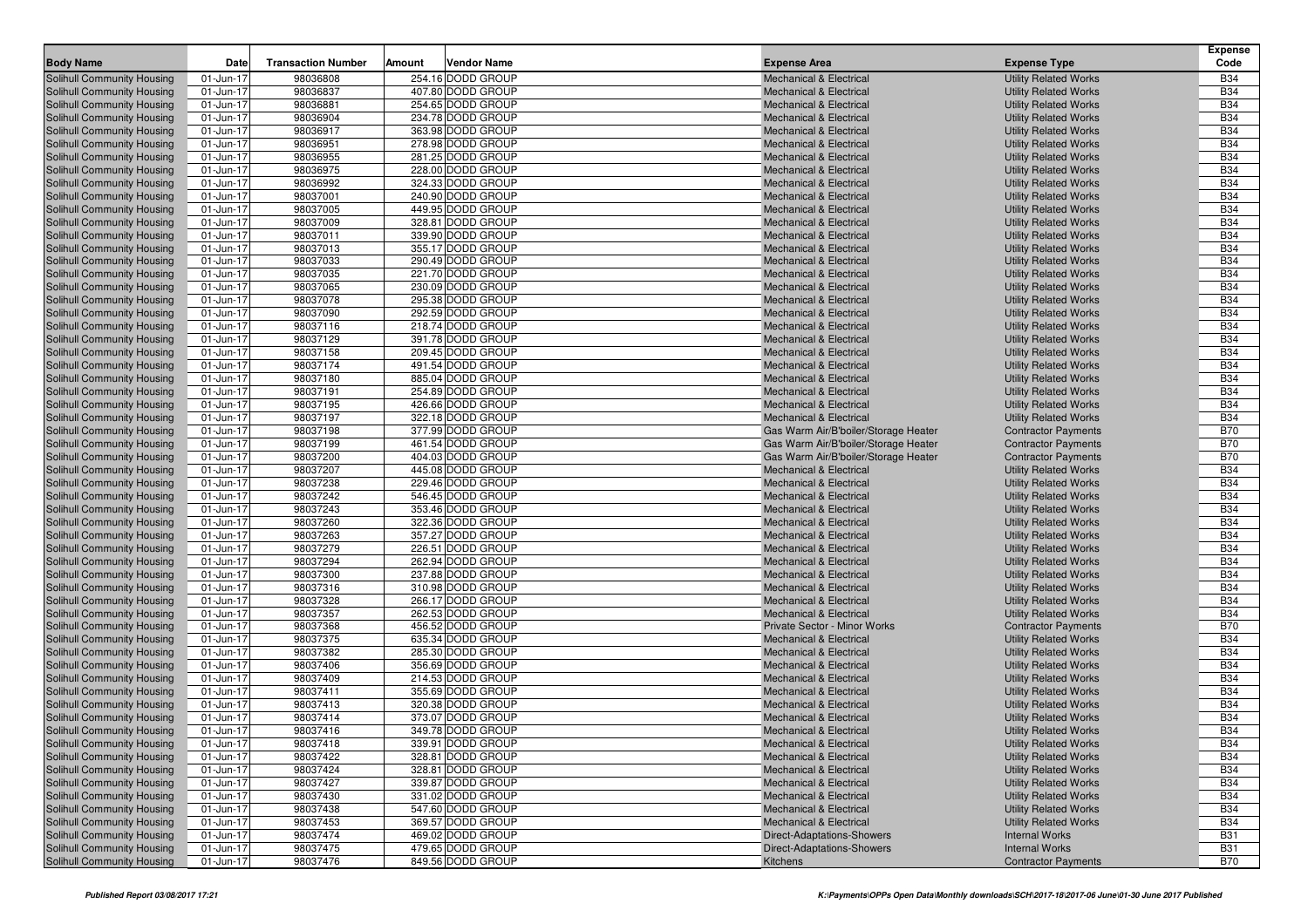| Body Name | Date | Transaction Number | Amount | Vendor Name | Expense Area | Expense Type | Expense Code |
|---|---|---|---|---|---|---|---|
| Solihull Community Housing | 01-Jun-17 | 98036808 | 254.16 | DODD GROUP | Mechanical & Electrical | Utility Related Works | B34 |
| Solihull Community Housing | 01-Jun-17 | 98036837 | 407.80 | DODD GROUP | Mechanical & Electrical | Utility Related Works | B34 |
| Solihull Community Housing | 01-Jun-17 | 98036881 | 254.65 | DODD GROUP | Mechanical & Electrical | Utility Related Works | B34 |
| Solihull Community Housing | 01-Jun-17 | 98036904 | 234.78 | DODD GROUP | Mechanical & Electrical | Utility Related Works | B34 |
| Solihull Community Housing | 01-Jun-17 | 98036917 | 363.98 | DODD GROUP | Mechanical & Electrical | Utility Related Works | B34 |
| Solihull Community Housing | 01-Jun-17 | 98036951 | 278.98 | DODD GROUP | Mechanical & Electrical | Utility Related Works | B34 |
| Solihull Community Housing | 01-Jun-17 | 98036955 | 281.25 | DODD GROUP | Mechanical & Electrical | Utility Related Works | B34 |
| Solihull Community Housing | 01-Jun-17 | 98036975 | 228.00 | DODD GROUP | Mechanical & Electrical | Utility Related Works | B34 |
| Solihull Community Housing | 01-Jun-17 | 98036992 | 324.33 | DODD GROUP | Mechanical & Electrical | Utility Related Works | B34 |
| Solihull Community Housing | 01-Jun-17 | 98037001 | 240.90 | DODD GROUP | Mechanical & Electrical | Utility Related Works | B34 |
| Solihull Community Housing | 01-Jun-17 | 98037005 | 449.95 | DODD GROUP | Mechanical & Electrical | Utility Related Works | B34 |
| Solihull Community Housing | 01-Jun-17 | 98037009 | 328.81 | DODD GROUP | Mechanical & Electrical | Utility Related Works | B34 |
| Solihull Community Housing | 01-Jun-17 | 98037011 | 339.90 | DODD GROUP | Mechanical & Electrical | Utility Related Works | B34 |
| Solihull Community Housing | 01-Jun-17 | 98037013 | 355.17 | DODD GROUP | Mechanical & Electrical | Utility Related Works | B34 |
| Solihull Community Housing | 01-Jun-17 | 98037033 | 290.49 | DODD GROUP | Mechanical & Electrical | Utility Related Works | B34 |
| Solihull Community Housing | 01-Jun-17 | 98037035 | 221.70 | DODD GROUP | Mechanical & Electrical | Utility Related Works | B34 |
| Solihull Community Housing | 01-Jun-17 | 98037065 | 230.09 | DODD GROUP | Mechanical & Electrical | Utility Related Works | B34 |
| Solihull Community Housing | 01-Jun-17 | 98037078 | 295.38 | DODD GROUP | Mechanical & Electrical | Utility Related Works | B34 |
| Solihull Community Housing | 01-Jun-17 | 98037090 | 292.59 | DODD GROUP | Mechanical & Electrical | Utility Related Works | B34 |
| Solihull Community Housing | 01-Jun-17 | 98037116 | 218.74 | DODD GROUP | Mechanical & Electrical | Utility Related Works | B34 |
| Solihull Community Housing | 01-Jun-17 | 98037129 | 391.78 | DODD GROUP | Mechanical & Electrical | Utility Related Works | B34 |
| Solihull Community Housing | 01-Jun-17 | 98037158 | 209.45 | DODD GROUP | Mechanical & Electrical | Utility Related Works | B34 |
| Solihull Community Housing | 01-Jun-17 | 98037174 | 491.54 | DODD GROUP | Mechanical & Electrical | Utility Related Works | B34 |
| Solihull Community Housing | 01-Jun-17 | 98037180 | 885.04 | DODD GROUP | Mechanical & Electrical | Utility Related Works | B34 |
| Solihull Community Housing | 01-Jun-17 | 98037191 | 254.89 | DODD GROUP | Mechanical & Electrical | Utility Related Works | B34 |
| Solihull Community Housing | 01-Jun-17 | 98037195 | 426.66 | DODD GROUP | Mechanical & Electrical | Utility Related Works | B34 |
| Solihull Community Housing | 01-Jun-17 | 98037197 | 322.18 | DODD GROUP | Mechanical & Electrical | Utility Related Works | B34 |
| Solihull Community Housing | 01-Jun-17 | 98037198 | 377.99 | DODD GROUP | Gas Warm Air/B'boiler/Storage Heater | Contractor Payments | B70 |
| Solihull Community Housing | 01-Jun-17 | 98037199 | 461.54 | DODD GROUP | Gas Warm Air/B'boiler/Storage Heater | Contractor Payments | B70 |
| Solihull Community Housing | 01-Jun-17 | 98037200 | 404.03 | DODD GROUP | Gas Warm Air/B'boiler/Storage Heater | Contractor Payments | B70 |
| Solihull Community Housing | 01-Jun-17 | 98037207 | 445.08 | DODD GROUP | Mechanical & Electrical | Utility Related Works | B34 |
| Solihull Community Housing | 01-Jun-17 | 98037238 | 229.46 | DODD GROUP | Mechanical & Electrical | Utility Related Works | B34 |
| Solihull Community Housing | 01-Jun-17 | 98037242 | 546.45 | DODD GROUP | Mechanical & Electrical | Utility Related Works | B34 |
| Solihull Community Housing | 01-Jun-17 | 98037243 | 353.46 | DODD GROUP | Mechanical & Electrical | Utility Related Works | B34 |
| Solihull Community Housing | 01-Jun-17 | 98037260 | 322.36 | DODD GROUP | Mechanical & Electrical | Utility Related Works | B34 |
| Solihull Community Housing | 01-Jun-17 | 98037263 | 357.27 | DODD GROUP | Mechanical & Electrical | Utility Related Works | B34 |
| Solihull Community Housing | 01-Jun-17 | 98037279 | 226.51 | DODD GROUP | Mechanical & Electrical | Utility Related Works | B34 |
| Solihull Community Housing | 01-Jun-17 | 98037294 | 262.94 | DODD GROUP | Mechanical & Electrical | Utility Related Works | B34 |
| Solihull Community Housing | 01-Jun-17 | 98037300 | 237.88 | DODD GROUP | Mechanical & Electrical | Utility Related Works | B34 |
| Solihull Community Housing | 01-Jun-17 | 98037316 | 310.98 | DODD GROUP | Mechanical & Electrical | Utility Related Works | B34 |
| Solihull Community Housing | 01-Jun-17 | 98037328 | 266.17 | DODD GROUP | Mechanical & Electrical | Utility Related Works | B34 |
| Solihull Community Housing | 01-Jun-17 | 98037357 | 262.53 | DODD GROUP | Mechanical & Electrical | Utility Related Works | B34 |
| Solihull Community Housing | 01-Jun-17 | 98037368 | 456.52 | DODD GROUP | Private Sector - Minor Works | Contractor Payments | B70 |
| Solihull Community Housing | 01-Jun-17 | 98037375 | 635.34 | DODD GROUP | Mechanical & Electrical | Utility Related Works | B34 |
| Solihull Community Housing | 01-Jun-17 | 98037382 | 285.30 | DODD GROUP | Mechanical & Electrical | Utility Related Works | B34 |
| Solihull Community Housing | 01-Jun-17 | 98037406 | 356.69 | DODD GROUP | Mechanical & Electrical | Utility Related Works | B34 |
| Solihull Community Housing | 01-Jun-17 | 98037409 | 214.53 | DODD GROUP | Mechanical & Electrical | Utility Related Works | B34 |
| Solihull Community Housing | 01-Jun-17 | 98037411 | 355.69 | DODD GROUP | Mechanical & Electrical | Utility Related Works | B34 |
| Solihull Community Housing | 01-Jun-17 | 98037413 | 320.38 | DODD GROUP | Mechanical & Electrical | Utility Related Works | B34 |
| Solihull Community Housing | 01-Jun-17 | 98037414 | 373.07 | DODD GROUP | Mechanical & Electrical | Utility Related Works | B34 |
| Solihull Community Housing | 01-Jun-17 | 98037416 | 349.78 | DODD GROUP | Mechanical & Electrical | Utility Related Works | B34 |
| Solihull Community Housing | 01-Jun-17 | 98037418 | 339.91 | DODD GROUP | Mechanical & Electrical | Utility Related Works | B34 |
| Solihull Community Housing | 01-Jun-17 | 98037422 | 328.81 | DODD GROUP | Mechanical & Electrical | Utility Related Works | B34 |
| Solihull Community Housing | 01-Jun-17 | 98037424 | 328.81 | DODD GROUP | Mechanical & Electrical | Utility Related Works | B34 |
| Solihull Community Housing | 01-Jun-17 | 98037427 | 339.87 | DODD GROUP | Mechanical & Electrical | Utility Related Works | B34 |
| Solihull Community Housing | 01-Jun-17 | 98037430 | 331.02 | DODD GROUP | Mechanical & Electrical | Utility Related Works | B34 |
| Solihull Community Housing | 01-Jun-17 | 98037438 | 547.60 | DODD GROUP | Mechanical & Electrical | Utility Related Works | B34 |
| Solihull Community Housing | 01-Jun-17 | 98037453 | 369.57 | DODD GROUP | Mechanical & Electrical | Utility Related Works | B34 |
| Solihull Community Housing | 01-Jun-17 | 98037474 | 469.02 | DODD GROUP | Direct-Adaptations-Showers | Internal Works | B31 |
| Solihull Community Housing | 01-Jun-17 | 98037475 | 479.65 | DODD GROUP | Direct-Adaptations-Showers | Internal Works | B31 |
| Solihull Community Housing | 01-Jun-17 | 98037476 | 849.56 | DODD GROUP | Kitchens | Contractor Payments | B70 |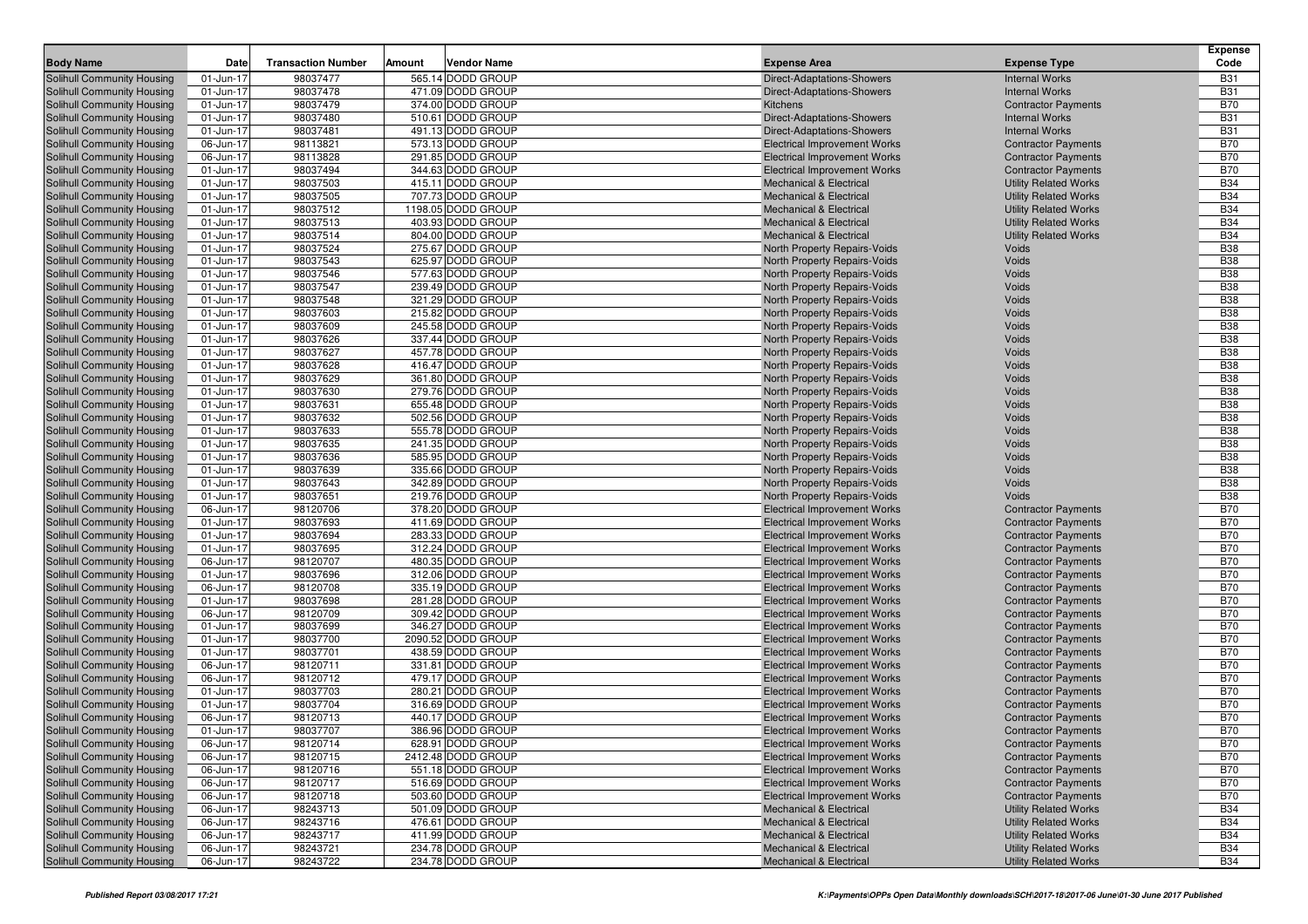| Body Name | Date | Transaction Number | Amount | Vendor Name | Expense Area | Expense Type | Expense Code |
|---|---|---|---|---|---|---|---|
| Solihull Community Housing | 01-Jun-17 | 98037477 | 565.14 | DODD GROUP | Direct-Adaptations-Showers | Internal Works | B31 |
| Solihull Community Housing | 01-Jun-17 | 98037478 | 471.09 | DODD GROUP | Direct-Adaptations-Showers | Internal Works | B31 |
| Solihull Community Housing | 01-Jun-17 | 98037479 | 374.00 | DODD GROUP | Kitchens | Contractor Payments | B70 |
| Solihull Community Housing | 01-Jun-17 | 98037480 | 510.61 | DODD GROUP | Direct-Adaptations-Showers | Internal Works | B31 |
| Solihull Community Housing | 01-Jun-17 | 98037481 | 491.13 | DODD GROUP | Direct-Adaptations-Showers | Internal Works | B31 |
| Solihull Community Housing | 06-Jun-17 | 98113821 | 573.13 | DODD GROUP | Electrical Improvement Works | Contractor Payments | B70 |
| Solihull Community Housing | 06-Jun-17 | 98113828 | 291.85 | DODD GROUP | Electrical Improvement Works | Contractor Payments | B70 |
| Solihull Community Housing | 01-Jun-17 | 98037494 | 344.63 | DODD GROUP | Electrical Improvement Works | Contractor Payments | B70 |
| Solihull Community Housing | 01-Jun-17 | 98037503 | 415.11 | DODD GROUP | Mechanical & Electrical | Utility Related Works | B34 |
| Solihull Community Housing | 01-Jun-17 | 98037505 | 707.73 | DODD GROUP | Mechanical & Electrical | Utility Related Works | B34 |
| Solihull Community Housing | 01-Jun-17 | 98037512 | 1198.05 | DODD GROUP | Mechanical & Electrical | Utility Related Works | B34 |
| Solihull Community Housing | 01-Jun-17 | 98037513 | 403.93 | DODD GROUP | Mechanical & Electrical | Utility Related Works | B34 |
| Solihull Community Housing | 01-Jun-17 | 98037514 | 804.00 | DODD GROUP | Mechanical & Electrical | Utility Related Works | B34 |
| Solihull Community Housing | 01-Jun-17 | 98037524 | 275.67 | DODD GROUP | North Property Repairs-Voids | Voids | B38 |
| Solihull Community Housing | 01-Jun-17 | 98037543 | 625.97 | DODD GROUP | North Property Repairs-Voids | Voids | B38 |
| Solihull Community Housing | 01-Jun-17 | 98037546 | 577.63 | DODD GROUP | North Property Repairs-Voids | Voids | B38 |
| Solihull Community Housing | 01-Jun-17 | 98037547 | 239.49 | DODD GROUP | North Property Repairs-Voids | Voids | B38 |
| Solihull Community Housing | 01-Jun-17 | 98037548 | 321.29 | DODD GROUP | North Property Repairs-Voids | Voids | B38 |
| Solihull Community Housing | 01-Jun-17 | 98037603 | 215.82 | DODD GROUP | North Property Repairs-Voids | Voids | B38 |
| Solihull Community Housing | 01-Jun-17 | 98037609 | 245.58 | DODD GROUP | North Property Repairs-Voids | Voids | B38 |
| Solihull Community Housing | 01-Jun-17 | 98037626 | 337.44 | DODD GROUP | North Property Repairs-Voids | Voids | B38 |
| Solihull Community Housing | 01-Jun-17 | 98037627 | 457.78 | DODD GROUP | North Property Repairs-Voids | Voids | B38 |
| Solihull Community Housing | 01-Jun-17 | 98037628 | 416.47 | DODD GROUP | North Property Repairs-Voids | Voids | B38 |
| Solihull Community Housing | 01-Jun-17 | 98037629 | 361.80 | DODD GROUP | North Property Repairs-Voids | Voids | B38 |
| Solihull Community Housing | 01-Jun-17 | 98037630 | 279.76 | DODD GROUP | North Property Repairs-Voids | Voids | B38 |
| Solihull Community Housing | 01-Jun-17 | 98037631 | 655.48 | DODD GROUP | North Property Repairs-Voids | Voids | B38 |
| Solihull Community Housing | 01-Jun-17 | 98037632 | 502.56 | DODD GROUP | North Property Repairs-Voids | Voids | B38 |
| Solihull Community Housing | 01-Jun-17 | 98037633 | 555.78 | DODD GROUP | North Property Repairs-Voids | Voids | B38 |
| Solihull Community Housing | 01-Jun-17 | 98037635 | 241.35 | DODD GROUP | North Property Repairs-Voids | Voids | B38 |
| Solihull Community Housing | 01-Jun-17 | 98037636 | 585.95 | DODD GROUP | North Property Repairs-Voids | Voids | B38 |
| Solihull Community Housing | 01-Jun-17 | 98037639 | 335.66 | DODD GROUP | North Property Repairs-Voids | Voids | B38 |
| Solihull Community Housing | 01-Jun-17 | 98037643 | 342.89 | DODD GROUP | North Property Repairs-Voids | Voids | B38 |
| Solihull Community Housing | 01-Jun-17 | 98037651 | 219.76 | DODD GROUP | North Property Repairs-Voids | Voids | B38 |
| Solihull Community Housing | 06-Jun-17 | 98120706 | 378.20 | DODD GROUP | Electrical Improvement Works | Contractor Payments | B70 |
| Solihull Community Housing | 01-Jun-17 | 98037693 | 411.69 | DODD GROUP | Electrical Improvement Works | Contractor Payments | B70 |
| Solihull Community Housing | 01-Jun-17 | 98037694 | 283.33 | DODD GROUP | Electrical Improvement Works | Contractor Payments | B70 |
| Solihull Community Housing | 01-Jun-17 | 98037695 | 312.24 | DODD GROUP | Electrical Improvement Works | Contractor Payments | B70 |
| Solihull Community Housing | 06-Jun-17 | 98120707 | 480.35 | DODD GROUP | Electrical Improvement Works | Contractor Payments | B70 |
| Solihull Community Housing | 01-Jun-17 | 98037696 | 312.06 | DODD GROUP | Electrical Improvement Works | Contractor Payments | B70 |
| Solihull Community Housing | 06-Jun-17 | 98120708 | 335.19 | DODD GROUP | Electrical Improvement Works | Contractor Payments | B70 |
| Solihull Community Housing | 01-Jun-17 | 98037698 | 281.28 | DODD GROUP | Electrical Improvement Works | Contractor Payments | B70 |
| Solihull Community Housing | 06-Jun-17 | 98120709 | 309.42 | DODD GROUP | Electrical Improvement Works | Contractor Payments | B70 |
| Solihull Community Housing | 01-Jun-17 | 98037699 | 346.27 | DODD GROUP | Electrical Improvement Works | Contractor Payments | B70 |
| Solihull Community Housing | 01-Jun-17 | 98037700 | 2090.52 | DODD GROUP | Electrical Improvement Works | Contractor Payments | B70 |
| Solihull Community Housing | 01-Jun-17 | 98037701 | 438.59 | DODD GROUP | Electrical Improvement Works | Contractor Payments | B70 |
| Solihull Community Housing | 06-Jun-17 | 98120711 | 331.81 | DODD GROUP | Electrical Improvement Works | Contractor Payments | B70 |
| Solihull Community Housing | 06-Jun-17 | 98120712 | 479.17 | DODD GROUP | Electrical Improvement Works | Contractor Payments | B70 |
| Solihull Community Housing | 01-Jun-17 | 98037703 | 280.21 | DODD GROUP | Electrical Improvement Works | Contractor Payments | B70 |
| Solihull Community Housing | 01-Jun-17 | 98037704 | 316.69 | DODD GROUP | Electrical Improvement Works | Contractor Payments | B70 |
| Solihull Community Housing | 06-Jun-17 | 98120713 | 440.17 | DODD GROUP | Electrical Improvement Works | Contractor Payments | B70 |
| Solihull Community Housing | 01-Jun-17 | 98037707 | 386.96 | DODD GROUP | Electrical Improvement Works | Contractor Payments | B70 |
| Solihull Community Housing | 06-Jun-17 | 98120714 | 628.91 | DODD GROUP | Electrical Improvement Works | Contractor Payments | B70 |
| Solihull Community Housing | 06-Jun-17 | 98120715 | 2412.48 | DODD GROUP | Electrical Improvement Works | Contractor Payments | B70 |
| Solihull Community Housing | 06-Jun-17 | 98120716 | 551.18 | DODD GROUP | Electrical Improvement Works | Contractor Payments | B70 |
| Solihull Community Housing | 06-Jun-17 | 98120717 | 516.69 | DODD GROUP | Electrical Improvement Works | Contractor Payments | B70 |
| Solihull Community Housing | 06-Jun-17 | 98120718 | 503.60 | DODD GROUP | Electrical Improvement Works | Contractor Payments | B70 |
| Solihull Community Housing | 06-Jun-17 | 98243713 | 501.09 | DODD GROUP | Mechanical & Electrical | Utility Related Works | B34 |
| Solihull Community Housing | 06-Jun-17 | 98243716 | 476.61 | DODD GROUP | Mechanical & Electrical | Utility Related Works | B34 |
| Solihull Community Housing | 06-Jun-17 | 98243717 | 411.99 | DODD GROUP | Mechanical & Electrical | Utility Related Works | B34 |
| Solihull Community Housing | 06-Jun-17 | 98243721 | 234.78 | DODD GROUP | Mechanical & Electrical | Utility Related Works | B34 |
| Solihull Community Housing | 06-Jun-17 | 98243722 | 234.78 | DODD GROUP | Mechanical & Electrical | Utility Related Works | B34 |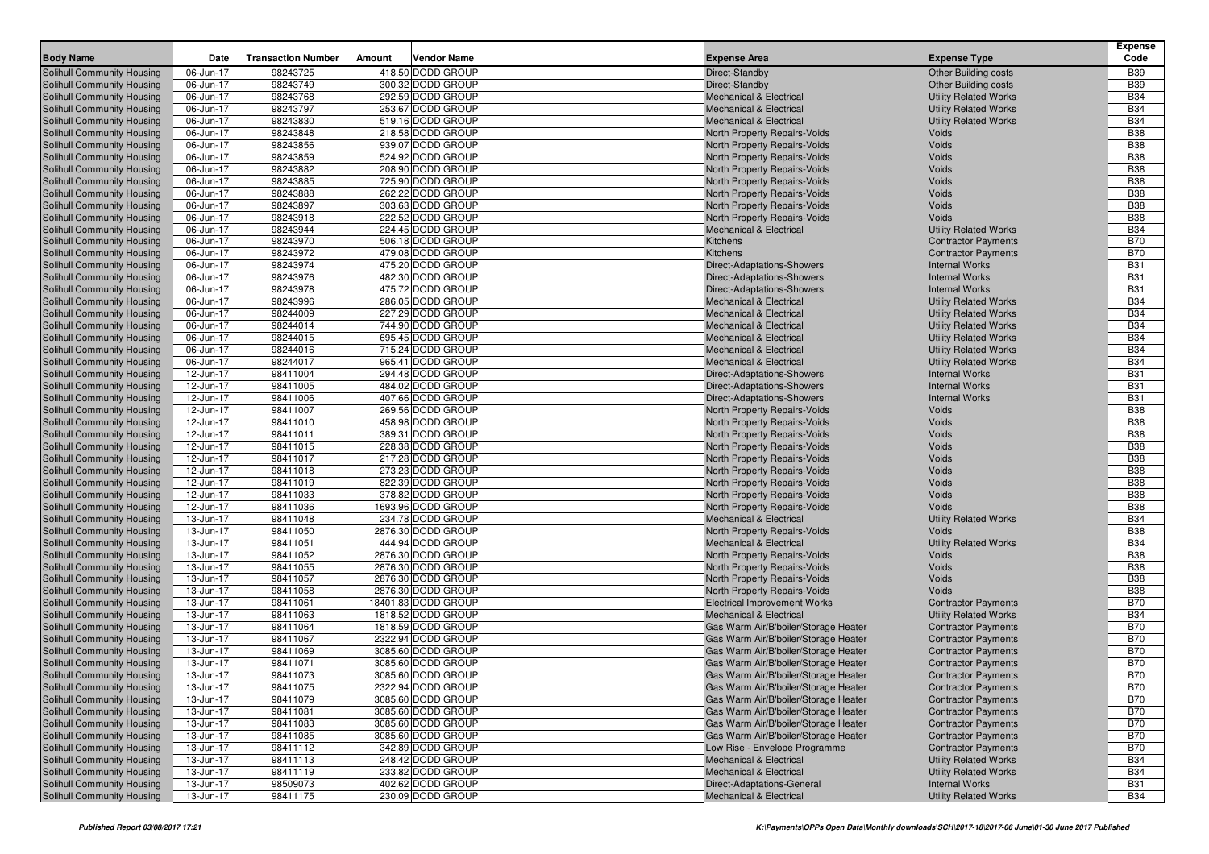| Body Name | Date | Transaction Number | Amount | Vendor Name | Expense Area | Expense Type | Expense Code |
|---|---|---|---|---|---|---|---|
| Solihull Community Housing | 06-Jun-17 | 98243725 | 418.50 | DODD GROUP | Direct-Standby | Other Building costs | B39 |
| Solihull Community Housing | 06-Jun-17 | 98243749 | 300.32 | DODD GROUP | Direct-Standby | Other Building costs | B39 |
| Solihull Community Housing | 06-Jun-17 | 98243768 | 292.59 | DODD GROUP | Mechanical & Electrical | Utility Related Works | B34 |
| Solihull Community Housing | 06-Jun-17 | 98243797 | 253.67 | DODD GROUP | Mechanical & Electrical | Utility Related Works | B34 |
| Solihull Community Housing | 06-Jun-17 | 98243830 | 519.16 | DODD GROUP | Mechanical & Electrical | Utility Related Works | B34 |
| Solihull Community Housing | 06-Jun-17 | 98243848 | 218.58 | DODD GROUP | North Property Repairs-Voids | Voids | B38 |
| Solihull Community Housing | 06-Jun-17 | 98243856 | 939.07 | DODD GROUP | North Property Repairs-Voids | Voids | B38 |
| Solihull Community Housing | 06-Jun-17 | 98243859 | 524.92 | DODD GROUP | North Property Repairs-Voids | Voids | B38 |
| Solihull Community Housing | 06-Jun-17 | 98243882 | 208.90 | DODD GROUP | North Property Repairs-Voids | Voids | B38 |
| Solihull Community Housing | 06-Jun-17 | 98243885 | 725.90 | DODD GROUP | North Property Repairs-Voids | Voids | B38 |
| Solihull Community Housing | 06-Jun-17 | 98243888 | 262.22 | DODD GROUP | North Property Repairs-Voids | Voids | B38 |
| Solihull Community Housing | 06-Jun-17 | 98243897 | 303.63 | DODD GROUP | North Property Repairs-Voids | Voids | B38 |
| Solihull Community Housing | 06-Jun-17 | 98243918 | 222.52 | DODD GROUP | North Property Repairs-Voids | Voids | B38 |
| Solihull Community Housing | 06-Jun-17 | 98243944 | 224.45 | DODD GROUP | Mechanical & Electrical | Utility Related Works | B34 |
| Solihull Community Housing | 06-Jun-17 | 98243970 | 506.18 | DODD GROUP | Kitchens | Contractor Payments | B70 |
| Solihull Community Housing | 06-Jun-17 | 98243972 | 479.08 | DODD GROUP | Kitchens | Contractor Payments | B70 |
| Solihull Community Housing | 06-Jun-17 | 98243974 | 475.20 | DODD GROUP | Direct-Adaptations-Showers | Internal Works | B31 |
| Solihull Community Housing | 06-Jun-17 | 98243976 | 482.30 | DODD GROUP | Direct-Adaptations-Showers | Internal Works | B31 |
| Solihull Community Housing | 06-Jun-17 | 98243978 | 475.72 | DODD GROUP | Direct-Adaptations-Showers | Internal Works | B31 |
| Solihull Community Housing | 06-Jun-17 | 98243996 | 286.05 | DODD GROUP | Mechanical & Electrical | Utility Related Works | B34 |
| Solihull Community Housing | 06-Jun-17 | 98244009 | 227.29 | DODD GROUP | Mechanical & Electrical | Utility Related Works | B34 |
| Solihull Community Housing | 06-Jun-17 | 98244014 | 744.90 | DODD GROUP | Mechanical & Electrical | Utility Related Works | B34 |
| Solihull Community Housing | 06-Jun-17 | 98244015 | 695.45 | DODD GROUP | Mechanical & Electrical | Utility Related Works | B34 |
| Solihull Community Housing | 06-Jun-17 | 98244016 | 715.24 | DODD GROUP | Mechanical & Electrical | Utility Related Works | B34 |
| Solihull Community Housing | 06-Jun-17 | 98244017 | 965.41 | DODD GROUP | Mechanical & Electrical | Utility Related Works | B34 |
| Solihull Community Housing | 12-Jun-17 | 98411004 | 294.48 | DODD GROUP | Direct-Adaptations-Showers | Internal Works | B31 |
| Solihull Community Housing | 12-Jun-17 | 98411005 | 484.02 | DODD GROUP | Direct-Adaptations-Showers | Internal Works | B31 |
| Solihull Community Housing | 12-Jun-17 | 98411006 | 407.66 | DODD GROUP | Direct-Adaptations-Showers | Internal Works | B31 |
| Solihull Community Housing | 12-Jun-17 | 98411007 | 269.56 | DODD GROUP | North Property Repairs-Voids | Voids | B38 |
| Solihull Community Housing | 12-Jun-17 | 98411010 | 458.98 | DODD GROUP | North Property Repairs-Voids | Voids | B38 |
| Solihull Community Housing | 12-Jun-17 | 98411011 | 389.31 | DODD GROUP | North Property Repairs-Voids | Voids | B38 |
| Solihull Community Housing | 12-Jun-17 | 98411015 | 228.38 | DODD GROUP | North Property Repairs-Voids | Voids | B38 |
| Solihull Community Housing | 12-Jun-17 | 98411017 | 217.28 | DODD GROUP | North Property Repairs-Voids | Voids | B38 |
| Solihull Community Housing | 12-Jun-17 | 98411018 | 273.23 | DODD GROUP | North Property Repairs-Voids | Voids | B38 |
| Solihull Community Housing | 12-Jun-17 | 98411019 | 822.39 | DODD GROUP | North Property Repairs-Voids | Voids | B38 |
| Solihull Community Housing | 12-Jun-17 | 98411033 | 378.82 | DODD GROUP | North Property Repairs-Voids | Voids | B38 |
| Solihull Community Housing | 12-Jun-17 | 98411036 | 1693.96 | DODD GROUP | North Property Repairs-Voids | Voids | B38 |
| Solihull Community Housing | 13-Jun-17 | 98411048 | 234.78 | DODD GROUP | Mechanical & Electrical | Utility Related Works | B34 |
| Solihull Community Housing | 13-Jun-17 | 98411050 | 2876.30 | DODD GROUP | North Property Repairs-Voids | Voids | B38 |
| Solihull Community Housing | 13-Jun-17 | 98411051 | 444.94 | DODD GROUP | Mechanical & Electrical | Utility Related Works | B34 |
| Solihull Community Housing | 13-Jun-17 | 98411052 | 2876.30 | DODD GROUP | North Property Repairs-Voids | Voids | B38 |
| Solihull Community Housing | 13-Jun-17 | 98411055 | 2876.30 | DODD GROUP | North Property Repairs-Voids | Voids | B38 |
| Solihull Community Housing | 13-Jun-17 | 98411057 | 2876.30 | DODD GROUP | North Property Repairs-Voids | Voids | B38 |
| Solihull Community Housing | 13-Jun-17 | 98411058 | 2876.30 | DODD GROUP | North Property Repairs-Voids | Voids | B38 |
| Solihull Community Housing | 13-Jun-17 | 98411061 | 18401.83 | DODD GROUP | Electrical Improvement Works | Contractor Payments | B70 |
| Solihull Community Housing | 13-Jun-17 | 98411063 | 1818.52 | DODD GROUP | Mechanical & Electrical | Utility Related Works | B34 |
| Solihull Community Housing | 13-Jun-17 | 98411064 | 1818.59 | DODD GROUP | Gas Warm Air/B'boiler/Storage Heater | Contractor Payments | B70 |
| Solihull Community Housing | 13-Jun-17 | 98411067 | 2322.94 | DODD GROUP | Gas Warm Air/B'boiler/Storage Heater | Contractor Payments | B70 |
| Solihull Community Housing | 13-Jun-17 | 98411069 | 3085.60 | DODD GROUP | Gas Warm Air/B'boiler/Storage Heater | Contractor Payments | B70 |
| Solihull Community Housing | 13-Jun-17 | 98411071 | 3085.60 | DODD GROUP | Gas Warm Air/B'boiler/Storage Heater | Contractor Payments | B70 |
| Solihull Community Housing | 13-Jun-17 | 98411073 | 3085.60 | DODD GROUP | Gas Warm Air/B'boiler/Storage Heater | Contractor Payments | B70 |
| Solihull Community Housing | 13-Jun-17 | 98411075 | 2322.94 | DODD GROUP | Gas Warm Air/B'boiler/Storage Heater | Contractor Payments | B70 |
| Solihull Community Housing | 13-Jun-17 | 98411079 | 3085.60 | DODD GROUP | Gas Warm Air/B'boiler/Storage Heater | Contractor Payments | B70 |
| Solihull Community Housing | 13-Jun-17 | 98411081 | 3085.60 | DODD GROUP | Gas Warm Air/B'boiler/Storage Heater | Contractor Payments | B70 |
| Solihull Community Housing | 13-Jun-17 | 98411083 | 3085.60 | DODD GROUP | Gas Warm Air/B'boiler/Storage Heater | Contractor Payments | B70 |
| Solihull Community Housing | 13-Jun-17 | 98411085 | 3085.60 | DODD GROUP | Gas Warm Air/B'boiler/Storage Heater | Contractor Payments | B70 |
| Solihull Community Housing | 13-Jun-17 | 98411112 | 342.89 | DODD GROUP | Low Rise - Envelope Programme | Contractor Payments | B70 |
| Solihull Community Housing | 13-Jun-17 | 98411113 | 248.42 | DODD GROUP | Mechanical & Electrical | Utility Related Works | B34 |
| Solihull Community Housing | 13-Jun-17 | 98411119 | 233.82 | DODD GROUP | Mechanical & Electrical | Utility Related Works | B34 |
| Solihull Community Housing | 13-Jun-17 | 98509073 | 402.62 | DODD GROUP | Direct-Adaptations-General | Internal Works | B31 |
| Solihull Community Housing | 13-Jun-17 | 98411175 | 230.09 | DODD GROUP | Mechanical & Electrical | Utility Related Works | B34 |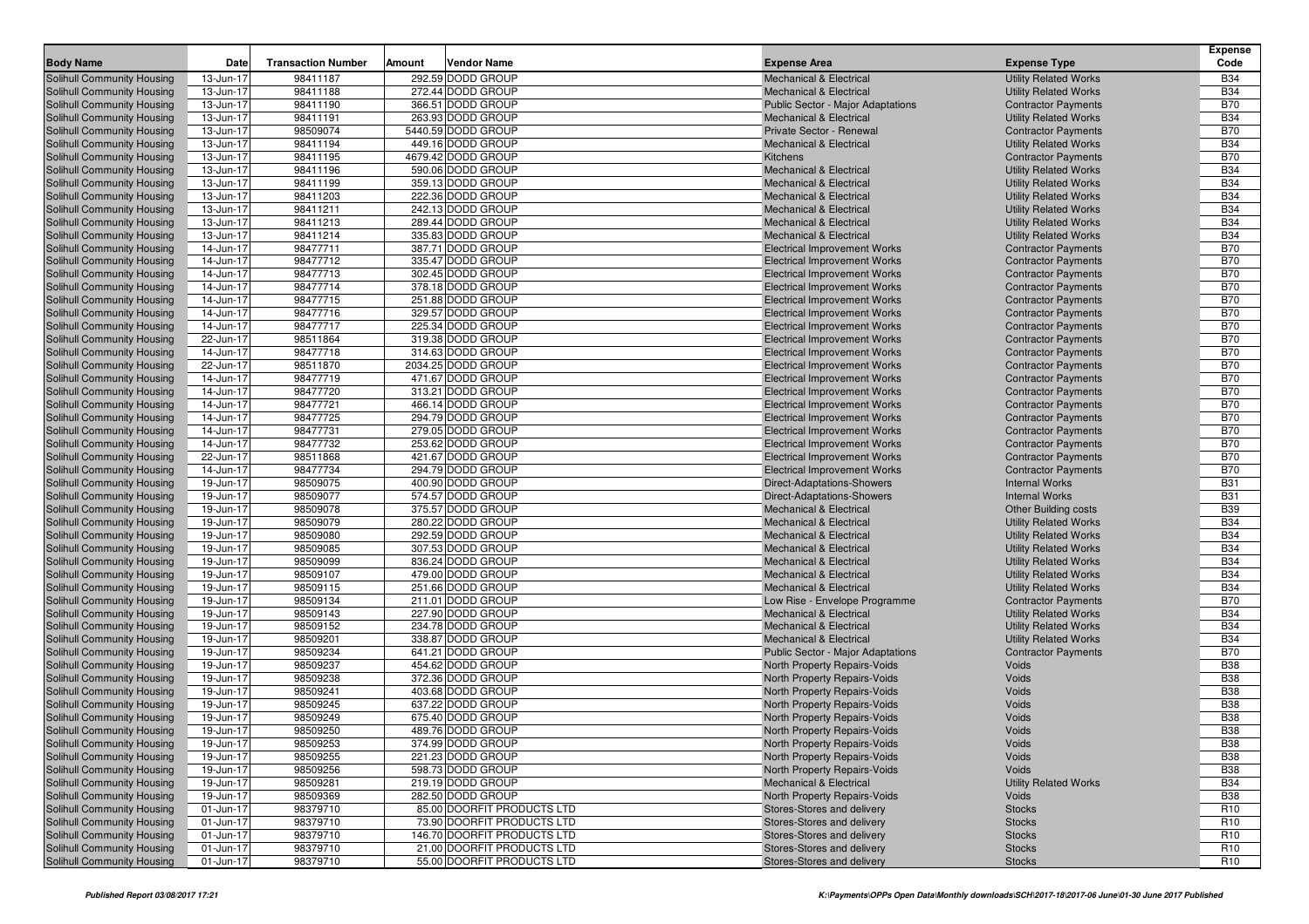| Body Name | Date | Transaction Number | Amount | Vendor Name | Expense Area | Expense Type | Expense Code |
|---|---|---|---|---|---|---|---|
| Solihull Community Housing | 13-Jun-17 | 98411187 | 292.59 | DODD GROUP | Mechanical & Electrical | Utility Related Works | B34 |
| Solihull Community Housing | 13-Jun-17 | 98411188 | 272.44 | DODD GROUP | Mechanical & Electrical | Utility Related Works | B34 |
| Solihull Community Housing | 13-Jun-17 | 98411190 | 366.51 | DODD GROUP | Public Sector - Major Adaptations | Contractor Payments | B70 |
| Solihull Community Housing | 13-Jun-17 | 98411191 | 263.93 | DODD GROUP | Mechanical & Electrical | Utility Related Works | B34 |
| Solihull Community Housing | 13-Jun-17 | 98509074 | 5440.59 | DODD GROUP | Private Sector - Renewal | Contractor Payments | B70 |
| Solihull Community Housing | 13-Jun-17 | 98411194 | 449.16 | DODD GROUP | Mechanical & Electrical | Utility Related Works | B34 |
| Solihull Community Housing | 13-Jun-17 | 98411195 | 4679.42 | DODD GROUP | Kitchens | Contractor Payments | B70 |
| Solihull Community Housing | 13-Jun-17 | 98411196 | 590.06 | DODD GROUP | Mechanical & Electrical | Utility Related Works | B34 |
| Solihull Community Housing | 13-Jun-17 | 98411199 | 359.13 | DODD GROUP | Mechanical & Electrical | Utility Related Works | B34 |
| Solihull Community Housing | 13-Jun-17 | 98411203 | 222.36 | DODD GROUP | Mechanical & Electrical | Utility Related Works | B34 |
| Solihull Community Housing | 13-Jun-17 | 98411211 | 242.13 | DODD GROUP | Mechanical & Electrical | Utility Related Works | B34 |
| Solihull Community Housing | 13-Jun-17 | 98411213 | 289.44 | DODD GROUP | Mechanical & Electrical | Utility Related Works | B34 |
| Solihull Community Housing | 13-Jun-17 | 98411214 | 335.83 | DODD GROUP | Mechanical & Electrical | Utility Related Works | B34 |
| Solihull Community Housing | 14-Jun-17 | 98477711 | 387.71 | DODD GROUP | Electrical Improvement Works | Contractor Payments | B70 |
| Solihull Community Housing | 14-Jun-17 | 98477712 | 335.47 | DODD GROUP | Electrical Improvement Works | Contractor Payments | B70 |
| Solihull Community Housing | 14-Jun-17 | 98477713 | 302.45 | DODD GROUP | Electrical Improvement Works | Contractor Payments | B70 |
| Solihull Community Housing | 14-Jun-17 | 98477714 | 378.18 | DODD GROUP | Electrical Improvement Works | Contractor Payments | B70 |
| Solihull Community Housing | 14-Jun-17 | 98477715 | 251.88 | DODD GROUP | Electrical Improvement Works | Contractor Payments | B70 |
| Solihull Community Housing | 14-Jun-17 | 98477716 | 329.57 | DODD GROUP | Electrical Improvement Works | Contractor Payments | B70 |
| Solihull Community Housing | 14-Jun-17 | 98477717 | 225.34 | DODD GROUP | Electrical Improvement Works | Contractor Payments | B70 |
| Solihull Community Housing | 22-Jun-17 | 98511864 | 319.38 | DODD GROUP | Electrical Improvement Works | Contractor Payments | B70 |
| Solihull Community Housing | 14-Jun-17 | 98477718 | 314.63 | DODD GROUP | Electrical Improvement Works | Contractor Payments | B70 |
| Solihull Community Housing | 22-Jun-17 | 98511870 | 2034.25 | DODD GROUP | Electrical Improvement Works | Contractor Payments | B70 |
| Solihull Community Housing | 14-Jun-17 | 98477719 | 471.67 | DODD GROUP | Electrical Improvement Works | Contractor Payments | B70 |
| Solihull Community Housing | 14-Jun-17 | 98477720 | 313.21 | DODD GROUP | Electrical Improvement Works | Contractor Payments | B70 |
| Solihull Community Housing | 14-Jun-17 | 98477721 | 466.14 | DODD GROUP | Electrical Improvement Works | Contractor Payments | B70 |
| Solihull Community Housing | 14-Jun-17 | 98477725 | 294.79 | DODD GROUP | Electrical Improvement Works | Contractor Payments | B70 |
| Solihull Community Housing | 14-Jun-17 | 98477731 | 279.05 | DODD GROUP | Electrical Improvement Works | Contractor Payments | B70 |
| Solihull Community Housing | 14-Jun-17 | 98477732 | 253.62 | DODD GROUP | Electrical Improvement Works | Contractor Payments | B70 |
| Solihull Community Housing | 22-Jun-17 | 98511868 | 421.67 | DODD GROUP | Electrical Improvement Works | Contractor Payments | B70 |
| Solihull Community Housing | 14-Jun-17 | 98477734 | 294.79 | DODD GROUP | Electrical Improvement Works | Contractor Payments | B70 |
| Solihull Community Housing | 19-Jun-17 | 98509075 | 400.90 | DODD GROUP | Direct-Adaptations-Showers | Internal Works | B31 |
| Solihull Community Housing | 19-Jun-17 | 98509077 | 574.57 | DODD GROUP | Direct-Adaptations-Showers | Internal Works | B31 |
| Solihull Community Housing | 19-Jun-17 | 98509078 | 375.57 | DODD GROUP | Mechanical & Electrical | Other Building costs | B39 |
| Solihull Community Housing | 19-Jun-17 | 98509079 | 280.22 | DODD GROUP | Mechanical & Electrical | Utility Related Works | B34 |
| Solihull Community Housing | 19-Jun-17 | 98509080 | 292.59 | DODD GROUP | Mechanical & Electrical | Utility Related Works | B34 |
| Solihull Community Housing | 19-Jun-17 | 98509085 | 307.53 | DODD GROUP | Mechanical & Electrical | Utility Related Works | B34 |
| Solihull Community Housing | 19-Jun-17 | 98509099 | 836.24 | DODD GROUP | Mechanical & Electrical | Utility Related Works | B34 |
| Solihull Community Housing | 19-Jun-17 | 98509107 | 479.00 | DODD GROUP | Mechanical & Electrical | Utility Related Works | B34 |
| Solihull Community Housing | 19-Jun-17 | 98509115 | 251.66 | DODD GROUP | Mechanical & Electrical | Utility Related Works | B34 |
| Solihull Community Housing | 19-Jun-17 | 98509134 | 211.01 | DODD GROUP | Low Rise - Envelope Programme | Contractor Payments | B70 |
| Solihull Community Housing | 19-Jun-17 | 98509143 | 227.90 | DODD GROUP | Mechanical & Electrical | Utility Related Works | B34 |
| Solihull Community Housing | 19-Jun-17 | 98509152 | 234.78 | DODD GROUP | Mechanical & Electrical | Utility Related Works | B34 |
| Solihull Community Housing | 19-Jun-17 | 98509201 | 338.87 | DODD GROUP | Mechanical & Electrical | Utility Related Works | B34 |
| Solihull Community Housing | 19-Jun-17 | 98509234 | 641.21 | DODD GROUP | Public Sector - Major Adaptations | Contractor Payments | B70 |
| Solihull Community Housing | 19-Jun-17 | 98509237 | 454.62 | DODD GROUP | North Property Repairs-Voids | Voids | B38 |
| Solihull Community Housing | 19-Jun-17 | 98509238 | 372.36 | DODD GROUP | North Property Repairs-Voids | Voids | B38 |
| Solihull Community Housing | 19-Jun-17 | 98509241 | 403.68 | DODD GROUP | North Property Repairs-Voids | Voids | B38 |
| Solihull Community Housing | 19-Jun-17 | 98509245 | 637.22 | DODD GROUP | North Property Repairs-Voids | Voids | B38 |
| Solihull Community Housing | 19-Jun-17 | 98509249 | 675.40 | DODD GROUP | North Property Repairs-Voids | Voids | B38 |
| Solihull Community Housing | 19-Jun-17 | 98509250 | 489.76 | DODD GROUP | North Property Repairs-Voids | Voids | B38 |
| Solihull Community Housing | 19-Jun-17 | 98509253 | 374.99 | DODD GROUP | North Property Repairs-Voids | Voids | B38 |
| Solihull Community Housing | 19-Jun-17 | 98509255 | 221.23 | DODD GROUP | North Property Repairs-Voids | Voids | B38 |
| Solihull Community Housing | 19-Jun-17 | 98509256 | 598.73 | DODD GROUP | North Property Repairs-Voids | Voids | B38 |
| Solihull Community Housing | 19-Jun-17 | 98509281 | 219.19 | DODD GROUP | Mechanical & Electrical | Utility Related Works | B34 |
| Solihull Community Housing | 19-Jun-17 | 98509369 | 282.50 | DODD GROUP | North Property Repairs-Voids | Voids | B38 |
| Solihull Community Housing | 01-Jun-17 | 98379710 | 85.00 | DOORFIT PRODUCTS LTD | Stores-Stores and delivery | Stocks | R10 |
| Solihull Community Housing | 01-Jun-17 | 98379710 | 73.90 | DOORFIT PRODUCTS LTD | Stores-Stores and delivery | Stocks | R10 |
| Solihull Community Housing | 01-Jun-17 | 98379710 | 146.70 | DOORFIT PRODUCTS LTD | Stores-Stores and delivery | Stocks | R10 |
| Solihull Community Housing | 01-Jun-17 | 98379710 | 21.00 | DOORFIT PRODUCTS LTD | Stores-Stores and delivery | Stocks | R10 |
| Solihull Community Housing | 01-Jun-17 | 98379710 | 55.00 | DOORFIT PRODUCTS LTD | Stores-Stores and delivery | Stocks | R10 |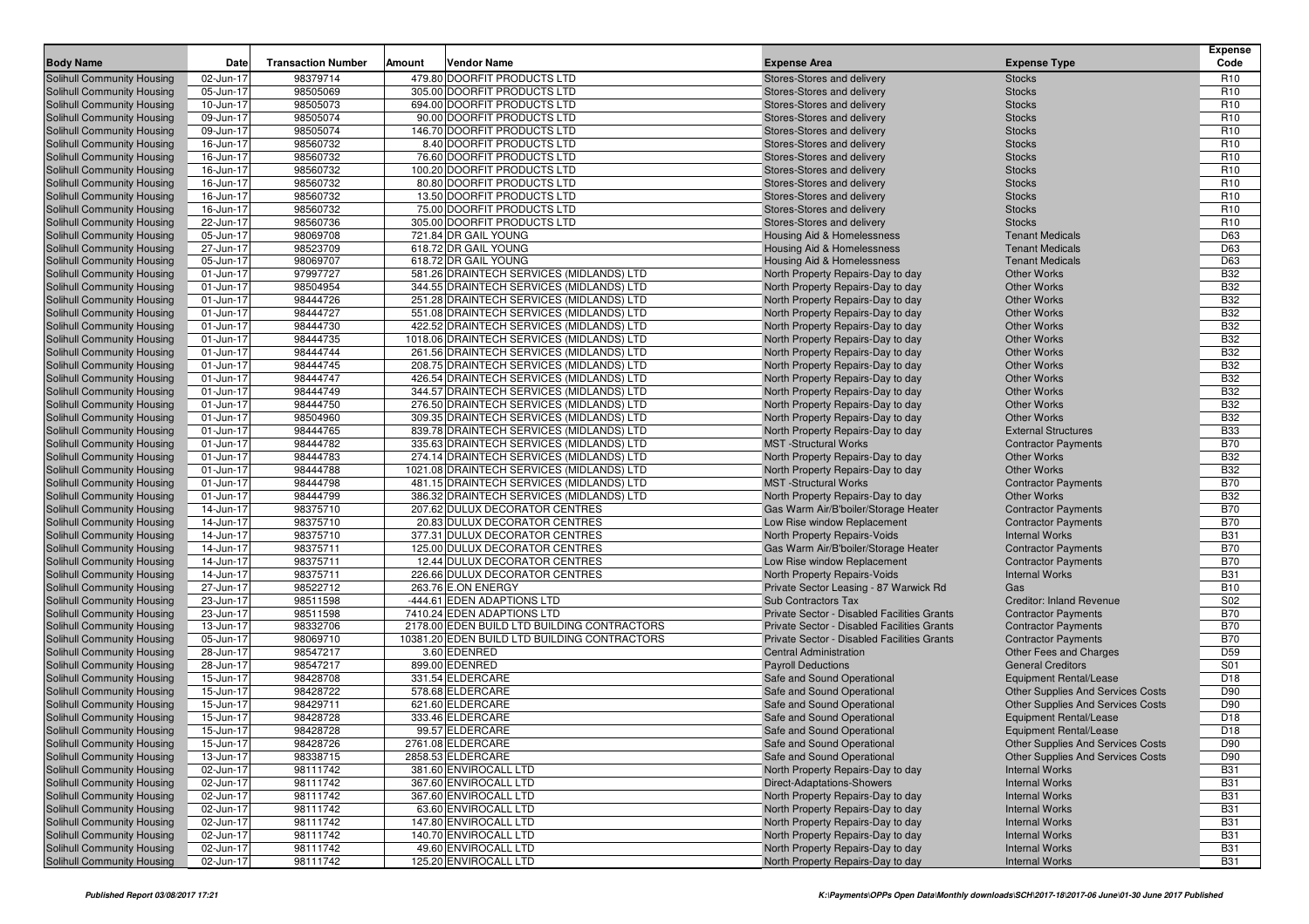| Body Name | Date | Transaction Number | Amount | Vendor Name | Expense Area | Expense Type | Expense Code |
|---|---|---|---|---|---|---|---|
| Solihull Community Housing | 02-Jun-17 | 98379714 | 479.80 | DOORFIT PRODUCTS LTD | Stores-Stores and delivery | Stocks | R10 |
| Solihull Community Housing | 05-Jun-17 | 98505069 | 305.00 | DOORFIT PRODUCTS LTD | Stores-Stores and delivery | Stocks | R10 |
| Solihull Community Housing | 10-Jun-17 | 98505073 | 694.00 | DOORFIT PRODUCTS LTD | Stores-Stores and delivery | Stocks | R10 |
| Solihull Community Housing | 09-Jun-17 | 98505074 | 90.00 | DOORFIT PRODUCTS LTD | Stores-Stores and delivery | Stocks | R10 |
| Solihull Community Housing | 09-Jun-17 | 98505074 | 146.70 | DOORFIT PRODUCTS LTD | Stores-Stores and delivery | Stocks | R10 |
| Solihull Community Housing | 16-Jun-17 | 98560732 | 8.40 | DOORFIT PRODUCTS LTD | Stores-Stores and delivery | Stocks | R10 |
| Solihull Community Housing | 16-Jun-17 | 98560732 | 76.60 | DOORFIT PRODUCTS LTD | Stores-Stores and delivery | Stocks | R10 |
| Solihull Community Housing | 16-Jun-17 | 98560732 | 100.20 | DOORFIT PRODUCTS LTD | Stores-Stores and delivery | Stocks | R10 |
| Solihull Community Housing | 16-Jun-17 | 98560732 | 80.80 | DOORFIT PRODUCTS LTD | Stores-Stores and delivery | Stocks | R10 |
| Solihull Community Housing | 16-Jun-17 | 98560732 | 13.50 | DOORFIT PRODUCTS LTD | Stores-Stores and delivery | Stocks | R10 |
| Solihull Community Housing | 16-Jun-17 | 98560732 | 75.00 | DOORFIT PRODUCTS LTD | Stores-Stores and delivery | Stocks | R10 |
| Solihull Community Housing | 22-Jun-17 | 98560736 | 305.00 | DOORFIT PRODUCTS LTD | Stores-Stores and delivery | Stocks | R10 |
| Solihull Community Housing | 05-Jun-17 | 98069708 | 721.84 | DR GAIL YOUNG | Housing Aid & Homelessness | Tenant Medicals | D63 |
| Solihull Community Housing | 27-Jun-17 | 98523709 | 618.72 | DR GAIL YOUNG | Housing Aid & Homelessness | Tenant Medicals | D63 |
| Solihull Community Housing | 05-Jun-17 | 98069707 | 618.72 | DR GAIL YOUNG | Housing Aid & Homelessness | Tenant Medicals | D63 |
| Solihull Community Housing | 01-Jun-17 | 97997727 | 581.26 | DRAINTECH SERVICES (MIDLANDS) LTD | North Property Repairs-Day to day | Other Works | B32 |
| Solihull Community Housing | 01-Jun-17 | 98504954 | 344.55 | DRAINTECH SERVICES (MIDLANDS) LTD | North Property Repairs-Day to day | Other Works | B32 |
| Solihull Community Housing | 01-Jun-17 | 98444726 | 251.28 | DRAINTECH SERVICES (MIDLANDS) LTD | North Property Repairs-Day to day | Other Works | B32 |
| Solihull Community Housing | 01-Jun-17 | 98444727 | 551.08 | DRAINTECH SERVICES (MIDLANDS) LTD | North Property Repairs-Day to day | Other Works | B32 |
| Solihull Community Housing | 01-Jun-17 | 98444730 | 422.52 | DRAINTECH SERVICES (MIDLANDS) LTD | North Property Repairs-Day to day | Other Works | B32 |
| Solihull Community Housing | 01-Jun-17 | 98444735 | 1018.06 | DRAINTECH SERVICES (MIDLANDS) LTD | North Property Repairs-Day to day | Other Works | B32 |
| Solihull Community Housing | 01-Jun-17 | 98444744 | 261.56 | DRAINTECH SERVICES (MIDLANDS) LTD | North Property Repairs-Day to day | Other Works | B32 |
| Solihull Community Housing | 01-Jun-17 | 98444745 | 208.75 | DRAINTECH SERVICES (MIDLANDS) LTD | North Property Repairs-Day to day | Other Works | B32 |
| Solihull Community Housing | 01-Jun-17 | 98444747 | 426.54 | DRAINTECH SERVICES (MIDLANDS) LTD | North Property Repairs-Day to day | Other Works | B32 |
| Solihull Community Housing | 01-Jun-17 | 98444749 | 344.57 | DRAINTECH SERVICES (MIDLANDS) LTD | North Property Repairs-Day to day | Other Works | B32 |
| Solihull Community Housing | 01-Jun-17 | 98444750 | 276.50 | DRAINTECH SERVICES (MIDLANDS) LTD | North Property Repairs-Day to day | Other Works | B32 |
| Solihull Community Housing | 01-Jun-17 | 98504960 | 309.35 | DRAINTECH SERVICES (MIDLANDS) LTD | North Property Repairs-Day to day | Other Works | B32 |
| Solihull Community Housing | 01-Jun-17 | 98444765 | 839.78 | DRAINTECH SERVICES (MIDLANDS) LTD | North Property Repairs-Day to day | External Structures | B33 |
| Solihull Community Housing | 01-Jun-17 | 98444782 | 335.63 | DRAINTECH SERVICES (MIDLANDS) LTD | MST -Structural Works | Contractor Payments | B70 |
| Solihull Community Housing | 01-Jun-17 | 98444783 | 274.14 | DRAINTECH SERVICES (MIDLANDS) LTD | North Property Repairs-Day to day | Other Works | B32 |
| Solihull Community Housing | 01-Jun-17 | 98444788 | 1021.08 | DRAINTECH SERVICES (MIDLANDS) LTD | North Property Repairs-Day to day | Other Works | B32 |
| Solihull Community Housing | 01-Jun-17 | 98444798 | 481.15 | DRAINTECH SERVICES (MIDLANDS) LTD | MST -Structural Works | Contractor Payments | B70 |
| Solihull Community Housing | 01-Jun-17 | 98444799 | 386.32 | DRAINTECH SERVICES (MIDLANDS) LTD | North Property Repairs-Day to day | Other Works | B32 |
| Solihull Community Housing | 14-Jun-17 | 98375710 | 207.62 | DULUX DECORATOR CENTRES | Gas Warm Air/B'boiler/Storage Heater | Contractor Payments | B70 |
| Solihull Community Housing | 14-Jun-17 | 98375710 | 20.83 | DULUX DECORATOR CENTRES | Low Rise window Replacement | Contractor Payments | B70 |
| Solihull Community Housing | 14-Jun-17 | 98375710 | 377.31 | DULUX DECORATOR CENTRES | North Property Repairs-Voids | Internal Works | B31 |
| Solihull Community Housing | 14-Jun-17 | 98375711 | 125.00 | DULUX DECORATOR CENTRES | Gas Warm Air/B'boiler/Storage Heater | Contractor Payments | B70 |
| Solihull Community Housing | 14-Jun-17 | 98375711 | 12.44 | DULUX DECORATOR CENTRES | Low Rise window Replacement | Contractor Payments | B70 |
| Solihull Community Housing | 14-Jun-17 | 98375711 | 226.66 | DULUX DECORATOR CENTRES | North Property Repairs-Voids | Internal Works | B31 |
| Solihull Community Housing | 27-Jun-17 | 98522712 | 263.76 | E.ON ENERGY | Private Sector Leasing - 87 Warwick Rd | Gas | B10 |
| Solihull Community Housing | 23-Jun-17 | 98511598 | -444.61 | EDEN ADAPTIONS LTD | Sub Contractors Tax | Creditor: Inland Revenue | S02 |
| Solihull Community Housing | 23-Jun-17 | 98511598 | 7410.24 | EDEN ADAPTIONS LTD | Private Sector - Disabled Facilities Grants | Contractor Payments | B70 |
| Solihull Community Housing | 13-Jun-17 | 98332706 | 2178.00 | EDEN BUILD LTD BUILDING CONTRACTORS | Private Sector - Disabled Facilities Grants | Contractor Payments | B70 |
| Solihull Community Housing | 05-Jun-17 | 98069710 | 10381.20 | EDEN BUILD LTD BUILDING CONTRACTORS | Private Sector - Disabled Facilities Grants | Contractor Payments | B70 |
| Solihull Community Housing | 28-Jun-17 | 98547217 | 3.60 | EDENRED | Central Administration | Other Fees and Charges | D59 |
| Solihull Community Housing | 28-Jun-17 | 98547217 | 899.00 | EDENRED | Payroll Deductions | General Creditors | S01 |
| Solihull Community Housing | 15-Jun-17 | 98428708 | 331.54 | ELDERCARE | Safe and Sound Operational | Equipment Rental/Lease | D18 |
| Solihull Community Housing | 15-Jun-17 | 98428722 | 578.68 | ELDERCARE | Safe and Sound Operational | Other Supplies And Services Costs | D90 |
| Solihull Community Housing | 15-Jun-17 | 98429711 | 621.60 | ELDERCARE | Safe and Sound Operational | Other Supplies And Services Costs | D90 |
| Solihull Community Housing | 15-Jun-17 | 98428728 | 333.46 | ELDERCARE | Safe and Sound Operational | Equipment Rental/Lease | D18 |
| Solihull Community Housing | 15-Jun-17 | 98428728 | 99.57 | ELDERCARE | Safe and Sound Operational | Equipment Rental/Lease | D18 |
| Solihull Community Housing | 15-Jun-17 | 98428726 | 2761.08 | ELDERCARE | Safe and Sound Operational | Other Supplies And Services Costs | D90 |
| Solihull Community Housing | 13-Jun-17 | 98338715 | 2858.53 | ELDERCARE | Safe and Sound Operational | Other Supplies And Services Costs | D90 |
| Solihull Community Housing | 02-Jun-17 | 98111742 | 381.60 | ENVIROCALL LTD | North Property Repairs-Day to day | Internal Works | B31 |
| Solihull Community Housing | 02-Jun-17 | 98111742 | 367.60 | ENVIROCALL LTD | Direct-Adaptations-Showers | Internal Works | B31 |
| Solihull Community Housing | 02-Jun-17 | 98111742 | 367.60 | ENVIROCALL LTD | North Property Repairs-Day to day | Internal Works | B31 |
| Solihull Community Housing | 02-Jun-17 | 98111742 | 63.60 | ENVIROCALL LTD | North Property Repairs-Day to day | Internal Works | B31 |
| Solihull Community Housing | 02-Jun-17 | 98111742 | 147.80 | ENVIROCALL LTD | North Property Repairs-Day to day | Internal Works | B31 |
| Solihull Community Housing | 02-Jun-17 | 98111742 | 140.70 | ENVIROCALL LTD | North Property Repairs-Day to day | Internal Works | B31 |
| Solihull Community Housing | 02-Jun-17 | 98111742 | 49.60 | ENVIROCALL LTD | North Property Repairs-Day to day | Internal Works | B31 |
| Solihull Community Housing | 02-Jun-17 | 98111742 | 125.20 | ENVIROCALL LTD | North Property Repairs-Day to day | Internal Works | B31 |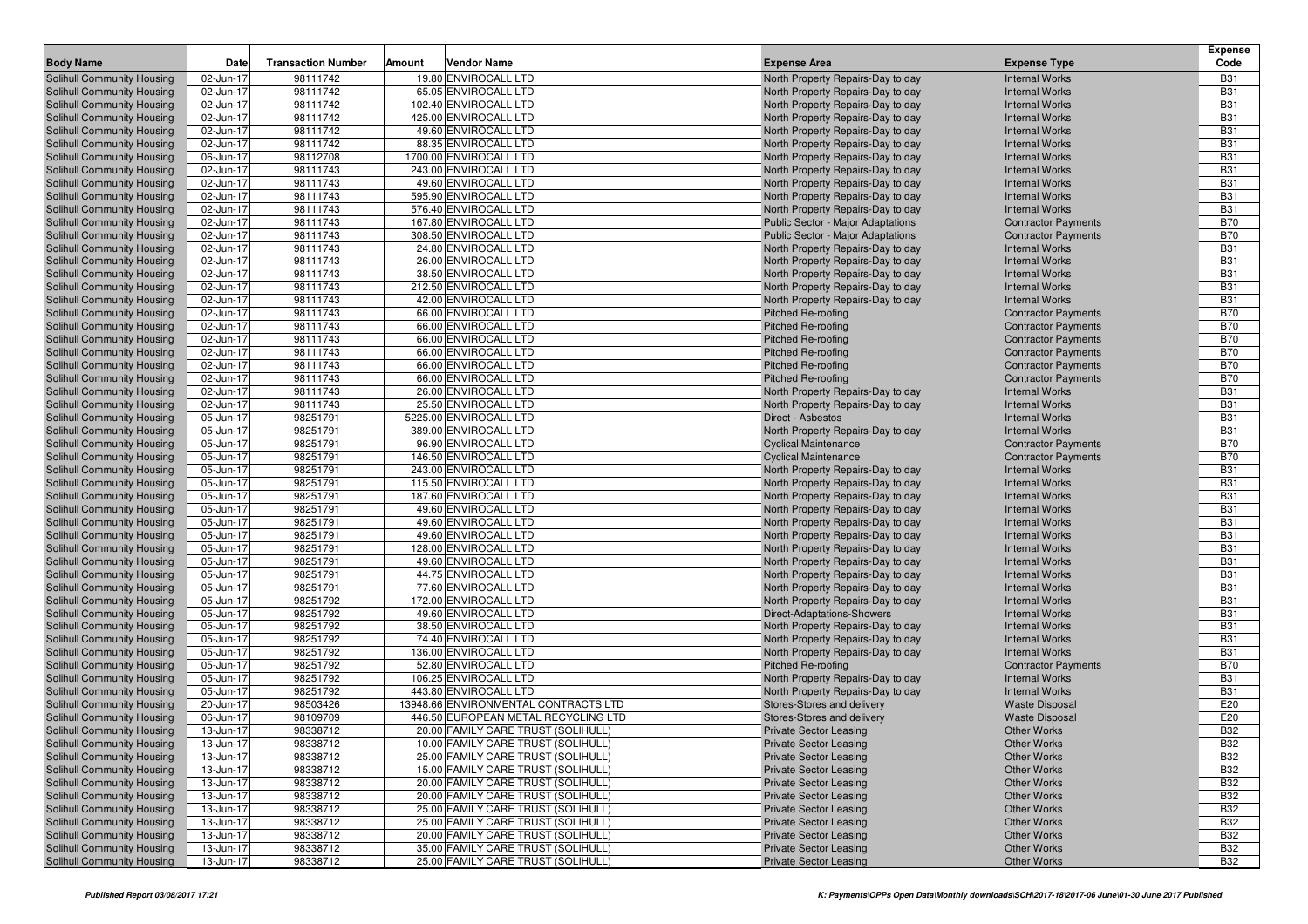| Body Name | Date | Transaction Number | Amount | Vendor Name | Expense Area | Expense Type | Expense Code |
|---|---|---|---|---|---|---|---|
| Solihull Community Housing | 02-Jun-17 | 98111742 | 19.80 | ENVIROCALL LTD | North Property Repairs-Day to day | Internal Works | B31 |
| Solihull Community Housing | 02-Jun-17 | 98111742 | 65.05 | ENVIROCALL LTD | North Property Repairs-Day to day | Internal Works | B31 |
| Solihull Community Housing | 02-Jun-17 | 98111742 | 102.40 | ENVIROCALL LTD | North Property Repairs-Day to day | Internal Works | B31 |
| Solihull Community Housing | 02-Jun-17 | 98111742 | 425.00 | ENVIROCALL LTD | North Property Repairs-Day to day | Internal Works | B31 |
| Solihull Community Housing | 02-Jun-17 | 98111742 | 49.60 | ENVIROCALL LTD | North Property Repairs-Day to day | Internal Works | B31 |
| Solihull Community Housing | 02-Jun-17 | 98111742 | 88.35 | ENVIROCALL LTD | North Property Repairs-Day to day | Internal Works | B31 |
| Solihull Community Housing | 06-Jun-17 | 98112708 | 1700.00 | ENVIROCALL LTD | North Property Repairs-Day to day | Internal Works | B31 |
| Solihull Community Housing | 02-Jun-17 | 98111743 | 243.00 | ENVIROCALL LTD | North Property Repairs-Day to day | Internal Works | B31 |
| Solihull Community Housing | 02-Jun-17 | 98111743 | 49.60 | ENVIROCALL LTD | North Property Repairs-Day to day | Internal Works | B31 |
| Solihull Community Housing | 02-Jun-17 | 98111743 | 595.90 | ENVIROCALL LTD | North Property Repairs-Day to day | Internal Works | B31 |
| Solihull Community Housing | 02-Jun-17 | 98111743 | 576.40 | ENVIROCALL LTD | North Property Repairs-Day to day | Internal Works | B31 |
| Solihull Community Housing | 02-Jun-17 | 98111743 | 167.80 | ENVIROCALL LTD | Public Sector - Major Adaptations | Contractor Payments | B70 |
| Solihull Community Housing | 02-Jun-17 | 98111743 | 308.50 | ENVIROCALL LTD | Public Sector - Major Adaptations | Contractor Payments | B70 |
| Solihull Community Housing | 02-Jun-17 | 98111743 | 24.80 | ENVIROCALL LTD | North Property Repairs-Day to day | Internal Works | B31 |
| Solihull Community Housing | 02-Jun-17 | 98111743 | 26.00 | ENVIROCALL LTD | North Property Repairs-Day to day | Internal Works | B31 |
| Solihull Community Housing | 02-Jun-17 | 98111743 | 38.50 | ENVIROCALL LTD | North Property Repairs-Day to day | Internal Works | B31 |
| Solihull Community Housing | 02-Jun-17 | 98111743 | 212.50 | ENVIROCALL LTD | North Property Repairs-Day to day | Internal Works | B31 |
| Solihull Community Housing | 02-Jun-17 | 98111743 | 42.00 | ENVIROCALL LTD | North Property Repairs-Day to day | Internal Works | B31 |
| Solihull Community Housing | 02-Jun-17 | 98111743 | 66.00 | ENVIROCALL LTD | Pitched Re-roofing | Contractor Payments | B70 |
| Solihull Community Housing | 02-Jun-17 | 98111743 | 66.00 | ENVIROCALL LTD | Pitched Re-roofing | Contractor Payments | B70 |
| Solihull Community Housing | 02-Jun-17 | 98111743 | 66.00 | ENVIROCALL LTD | Pitched Re-roofing | Contractor Payments | B70 |
| Solihull Community Housing | 02-Jun-17 | 98111743 | 66.00 | ENVIROCALL LTD | Pitched Re-roofing | Contractor Payments | B70 |
| Solihull Community Housing | 02-Jun-17 | 98111743 | 66.00 | ENVIROCALL LTD | Pitched Re-roofing | Contractor Payments | B70 |
| Solihull Community Housing | 02-Jun-17 | 98111743 | 66.00 | ENVIROCALL LTD | Pitched Re-roofing | Contractor Payments | B70 |
| Solihull Community Housing | 02-Jun-17 | 98111743 | 26.00 | ENVIROCALL LTD | North Property Repairs-Day to day | Internal Works | B31 |
| Solihull Community Housing | 02-Jun-17 | 98111743 | 25.50 | ENVIROCALL LTD | North Property Repairs-Day to day | Internal Works | B31 |
| Solihull Community Housing | 05-Jun-17 | 98251791 | 5225.00 | ENVIROCALL LTD | Direct - Asbestos | Internal Works | B31 |
| Solihull Community Housing | 05-Jun-17 | 98251791 | 389.00 | ENVIROCALL LTD | North Property Repairs-Day to day | Internal Works | B31 |
| Solihull Community Housing | 05-Jun-17 | 98251791 | 96.90 | ENVIROCALL LTD | Cyclical Maintenance | Contractor Payments | B70 |
| Solihull Community Housing | 05-Jun-17 | 98251791 | 146.50 | ENVIROCALL LTD | Cyclical Maintenance | Contractor Payments | B70 |
| Solihull Community Housing | 05-Jun-17 | 98251791 | 243.00 | ENVIROCALL LTD | North Property Repairs-Day to day | Internal Works | B31 |
| Solihull Community Housing | 05-Jun-17 | 98251791 | 115.50 | ENVIROCALL LTD | North Property Repairs-Day to day | Internal Works | B31 |
| Solihull Community Housing | 05-Jun-17 | 98251791 | 187.60 | ENVIROCALL LTD | North Property Repairs-Day to day | Internal Works | B31 |
| Solihull Community Housing | 05-Jun-17 | 98251791 | 49.60 | ENVIROCALL LTD | North Property Repairs-Day to day | Internal Works | B31 |
| Solihull Community Housing | 05-Jun-17 | 98251791 | 49.60 | ENVIROCALL LTD | North Property Repairs-Day to day | Internal Works | B31 |
| Solihull Community Housing | 05-Jun-17 | 98251791 | 49.60 | ENVIROCALL LTD | North Property Repairs-Day to day | Internal Works | B31 |
| Solihull Community Housing | 05-Jun-17 | 98251791 | 128.00 | ENVIROCALL LTD | North Property Repairs-Day to day | Internal Works | B31 |
| Solihull Community Housing | 05-Jun-17 | 98251791 | 49.60 | ENVIROCALL LTD | North Property Repairs-Day to day | Internal Works | B31 |
| Solihull Community Housing | 05-Jun-17 | 98251791 | 44.75 | ENVIROCALL LTD | North Property Repairs-Day to day | Internal Works | B31 |
| Solihull Community Housing | 05-Jun-17 | 98251791 | 77.60 | ENVIROCALL LTD | North Property Repairs-Day to day | Internal Works | B31 |
| Solihull Community Housing | 05-Jun-17 | 98251792 | 172.00 | ENVIROCALL LTD | North Property Repairs-Day to day | Internal Works | B31 |
| Solihull Community Housing | 05-Jun-17 | 98251792 | 49.60 | ENVIROCALL LTD | Direct-Adaptations-Showers | Internal Works | B31 |
| Solihull Community Housing | 05-Jun-17 | 98251792 | 38.50 | ENVIROCALL LTD | North Property Repairs-Day to day | Internal Works | B31 |
| Solihull Community Housing | 05-Jun-17 | 98251792 | 74.40 | ENVIROCALL LTD | North Property Repairs-Day to day | Internal Works | B31 |
| Solihull Community Housing | 05-Jun-17 | 98251792 | 136.00 | ENVIROCALL LTD | North Property Repairs-Day to day | Internal Works | B31 |
| Solihull Community Housing | 05-Jun-17 | 98251792 | 52.80 | ENVIROCALL LTD | Pitched Re-roofing | Contractor Payments | B70 |
| Solihull Community Housing | 05-Jun-17 | 98251792 | 106.25 | ENVIROCALL LTD | North Property Repairs-Day to day | Internal Works | B31 |
| Solihull Community Housing | 05-Jun-17 | 98251792 | 443.80 | ENVIROCALL LTD | North Property Repairs-Day to day | Internal Works | B31 |
| Solihull Community Housing | 20-Jun-17 | 98503426 | 13948.66 | ENVIRONMENTAL CONTRACTS LTD | Stores-Stores and delivery | Waste Disposal | E20 |
| Solihull Community Housing | 06-Jun-17 | 98109709 | 446.50 | EUROPEAN METAL RECYCLING LTD | Stores-Stores and delivery | Waste Disposal | E20 |
| Solihull Community Housing | 13-Jun-17 | 98338712 | 20.00 | FAMILY CARE TRUST (SOLIHULL) | Private Sector Leasing | Other Works | B32 |
| Solihull Community Housing | 13-Jun-17 | 98338712 | 10.00 | FAMILY CARE TRUST (SOLIHULL) | Private Sector Leasing | Other Works | B32 |
| Solihull Community Housing | 13-Jun-17 | 98338712 | 25.00 | FAMILY CARE TRUST (SOLIHULL) | Private Sector Leasing | Other Works | B32 |
| Solihull Community Housing | 13-Jun-17 | 98338712 | 15.00 | FAMILY CARE TRUST (SOLIHULL) | Private Sector Leasing | Other Works | B32 |
| Solihull Community Housing | 13-Jun-17 | 98338712 | 20.00 | FAMILY CARE TRUST (SOLIHULL) | Private Sector Leasing | Other Works | B32 |
| Solihull Community Housing | 13-Jun-17 | 98338712 | 20.00 | FAMILY CARE TRUST (SOLIHULL) | Private Sector Leasing | Other Works | B32 |
| Solihull Community Housing | 13-Jun-17 | 98338712 | 25.00 | FAMILY CARE TRUST (SOLIHULL) | Private Sector Leasing | Other Works | B32 |
| Solihull Community Housing | 13-Jun-17 | 98338712 | 25.00 | FAMILY CARE TRUST (SOLIHULL) | Private Sector Leasing | Other Works | B32 |
| Solihull Community Housing | 13-Jun-17 | 98338712 | 20.00 | FAMILY CARE TRUST (SOLIHULL) | Private Sector Leasing | Other Works | B32 |
| Solihull Community Housing | 13-Jun-17 | 98338712 | 35.00 | FAMILY CARE TRUST (SOLIHULL) | Private Sector Leasing | Other Works | B32 |
| Solihull Community Housing | 13-Jun-17 | 98338712 | 25.00 | FAMILY CARE TRUST (SOLIHULL) | Private Sector Leasing | Other Works | B32 |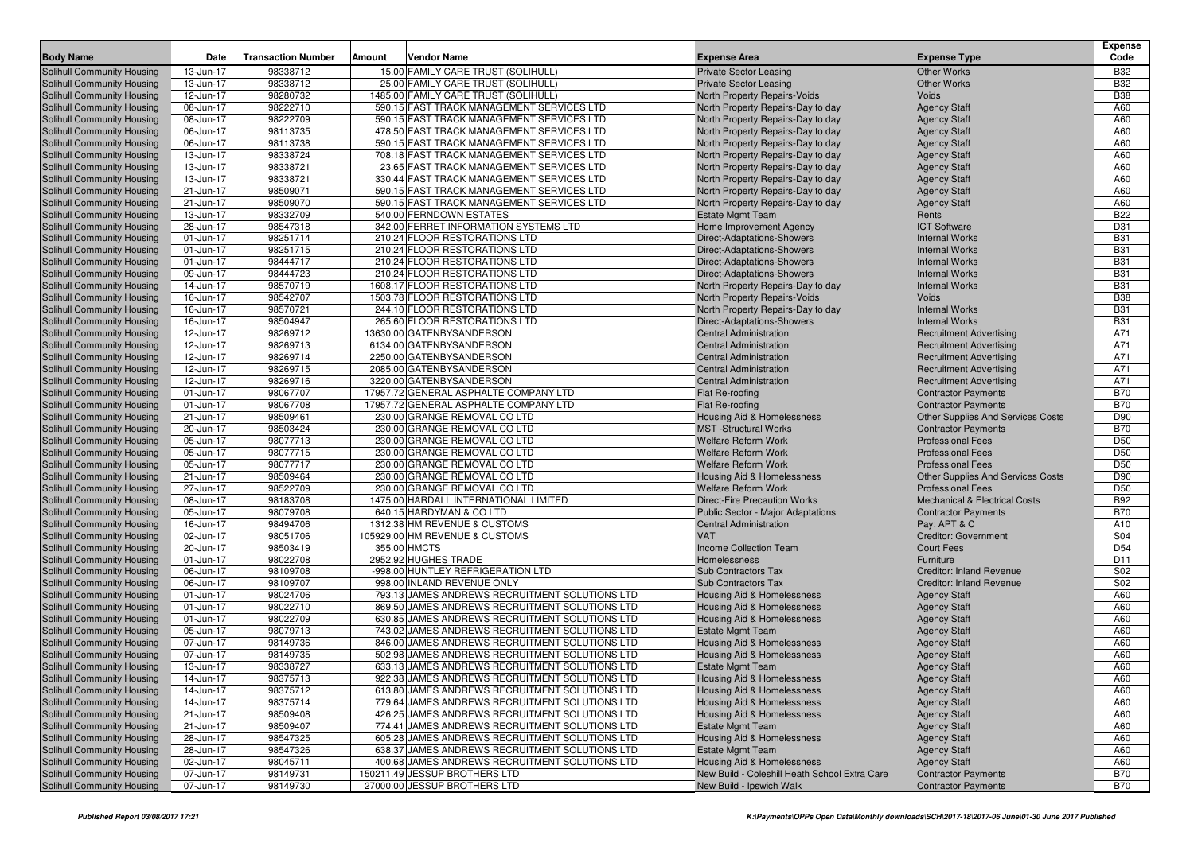| Body Name | Date | Transaction Number | Amount | Vendor Name | Expense Area | Expense Type | Expense Code |
|---|---|---|---|---|---|---|---|
| Solihull Community Housing | 13-Jun-17 | 98338712 | 15.00 | FAMILY CARE TRUST (SOLIHULL) | Private Sector Leasing | Other Works | B32 |
| Solihull Community Housing | 13-Jun-17 | 98338712 | 25.00 | FAMILY CARE TRUST (SOLIHULL) | Private Sector Leasing | Other Works | B32 |
| Solihull Community Housing | 12-Jun-17 | 98280732 | 1485.00 | FAMILY CARE TRUST (SOLIHULL) | North Property Repairs-Voids | Voids | B38 |
| Solihull Community Housing | 08-Jun-17 | 98222710 | 590.15 | FAST TRACK MANAGEMENT SERVICES LTD | North Property Repairs-Day to day | Agency Staff | A60 |
| Solihull Community Housing | 08-Jun-17 | 98222709 | 590.15 | FAST TRACK MANAGEMENT SERVICES LTD | North Property Repairs-Day to day | Agency Staff | A60 |
| Solihull Community Housing | 06-Jun-17 | 98113735 | 478.50 | FAST TRACK MANAGEMENT SERVICES LTD | North Property Repairs-Day to day | Agency Staff | A60 |
| Solihull Community Housing | 06-Jun-17 | 98113738 | 590.15 | FAST TRACK MANAGEMENT SERVICES LTD | North Property Repairs-Day to day | Agency Staff | A60 |
| Solihull Community Housing | 13-Jun-17 | 98338724 | 708.18 | FAST TRACK MANAGEMENT SERVICES LTD | North Property Repairs-Day to day | Agency Staff | A60 |
| Solihull Community Housing | 13-Jun-17 | 98338721 | 23.65 | FAST TRACK MANAGEMENT SERVICES LTD | North Property Repairs-Day to day | Agency Staff | A60 |
| Solihull Community Housing | 13-Jun-17 | 98338721 | 330.44 | FAST TRACK MANAGEMENT SERVICES LTD | North Property Repairs-Day to day | Agency Staff | A60 |
| Solihull Community Housing | 21-Jun-17 | 98509071 | 590.15 | FAST TRACK MANAGEMENT SERVICES LTD | North Property Repairs-Day to day | Agency Staff | A60 |
| Solihull Community Housing | 21-Jun-17 | 98509070 | 590.15 | FAST TRACK MANAGEMENT SERVICES LTD | North Property Repairs-Day to day | Agency Staff | A60 |
| Solihull Community Housing | 13-Jun-17 | 98332709 | 540.00 | FERNDOWN ESTATES | Estate Mgmt Team | Rents | B22 |
| Solihull Community Housing | 28-Jun-17 | 98547318 | 342.00 | FERRET INFORMATION SYSTEMS LTD | Home Improvement Agency | ICT Software | D31 |
| Solihull Community Housing | 01-Jun-17 | 98251714 | 210.24 | FLOOR RESTORATIONS LTD | Direct-Adaptations-Showers | Internal Works | B31 |
| Solihull Community Housing | 01-Jun-17 | 98251715 | 210.24 | FLOOR RESTORATIONS LTD | Direct-Adaptations-Showers | Internal Works | B31 |
| Solihull Community Housing | 01-Jun-17 | 98444717 | 210.24 | FLOOR RESTORATIONS LTD | Direct-Adaptations-Showers | Internal Works | B31 |
| Solihull Community Housing | 09-Jun-17 | 98444723 | 210.24 | FLOOR RESTORATIONS LTD | Direct-Adaptations-Showers | Internal Works | B31 |
| Solihull Community Housing | 14-Jun-17 | 98570719 | 1608.17 | FLOOR RESTORATIONS LTD | North Property Repairs-Day to day | Internal Works | B31 |
| Solihull Community Housing | 16-Jun-17 | 98542707 | 1503.78 | FLOOR RESTORATIONS LTD | North Property Repairs-Voids | Voids | B38 |
| Solihull Community Housing | 16-Jun-17 | 98570721 | 244.10 | FLOOR RESTORATIONS LTD | North Property Repairs-Day to day | Internal Works | B31 |
| Solihull Community Housing | 16-Jun-17 | 98504947 | 265.60 | FLOOR RESTORATIONS LTD | Direct-Adaptations-Showers | Internal Works | B31 |
| Solihull Community Housing | 12-Jun-17 | 98269712 | 13630.00 | GATENBYSANDERSON | Central Administration | Recruitment Advertising | A71 |
| Solihull Community Housing | 12-Jun-17 | 98269713 | 6134.00 | GATENBYSANDERSON | Central Administration | Recruitment Advertising | A71 |
| Solihull Community Housing | 12-Jun-17 | 98269714 | 2250.00 | GATENBYSANDERSON | Central Administration | Recruitment Advertising | A71 |
| Solihull Community Housing | 12-Jun-17 | 98269715 | 2085.00 | GATENBYSANDERSON | Central Administration | Recruitment Advertising | A71 |
| Solihull Community Housing | 12-Jun-17 | 98269716 | 3220.00 | GATENBYSANDERSON | Central Administration | Recruitment Advertising | A71 |
| Solihull Community Housing | 01-Jun-17 | 98067707 | 17957.72 | GENERAL ASPHALTE COMPANY LTD | Flat Re-roofing | Contractor Payments | B70 |
| Solihull Community Housing | 01-Jun-17 | 98067708 | 17957.72 | GENERAL ASPHALTE COMPANY LTD | Flat Re-roofing | Contractor Payments | B70 |
| Solihull Community Housing | 21-Jun-17 | 98509461 | 230.00 | GRANGE REMOVAL CO LTD | Housing Aid & Homelessness | Other Supplies And Services Costs | D90 |
| Solihull Community Housing | 20-Jun-17 | 98503424 | 230.00 | GRANGE REMOVAL CO LTD | MST -Structural Works | Contractor Payments | B70 |
| Solihull Community Housing | 05-Jun-17 | 98077713 | 230.00 | GRANGE REMOVAL CO LTD | Welfare Reform Work | Professional Fees | D50 |
| Solihull Community Housing | 05-Jun-17 | 98077715 | 230.00 | GRANGE REMOVAL CO LTD | Welfare Reform Work | Professional Fees | D50 |
| Solihull Community Housing | 05-Jun-17 | 98077717 | 230.00 | GRANGE REMOVAL CO LTD | Welfare Reform Work | Professional Fees | D50 |
| Solihull Community Housing | 21-Jun-17 | 98509464 | 230.00 | GRANGE REMOVAL CO LTD | Housing Aid & Homelessness | Other Supplies And Services Costs | D90 |
| Solihull Community Housing | 27-Jun-17 | 98522709 | 230.00 | GRANGE REMOVAL CO LTD | Welfare Reform Work | Professional Fees | D50 |
| Solihull Community Housing | 08-Jun-17 | 98183708 | 1475.00 | HARDALL INTERNATIONAL LIMITED | Direct-Fire Precaution Works | Mechanical & Electrical Costs | B92 |
| Solihull Community Housing | 05-Jun-17 | 98079708 | 640.15 | HARDYMAN & CO LTD | Public Sector - Major Adaptations | Contractor Payments | B70 |
| Solihull Community Housing | 16-Jun-17 | 98494706 | 1312.38 | HM REVENUE & CUSTOMS | Central Administration | Pay: APT & C | A10 |
| Solihull Community Housing | 02-Jun-17 | 98051706 | 105929.00 | HM REVENUE & CUSTOMS | VAT | Creditor: Government | S04 |
| Solihull Community Housing | 20-Jun-17 | 98503419 | 355.00 | HMCTS | Income Collection Team | Court Fees | D54 |
| Solihull Community Housing | 01-Jun-17 | 98022708 | 2952.92 | HUGHES TRADE | Homelessness | Furniture | D11 |
| Solihull Community Housing | 06-Jun-17 | 98109708 | -998.00 | HUNTLEY REFRIGERATION LTD | Sub Contractors Tax | Creditor: Inland Revenue | S02 |
| Solihull Community Housing | 06-Jun-17 | 98109707 | 998.00 | INLAND REVENUE ONLY | Sub Contractors Tax | Creditor: Inland Revenue | S02 |
| Solihull Community Housing | 01-Jun-17 | 98024706 | 793.13 | JAMES ANDREWS RECRUITMENT SOLUTIONS LTD | Housing Aid & Homelessness | Agency Staff | A60 |
| Solihull Community Housing | 01-Jun-17 | 98022710 | 869.50 | JAMES ANDREWS RECRUITMENT SOLUTIONS LTD | Housing Aid & Homelessness | Agency Staff | A60 |
| Solihull Community Housing | 01-Jun-17 | 98022709 | 630.85 | JAMES ANDREWS RECRUITMENT SOLUTIONS LTD | Housing Aid & Homelessness | Agency Staff | A60 |
| Solihull Community Housing | 05-Jun-17 | 98079713 | 743.02 | JAMES ANDREWS RECRUITMENT SOLUTIONS LTD | Estate Mgmt Team | Agency Staff | A60 |
| Solihull Community Housing | 07-Jun-17 | 98149736 | 846.00 | JAMES ANDREWS RECRUITMENT SOLUTIONS LTD | Housing Aid & Homelessness | Agency Staff | A60 |
| Solihull Community Housing | 07-Jun-17 | 98149735 | 502.98 | JAMES ANDREWS RECRUITMENT SOLUTIONS LTD | Housing Aid & Homelessness | Agency Staff | A60 |
| Solihull Community Housing | 13-Jun-17 | 98338727 | 633.13 | JAMES ANDREWS RECRUITMENT SOLUTIONS LTD | Estate Mgmt Team | Agency Staff | A60 |
| Solihull Community Housing | 14-Jun-17 | 98375713 | 922.38 | JAMES ANDREWS RECRUITMENT SOLUTIONS LTD | Housing Aid & Homelessness | Agency Staff | A60 |
| Solihull Community Housing | 14-Jun-17 | 98375712 | 613.80 | JAMES ANDREWS RECRUITMENT SOLUTIONS LTD | Housing Aid & Homelessness | Agency Staff | A60 |
| Solihull Community Housing | 14-Jun-17 | 98375714 | 779.64 | JAMES ANDREWS RECRUITMENT SOLUTIONS LTD | Housing Aid & Homelessness | Agency Staff | A60 |
| Solihull Community Housing | 21-Jun-17 | 98509408 | 426.25 | JAMES ANDREWS RECRUITMENT SOLUTIONS LTD | Housing Aid & Homelessness | Agency Staff | A60 |
| Solihull Community Housing | 21-Jun-17 | 98509407 | 774.41 | JAMES ANDREWS RECRUITMENT SOLUTIONS LTD | Estate Mgmt Team | Agency Staff | A60 |
| Solihull Community Housing | 28-Jun-17 | 98547325 | 605.28 | JAMES ANDREWS RECRUITMENT SOLUTIONS LTD | Housing Aid & Homelessness | Agency Staff | A60 |
| Solihull Community Housing | 28-Jun-17 | 98547326 | 638.37 | JAMES ANDREWS RECRUITMENT SOLUTIONS LTD | Estate Mgmt Team | Agency Staff | A60 |
| Solihull Community Housing | 02-Jun-17 | 98045711 | 400.68 | JAMES ANDREWS RECRUITMENT SOLUTIONS LTD | Housing Aid & Homelessness | Agency Staff | A60 |
| Solihull Community Housing | 07-Jun-17 | 98149731 | 150211.49 | JESSUP BROTHERS LTD | New Build - Coleshill Heath School Extra Care | Contractor Payments | B70 |
| Solihull Community Housing | 07-Jun-17 | 98149730 | 27000.00 | JESSUP BROTHERS LTD | New Build - Ipswich Walk | Contractor Payments | B70 |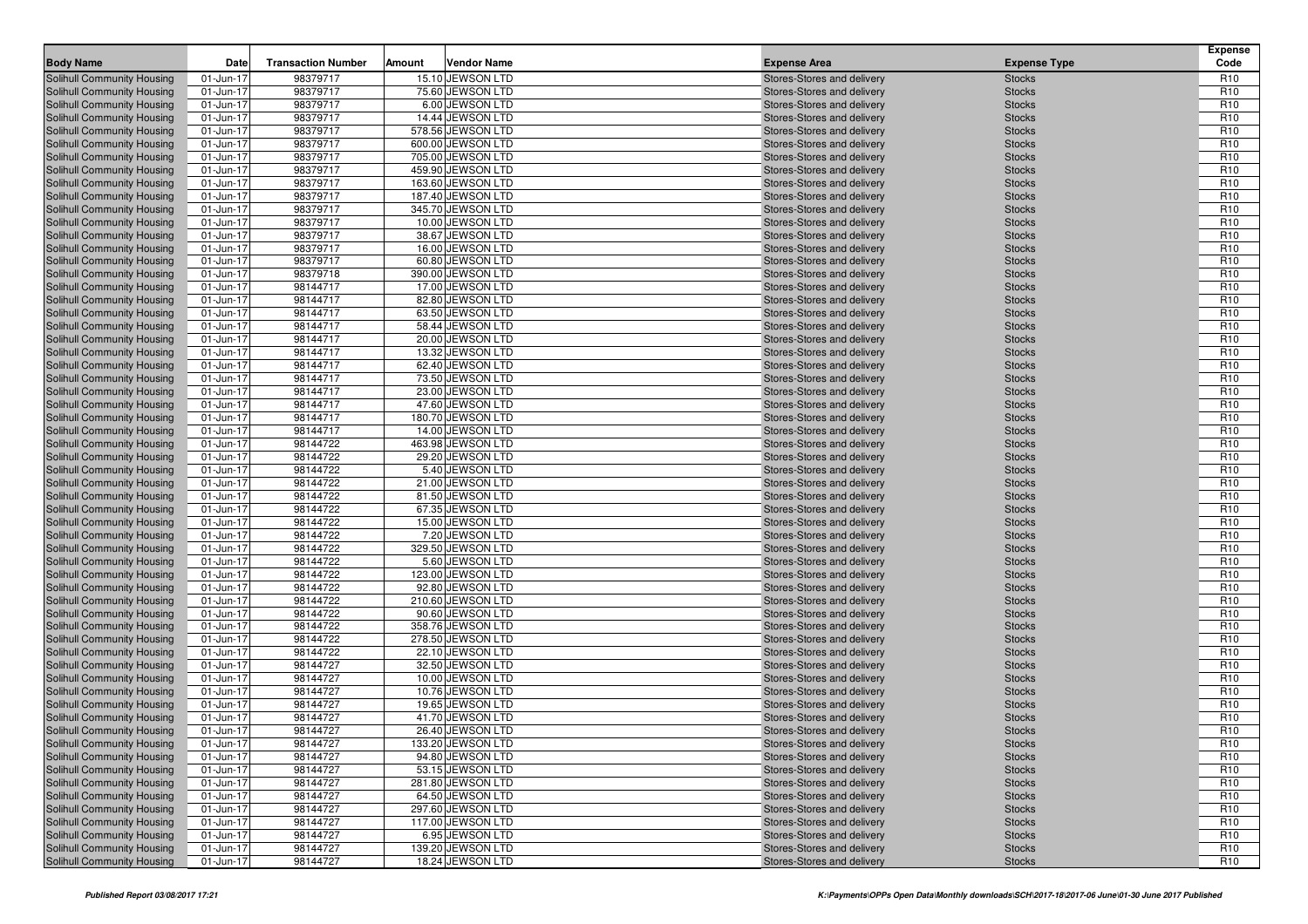| Body Name | Date | Transaction Number | Amount | Vendor Name | Expense Area | Expense Type | Expense Code |
|---|---|---|---|---|---|---|---|
| Solihull Community Housing | 01-Jun-17 | 98379717 | 15.10 | JEWSON LTD | Stores-Stores and delivery | Stocks | R10 |
| Solihull Community Housing | 01-Jun-17 | 98379717 | 75.60 | JEWSON LTD | Stores-Stores and delivery | Stocks | R10 |
| Solihull Community Housing | 01-Jun-17 | 98379717 | 6.00 | JEWSON LTD | Stores-Stores and delivery | Stocks | R10 |
| Solihull Community Housing | 01-Jun-17 | 98379717 | 14.44 | JEWSON LTD | Stores-Stores and delivery | Stocks | R10 |
| Solihull Community Housing | 01-Jun-17 | 98379717 | 578.56 | JEWSON LTD | Stores-Stores and delivery | Stocks | R10 |
| Solihull Community Housing | 01-Jun-17 | 98379717 | 600.00 | JEWSON LTD | Stores-Stores and delivery | Stocks | R10 |
| Solihull Community Housing | 01-Jun-17 | 98379717 | 705.00 | JEWSON LTD | Stores-Stores and delivery | Stocks | R10 |
| Solihull Community Housing | 01-Jun-17 | 98379717 | 459.90 | JEWSON LTD | Stores-Stores and delivery | Stocks | R10 |
| Solihull Community Housing | 01-Jun-17 | 98379717 | 163.60 | JEWSON LTD | Stores-Stores and delivery | Stocks | R10 |
| Solihull Community Housing | 01-Jun-17 | 98379717 | 187.40 | JEWSON LTD | Stores-Stores and delivery | Stocks | R10 |
| Solihull Community Housing | 01-Jun-17 | 98379717 | 345.70 | JEWSON LTD | Stores-Stores and delivery | Stocks | R10 |
| Solihull Community Housing | 01-Jun-17 | 98379717 | 10.00 | JEWSON LTD | Stores-Stores and delivery | Stocks | R10 |
| Solihull Community Housing | 01-Jun-17 | 98379717 | 38.67 | JEWSON LTD | Stores-Stores and delivery | Stocks | R10 |
| Solihull Community Housing | 01-Jun-17 | 98379717 | 16.00 | JEWSON LTD | Stores-Stores and delivery | Stocks | R10 |
| Solihull Community Housing | 01-Jun-17 | 98379717 | 60.80 | JEWSON LTD | Stores-Stores and delivery | Stocks | R10 |
| Solihull Community Housing | 01-Jun-17 | 98379718 | 390.00 | JEWSON LTD | Stores-Stores and delivery | Stocks | R10 |
| Solihull Community Housing | 01-Jun-17 | 98144717 | 17.00 | JEWSON LTD | Stores-Stores and delivery | Stocks | R10 |
| Solihull Community Housing | 01-Jun-17 | 98144717 | 82.80 | JEWSON LTD | Stores-Stores and delivery | Stocks | R10 |
| Solihull Community Housing | 01-Jun-17 | 98144717 | 63.50 | JEWSON LTD | Stores-Stores and delivery | Stocks | R10 |
| Solihull Community Housing | 01-Jun-17 | 98144717 | 58.44 | JEWSON LTD | Stores-Stores and delivery | Stocks | R10 |
| Solihull Community Housing | 01-Jun-17 | 98144717 | 20.00 | JEWSON LTD | Stores-Stores and delivery | Stocks | R10 |
| Solihull Community Housing | 01-Jun-17 | 98144717 | 13.32 | JEWSON LTD | Stores-Stores and delivery | Stocks | R10 |
| Solihull Community Housing | 01-Jun-17 | 98144717 | 62.40 | JEWSON LTD | Stores-Stores and delivery | Stocks | R10 |
| Solihull Community Housing | 01-Jun-17 | 98144717 | 73.50 | JEWSON LTD | Stores-Stores and delivery | Stocks | R10 |
| Solihull Community Housing | 01-Jun-17 | 98144717 | 23.00 | JEWSON LTD | Stores-Stores and delivery | Stocks | R10 |
| Solihull Community Housing | 01-Jun-17 | 98144717 | 47.60 | JEWSON LTD | Stores-Stores and delivery | Stocks | R10 |
| Solihull Community Housing | 01-Jun-17 | 98144717 | 180.70 | JEWSON LTD | Stores-Stores and delivery | Stocks | R10 |
| Solihull Community Housing | 01-Jun-17 | 98144717 | 14.00 | JEWSON LTD | Stores-Stores and delivery | Stocks | R10 |
| Solihull Community Housing | 01-Jun-17 | 98144722 | 463.98 | JEWSON LTD | Stores-Stores and delivery | Stocks | R10 |
| Solihull Community Housing | 01-Jun-17 | 98144722 | 29.20 | JEWSON LTD | Stores-Stores and delivery | Stocks | R10 |
| Solihull Community Housing | 01-Jun-17 | 98144722 | 5.40 | JEWSON LTD | Stores-Stores and delivery | Stocks | R10 |
| Solihull Community Housing | 01-Jun-17 | 98144722 | 21.00 | JEWSON LTD | Stores-Stores and delivery | Stocks | R10 |
| Solihull Community Housing | 01-Jun-17 | 98144722 | 81.50 | JEWSON LTD | Stores-Stores and delivery | Stocks | R10 |
| Solihull Community Housing | 01-Jun-17 | 98144722 | 67.35 | JEWSON LTD | Stores-Stores and delivery | Stocks | R10 |
| Solihull Community Housing | 01-Jun-17 | 98144722 | 15.00 | JEWSON LTD | Stores-Stores and delivery | Stocks | R10 |
| Solihull Community Housing | 01-Jun-17 | 98144722 | 7.20 | JEWSON LTD | Stores-Stores and delivery | Stocks | R10 |
| Solihull Community Housing | 01-Jun-17 | 98144722 | 329.50 | JEWSON LTD | Stores-Stores and delivery | Stocks | R10 |
| Solihull Community Housing | 01-Jun-17 | 98144722 | 5.60 | JEWSON LTD | Stores-Stores and delivery | Stocks | R10 |
| Solihull Community Housing | 01-Jun-17 | 98144722 | 123.00 | JEWSON LTD | Stores-Stores and delivery | Stocks | R10 |
| Solihull Community Housing | 01-Jun-17 | 98144722 | 92.80 | JEWSON LTD | Stores-Stores and delivery | Stocks | R10 |
| Solihull Community Housing | 01-Jun-17 | 98144722 | 210.60 | JEWSON LTD | Stores-Stores and delivery | Stocks | R10 |
| Solihull Community Housing | 01-Jun-17 | 98144722 | 90.60 | JEWSON LTD | Stores-Stores and delivery | Stocks | R10 |
| Solihull Community Housing | 01-Jun-17 | 98144722 | 358.76 | JEWSON LTD | Stores-Stores and delivery | Stocks | R10 |
| Solihull Community Housing | 01-Jun-17 | 98144722 | 278.50 | JEWSON LTD | Stores-Stores and delivery | Stocks | R10 |
| Solihull Community Housing | 01-Jun-17 | 98144722 | 22.10 | JEWSON LTD | Stores-Stores and delivery | Stocks | R10 |
| Solihull Community Housing | 01-Jun-17 | 98144727 | 32.50 | JEWSON LTD | Stores-Stores and delivery | Stocks | R10 |
| Solihull Community Housing | 01-Jun-17 | 98144727 | 10.00 | JEWSON LTD | Stores-Stores and delivery | Stocks | R10 |
| Solihull Community Housing | 01-Jun-17 | 98144727 | 10.76 | JEWSON LTD | Stores-Stores and delivery | Stocks | R10 |
| Solihull Community Housing | 01-Jun-17 | 98144727 | 19.65 | JEWSON LTD | Stores-Stores and delivery | Stocks | R10 |
| Solihull Community Housing | 01-Jun-17 | 98144727 | 41.70 | JEWSON LTD | Stores-Stores and delivery | Stocks | R10 |
| Solihull Community Housing | 01-Jun-17 | 98144727 | 26.40 | JEWSON LTD | Stores-Stores and delivery | Stocks | R10 |
| Solihull Community Housing | 01-Jun-17 | 98144727 | 133.20 | JEWSON LTD | Stores-Stores and delivery | Stocks | R10 |
| Solihull Community Housing | 01-Jun-17 | 98144727 | 94.80 | JEWSON LTD | Stores-Stores and delivery | Stocks | R10 |
| Solihull Community Housing | 01-Jun-17 | 98144727 | 53.15 | JEWSON LTD | Stores-Stores and delivery | Stocks | R10 |
| Solihull Community Housing | 01-Jun-17 | 98144727 | 281.80 | JEWSON LTD | Stores-Stores and delivery | Stocks | R10 |
| Solihull Community Housing | 01-Jun-17 | 98144727 | 64.50 | JEWSON LTD | Stores-Stores and delivery | Stocks | R10 |
| Solihull Community Housing | 01-Jun-17 | 98144727 | 297.60 | JEWSON LTD | Stores-Stores and delivery | Stocks | R10 |
| Solihull Community Housing | 01-Jun-17 | 98144727 | 117.00 | JEWSON LTD | Stores-Stores and delivery | Stocks | R10 |
| Solihull Community Housing | 01-Jun-17 | 98144727 | 6.95 | JEWSON LTD | Stores-Stores and delivery | Stocks | R10 |
| Solihull Community Housing | 01-Jun-17 | 98144727 | 139.20 | JEWSON LTD | Stores-Stores and delivery | Stocks | R10 |
| Solihull Community Housing | 01-Jun-17 | 98144727 | 18.24 | JEWSON LTD | Stores-Stores and delivery | Stocks | R10 |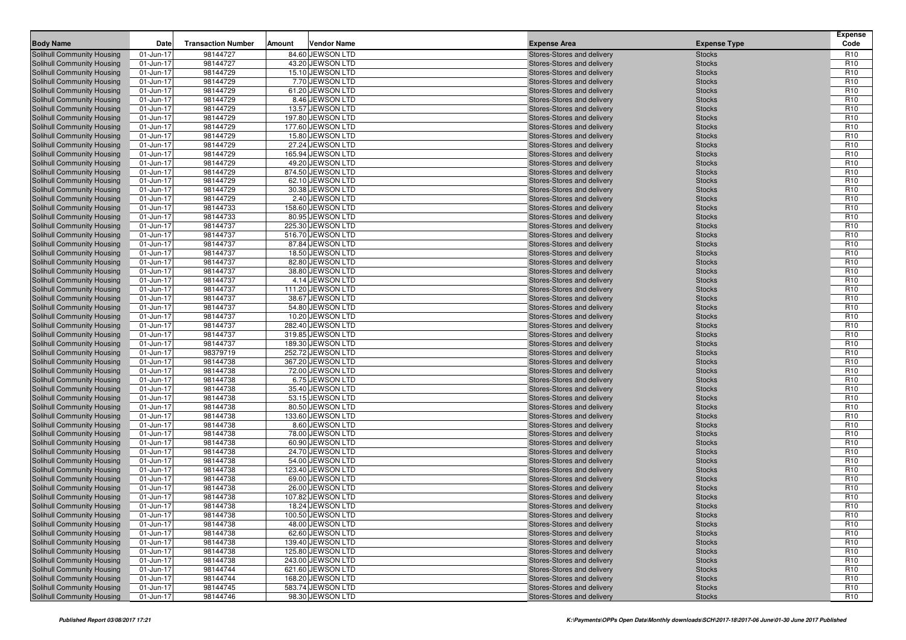| Body Name | Date | Transaction Number | Amount | Vendor Name | Expense Area | Expense Type | Expense Code |
|---|---|---|---|---|---|---|---|
| Solihull Community Housing | 01-Jun-17 | 98144727 | 84.60 | JEWSON LTD | Stores-Stores and delivery | Stocks | R10 |
| Solihull Community Housing | 01-Jun-17 | 98144727 | 43.20 | JEWSON LTD | Stores-Stores and delivery | Stocks | R10 |
| Solihull Community Housing | 01-Jun-17 | 98144729 | 15.10 | JEWSON LTD | Stores-Stores and delivery | Stocks | R10 |
| Solihull Community Housing | 01-Jun-17 | 98144729 | 7.70 | JEWSON LTD | Stores-Stores and delivery | Stocks | R10 |
| Solihull Community Housing | 01-Jun-17 | 98144729 | 61.20 | JEWSON LTD | Stores-Stores and delivery | Stocks | R10 |
| Solihull Community Housing | 01-Jun-17 | 98144729 | 8.46 | JEWSON LTD | Stores-Stores and delivery | Stocks | R10 |
| Solihull Community Housing | 01-Jun-17 | 98144729 | 13.57 | JEWSON LTD | Stores-Stores and delivery | Stocks | R10 |
| Solihull Community Housing | 01-Jun-17 | 98144729 | 197.80 | JEWSON LTD | Stores-Stores and delivery | Stocks | R10 |
| Solihull Community Housing | 01-Jun-17 | 98144729 | 177.60 | JEWSON LTD | Stores-Stores and delivery | Stocks | R10 |
| Solihull Community Housing | 01-Jun-17 | 98144729 | 15.80 | JEWSON LTD | Stores-Stores and delivery | Stocks | R10 |
| Solihull Community Housing | 01-Jun-17 | 98144729 | 27.24 | JEWSON LTD | Stores-Stores and delivery | Stocks | R10 |
| Solihull Community Housing | 01-Jun-17 | 98144729 | 165.94 | JEWSON LTD | Stores-Stores and delivery | Stocks | R10 |
| Solihull Community Housing | 01-Jun-17 | 98144729 | 49.20 | JEWSON LTD | Stores-Stores and delivery | Stocks | R10 |
| Solihull Community Housing | 01-Jun-17 | 98144729 | 874.50 | JEWSON LTD | Stores-Stores and delivery | Stocks | R10 |
| Solihull Community Housing | 01-Jun-17 | 98144729 | 62.10 | JEWSON LTD | Stores-Stores and delivery | Stocks | R10 |
| Solihull Community Housing | 01-Jun-17 | 98144729 | 30.38 | JEWSON LTD | Stores-Stores and delivery | Stocks | R10 |
| Solihull Community Housing | 01-Jun-17 | 98144729 | 2.40 | JEWSON LTD | Stores-Stores and delivery | Stocks | R10 |
| Solihull Community Housing | 01-Jun-17 | 98144733 | 158.60 | JEWSON LTD | Stores-Stores and delivery | Stocks | R10 |
| Solihull Community Housing | 01-Jun-17 | 98144733 | 80.95 | JEWSON LTD | Stores-Stores and delivery | Stocks | R10 |
| Solihull Community Housing | 01-Jun-17 | 98144737 | 225.30 | JEWSON LTD | Stores-Stores and delivery | Stocks | R10 |
| Solihull Community Housing | 01-Jun-17 | 98144737 | 516.70 | JEWSON LTD | Stores-Stores and delivery | Stocks | R10 |
| Solihull Community Housing | 01-Jun-17 | 98144737 | 87.84 | JEWSON LTD | Stores-Stores and delivery | Stocks | R10 |
| Solihull Community Housing | 01-Jun-17 | 98144737 | 18.50 | JEWSON LTD | Stores-Stores and delivery | Stocks | R10 |
| Solihull Community Housing | 01-Jun-17 | 98144737 | 82.80 | JEWSON LTD | Stores-Stores and delivery | Stocks | R10 |
| Solihull Community Housing | 01-Jun-17 | 98144737 | 38.80 | JEWSON LTD | Stores-Stores and delivery | Stocks | R10 |
| Solihull Community Housing | 01-Jun-17 | 98144737 | 4.14 | JEWSON LTD | Stores-Stores and delivery | Stocks | R10 |
| Solihull Community Housing | 01-Jun-17 | 98144737 | 111.20 | JEWSON LTD | Stores-Stores and delivery | Stocks | R10 |
| Solihull Community Housing | 01-Jun-17 | 98144737 | 38.67 | JEWSON LTD | Stores-Stores and delivery | Stocks | R10 |
| Solihull Community Housing | 01-Jun-17 | 98144737 | 54.80 | JEWSON LTD | Stores-Stores and delivery | Stocks | R10 |
| Solihull Community Housing | 01-Jun-17 | 98144737 | 10.20 | JEWSON LTD | Stores-Stores and delivery | Stocks | R10 |
| Solihull Community Housing | 01-Jun-17 | 98144737 | 282.40 | JEWSON LTD | Stores-Stores and delivery | Stocks | R10 |
| Solihull Community Housing | 01-Jun-17 | 98144737 | 319.85 | JEWSON LTD | Stores-Stores and delivery | Stocks | R10 |
| Solihull Community Housing | 01-Jun-17 | 98144737 | 189.30 | JEWSON LTD | Stores-Stores and delivery | Stocks | R10 |
| Solihull Community Housing | 01-Jun-17 | 98379719 | 252.72 | JEWSON LTD | Stores-Stores and delivery | Stocks | R10 |
| Solihull Community Housing | 01-Jun-17 | 98144738 | 367.20 | JEWSON LTD | Stores-Stores and delivery | Stocks | R10 |
| Solihull Community Housing | 01-Jun-17 | 98144738 | 72.00 | JEWSON LTD | Stores-Stores and delivery | Stocks | R10 |
| Solihull Community Housing | 01-Jun-17 | 98144738 | 6.75 | JEWSON LTD | Stores-Stores and delivery | Stocks | R10 |
| Solihull Community Housing | 01-Jun-17 | 98144738 | 35.40 | JEWSON LTD | Stores-Stores and delivery | Stocks | R10 |
| Solihull Community Housing | 01-Jun-17 | 98144738 | 53.15 | JEWSON LTD | Stores-Stores and delivery | Stocks | R10 |
| Solihull Community Housing | 01-Jun-17 | 98144738 | 80.50 | JEWSON LTD | Stores-Stores and delivery | Stocks | R10 |
| Solihull Community Housing | 01-Jun-17 | 98144738 | 133.60 | JEWSON LTD | Stores-Stores and delivery | Stocks | R10 |
| Solihull Community Housing | 01-Jun-17 | 98144738 | 8.60 | JEWSON LTD | Stores-Stores and delivery | Stocks | R10 |
| Solihull Community Housing | 01-Jun-17 | 98144738 | 78.00 | JEWSON LTD | Stores-Stores and delivery | Stocks | R10 |
| Solihull Community Housing | 01-Jun-17 | 98144738 | 60.90 | JEWSON LTD | Stores-Stores and delivery | Stocks | R10 |
| Solihull Community Housing | 01-Jun-17 | 98144738 | 24.70 | JEWSON LTD | Stores-Stores and delivery | Stocks | R10 |
| Solihull Community Housing | 01-Jun-17 | 98144738 | 54.00 | JEWSON LTD | Stores-Stores and delivery | Stocks | R10 |
| Solihull Community Housing | 01-Jun-17 | 98144738 | 123.40 | JEWSON LTD | Stores-Stores and delivery | Stocks | R10 |
| Solihull Community Housing | 01-Jun-17 | 98144738 | 69.00 | JEWSON LTD | Stores-Stores and delivery | Stocks | R10 |
| Solihull Community Housing | 01-Jun-17 | 98144738 | 26.00 | JEWSON LTD | Stores-Stores and delivery | Stocks | R10 |
| Solihull Community Housing | 01-Jun-17 | 98144738 | 107.82 | JEWSON LTD | Stores-Stores and delivery | Stocks | R10 |
| Solihull Community Housing | 01-Jun-17 | 98144738 | 18.24 | JEWSON LTD | Stores-Stores and delivery | Stocks | R10 |
| Solihull Community Housing | 01-Jun-17 | 98144738 | 100.50 | JEWSON LTD | Stores-Stores and delivery | Stocks | R10 |
| Solihull Community Housing | 01-Jun-17 | 98144738 | 48.00 | JEWSON LTD | Stores-Stores and delivery | Stocks | R10 |
| Solihull Community Housing | 01-Jun-17 | 98144738 | 62.60 | JEWSON LTD | Stores-Stores and delivery | Stocks | R10 |
| Solihull Community Housing | 01-Jun-17 | 98144738 | 139.40 | JEWSON LTD | Stores-Stores and delivery | Stocks | R10 |
| Solihull Community Housing | 01-Jun-17 | 98144738 | 125.80 | JEWSON LTD | Stores-Stores and delivery | Stocks | R10 |
| Solihull Community Housing | 01-Jun-17 | 98144738 | 243.00 | JEWSON LTD | Stores-Stores and delivery | Stocks | R10 |
| Solihull Community Housing | 01-Jun-17 | 98144744 | 621.60 | JEWSON LTD | Stores-Stores and delivery | Stocks | R10 |
| Solihull Community Housing | 01-Jun-17 | 98144744 | 168.20 | JEWSON LTD | Stores-Stores and delivery | Stocks | R10 |
| Solihull Community Housing | 01-Jun-17 | 98144745 | 583.74 | JEWSON LTD | Stores-Stores and delivery | Stocks | R10 |
| Solihull Community Housing | 01-Jun-17 | 98144746 | 98.30 | JEWSON LTD | Stores-Stores and delivery | Stocks | R10 |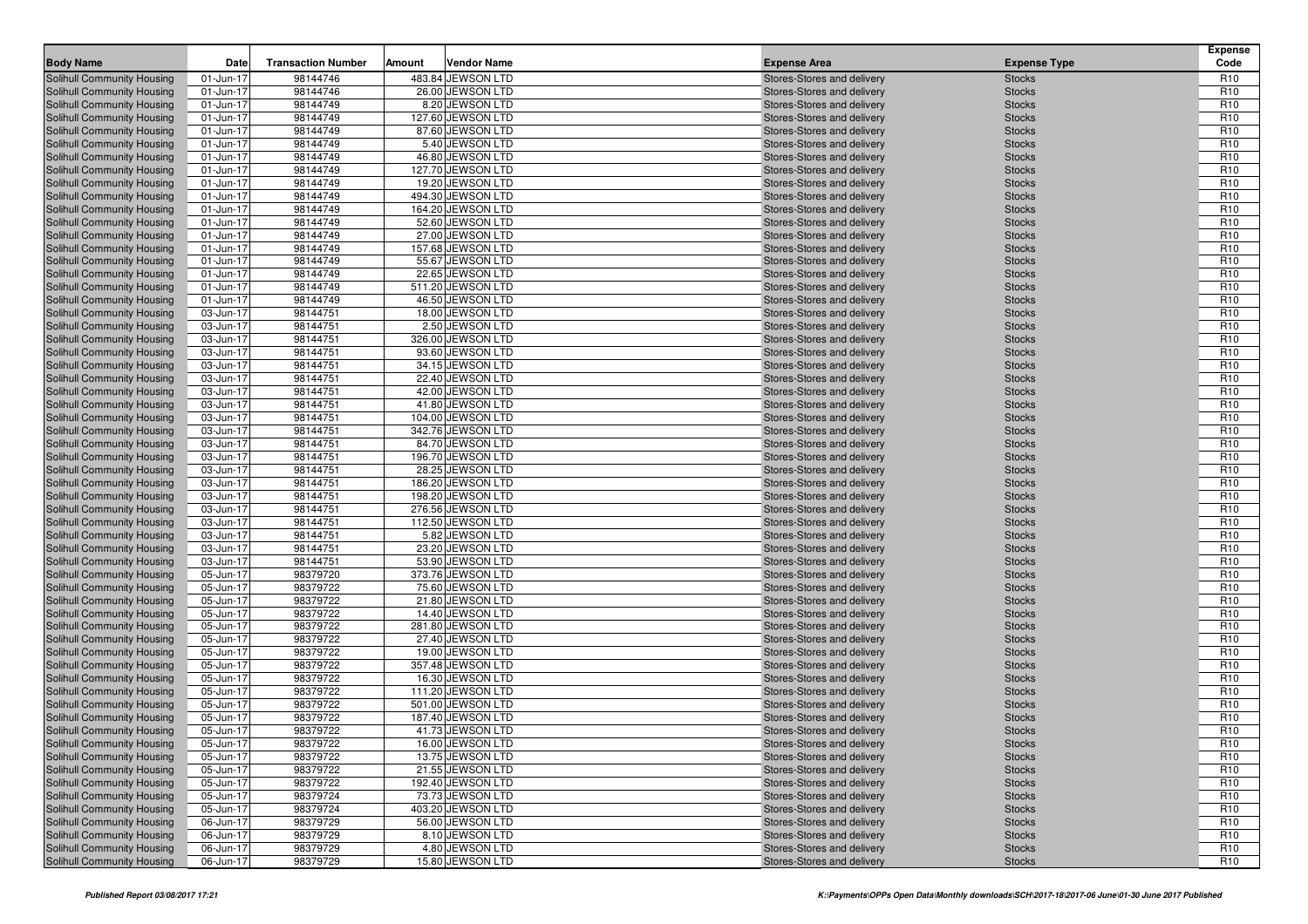| Body Name | Date | Transaction Number | Amount | Vendor Name | Expense Area | Expense Type | Expense Code |
|---|---|---|---|---|---|---|---|
| Solihull Community Housing | 01-Jun-17 | 98144746 | 483.84 | JEWSON LTD | Stores-Stores and delivery | Stocks | R10 |
| Solihull Community Housing | 01-Jun-17 | 98144746 | 26.00 | JEWSON LTD | Stores-Stores and delivery | Stocks | R10 |
| Solihull Community Housing | 01-Jun-17 | 98144749 | 8.20 | JEWSON LTD | Stores-Stores and delivery | Stocks | R10 |
| Solihull Community Housing | 01-Jun-17 | 98144749 | 127.60 | JEWSON LTD | Stores-Stores and delivery | Stocks | R10 |
| Solihull Community Housing | 01-Jun-17 | 98144749 | 87.60 | JEWSON LTD | Stores-Stores and delivery | Stocks | R10 |
| Solihull Community Housing | 01-Jun-17 | 98144749 | 5.40 | JEWSON LTD | Stores-Stores and delivery | Stocks | R10 |
| Solihull Community Housing | 01-Jun-17 | 98144749 | 46.80 | JEWSON LTD | Stores-Stores and delivery | Stocks | R10 |
| Solihull Community Housing | 01-Jun-17 | 98144749 | 127.70 | JEWSON LTD | Stores-Stores and delivery | Stocks | R10 |
| Solihull Community Housing | 01-Jun-17 | 98144749 | 19.20 | JEWSON LTD | Stores-Stores and delivery | Stocks | R10 |
| Solihull Community Housing | 01-Jun-17 | 98144749 | 494.30 | JEWSON LTD | Stores-Stores and delivery | Stocks | R10 |
| Solihull Community Housing | 01-Jun-17 | 98144749 | 164.20 | JEWSON LTD | Stores-Stores and delivery | Stocks | R10 |
| Solihull Community Housing | 01-Jun-17 | 98144749 | 52.60 | JEWSON LTD | Stores-Stores and delivery | Stocks | R10 |
| Solihull Community Housing | 01-Jun-17 | 98144749 | 27.00 | JEWSON LTD | Stores-Stores and delivery | Stocks | R10 |
| Solihull Community Housing | 01-Jun-17 | 98144749 | 157.68 | JEWSON LTD | Stores-Stores and delivery | Stocks | R10 |
| Solihull Community Housing | 01-Jun-17 | 98144749 | 55.67 | JEWSON LTD | Stores-Stores and delivery | Stocks | R10 |
| Solihull Community Housing | 01-Jun-17 | 98144749 | 22.65 | JEWSON LTD | Stores-Stores and delivery | Stocks | R10 |
| Solihull Community Housing | 01-Jun-17 | 98144749 | 511.20 | JEWSON LTD | Stores-Stores and delivery | Stocks | R10 |
| Solihull Community Housing | 01-Jun-17 | 98144749 | 46.50 | JEWSON LTD | Stores-Stores and delivery | Stocks | R10 |
| Solihull Community Housing | 03-Jun-17 | 98144751 | 18.00 | JEWSON LTD | Stores-Stores and delivery | Stocks | R10 |
| Solihull Community Housing | 03-Jun-17 | 98144751 | 2.50 | JEWSON LTD | Stores-Stores and delivery | Stocks | R10 |
| Solihull Community Housing | 03-Jun-17 | 98144751 | 326.00 | JEWSON LTD | Stores-Stores and delivery | Stocks | R10 |
| Solihull Community Housing | 03-Jun-17 | 98144751 | 93.60 | JEWSON LTD | Stores-Stores and delivery | Stocks | R10 |
| Solihull Community Housing | 03-Jun-17 | 98144751 | 34.15 | JEWSON LTD | Stores-Stores and delivery | Stocks | R10 |
| Solihull Community Housing | 03-Jun-17 | 98144751 | 22.40 | JEWSON LTD | Stores-Stores and delivery | Stocks | R10 |
| Solihull Community Housing | 03-Jun-17 | 98144751 | 42.00 | JEWSON LTD | Stores-Stores and delivery | Stocks | R10 |
| Solihull Community Housing | 03-Jun-17 | 98144751 | 41.80 | JEWSON LTD | Stores-Stores and delivery | Stocks | R10 |
| Solihull Community Housing | 03-Jun-17 | 98144751 | 104.00 | JEWSON LTD | Stores-Stores and delivery | Stocks | R10 |
| Solihull Community Housing | 03-Jun-17 | 98144751 | 342.76 | JEWSON LTD | Stores-Stores and delivery | Stocks | R10 |
| Solihull Community Housing | 03-Jun-17 | 98144751 | 84.70 | JEWSON LTD | Stores-Stores and delivery | Stocks | R10 |
| Solihull Community Housing | 03-Jun-17 | 98144751 | 196.70 | JEWSON LTD | Stores-Stores and delivery | Stocks | R10 |
| Solihull Community Housing | 03-Jun-17 | 98144751 | 28.25 | JEWSON LTD | Stores-Stores and delivery | Stocks | R10 |
| Solihull Community Housing | 03-Jun-17 | 98144751 | 186.20 | JEWSON LTD | Stores-Stores and delivery | Stocks | R10 |
| Solihull Community Housing | 03-Jun-17 | 98144751 | 198.20 | JEWSON LTD | Stores-Stores and delivery | Stocks | R10 |
| Solihull Community Housing | 03-Jun-17 | 98144751 | 276.56 | JEWSON LTD | Stores-Stores and delivery | Stocks | R10 |
| Solihull Community Housing | 03-Jun-17 | 98144751 | 112.50 | JEWSON LTD | Stores-Stores and delivery | Stocks | R10 |
| Solihull Community Housing | 03-Jun-17 | 98144751 | 5.82 | JEWSON LTD | Stores-Stores and delivery | Stocks | R10 |
| Solihull Community Housing | 03-Jun-17 | 98144751 | 23.20 | JEWSON LTD | Stores-Stores and delivery | Stocks | R10 |
| Solihull Community Housing | 03-Jun-17 | 98144751 | 53.90 | JEWSON LTD | Stores-Stores and delivery | Stocks | R10 |
| Solihull Community Housing | 05-Jun-17 | 98379720 | 373.76 | JEWSON LTD | Stores-Stores and delivery | Stocks | R10 |
| Solihull Community Housing | 05-Jun-17 | 98379722 | 75.60 | JEWSON LTD | Stores-Stores and delivery | Stocks | R10 |
| Solihull Community Housing | 05-Jun-17 | 98379722 | 21.80 | JEWSON LTD | Stores-Stores and delivery | Stocks | R10 |
| Solihull Community Housing | 05-Jun-17 | 98379722 | 14.40 | JEWSON LTD | Stores-Stores and delivery | Stocks | R10 |
| Solihull Community Housing | 05-Jun-17 | 98379722 | 281.80 | JEWSON LTD | Stores-Stores and delivery | Stocks | R10 |
| Solihull Community Housing | 05-Jun-17 | 98379722 | 27.40 | JEWSON LTD | Stores-Stores and delivery | Stocks | R10 |
| Solihull Community Housing | 05-Jun-17 | 98379722 | 19.00 | JEWSON LTD | Stores-Stores and delivery | Stocks | R10 |
| Solihull Community Housing | 05-Jun-17 | 98379722 | 357.48 | JEWSON LTD | Stores-Stores and delivery | Stocks | R10 |
| Solihull Community Housing | 05-Jun-17 | 98379722 | 16.30 | JEWSON LTD | Stores-Stores and delivery | Stocks | R10 |
| Solihull Community Housing | 05-Jun-17 | 98379722 | 111.20 | JEWSON LTD | Stores-Stores and delivery | Stocks | R10 |
| Solihull Community Housing | 05-Jun-17 | 98379722 | 501.00 | JEWSON LTD | Stores-Stores and delivery | Stocks | R10 |
| Solihull Community Housing | 05-Jun-17 | 98379722 | 187.40 | JEWSON LTD | Stores-Stores and delivery | Stocks | R10 |
| Solihull Community Housing | 05-Jun-17 | 98379722 | 41.73 | JEWSON LTD | Stores-Stores and delivery | Stocks | R10 |
| Solihull Community Housing | 05-Jun-17 | 98379722 | 16.00 | JEWSON LTD | Stores-Stores and delivery | Stocks | R10 |
| Solihull Community Housing | 05-Jun-17 | 98379722 | 13.75 | JEWSON LTD | Stores-Stores and delivery | Stocks | R10 |
| Solihull Community Housing | 05-Jun-17 | 98379722 | 21.55 | JEWSON LTD | Stores-Stores and delivery | Stocks | R10 |
| Solihull Community Housing | 05-Jun-17 | 98379722 | 192.40 | JEWSON LTD | Stores-Stores and delivery | Stocks | R10 |
| Solihull Community Housing | 05-Jun-17 | 98379724 | 73.73 | JEWSON LTD | Stores-Stores and delivery | Stocks | R10 |
| Solihull Community Housing | 05-Jun-17 | 98379724 | 403.20 | JEWSON LTD | Stores-Stores and delivery | Stocks | R10 |
| Solihull Community Housing | 06-Jun-17 | 98379729 | 56.00 | JEWSON LTD | Stores-Stores and delivery | Stocks | R10 |
| Solihull Community Housing | 06-Jun-17 | 98379729 | 8.10 | JEWSON LTD | Stores-Stores and delivery | Stocks | R10 |
| Solihull Community Housing | 06-Jun-17 | 98379729 | 4.80 | JEWSON LTD | Stores-Stores and delivery | Stocks | R10 |
| Solihull Community Housing | 06-Jun-17 | 98379729 | 15.80 | JEWSON LTD | Stores-Stores and delivery | Stocks | R10 |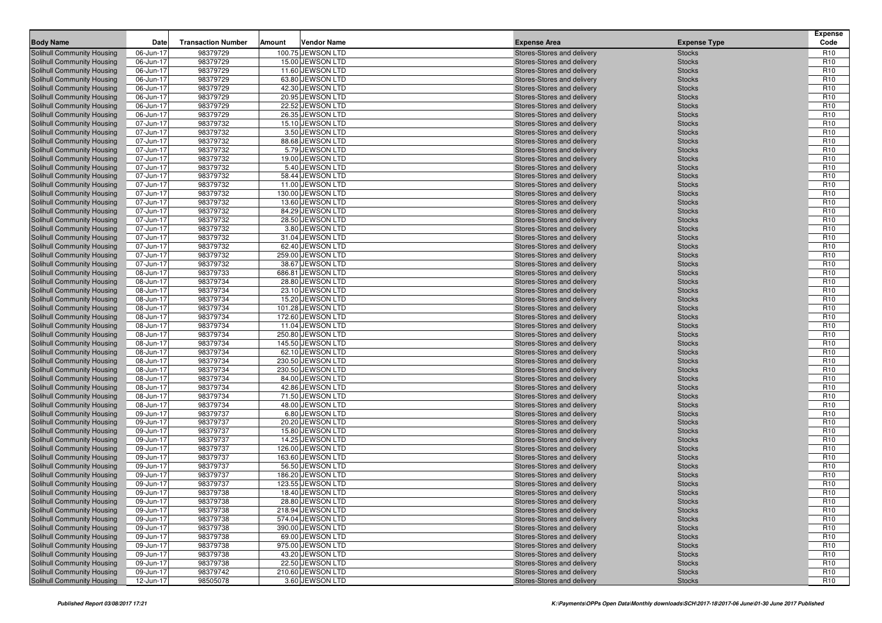| Body Name | Date | Transaction Number | Amount | Vendor Name | Expense Area | Expense Type | Expense Code |
|---|---|---|---|---|---|---|---|
| Solihull Community Housing | 06-Jun-17 | 98379729 | 100.75 | JEWSON LTD | Stores-Stores and delivery | Stocks | R10 |
| Solihull Community Housing | 06-Jun-17 | 98379729 | 15.00 | JEWSON LTD | Stores-Stores and delivery | Stocks | R10 |
| Solihull Community Housing | 06-Jun-17 | 98379729 | 11.60 | JEWSON LTD | Stores-Stores and delivery | Stocks | R10 |
| Solihull Community Housing | 06-Jun-17 | 98379729 | 63.80 | JEWSON LTD | Stores-Stores and delivery | Stocks | R10 |
| Solihull Community Housing | 06-Jun-17 | 98379729 | 42.30 | JEWSON LTD | Stores-Stores and delivery | Stocks | R10 |
| Solihull Community Housing | 06-Jun-17 | 98379729 | 20.95 | JEWSON LTD | Stores-Stores and delivery | Stocks | R10 |
| Solihull Community Housing | 06-Jun-17 | 98379729 | 22.52 | JEWSON LTD | Stores-Stores and delivery | Stocks | R10 |
| Solihull Community Housing | 06-Jun-17 | 98379729 | 26.35 | JEWSON LTD | Stores-Stores and delivery | Stocks | R10 |
| Solihull Community Housing | 07-Jun-17 | 98379732 | 15.10 | JEWSON LTD | Stores-Stores and delivery | Stocks | R10 |
| Solihull Community Housing | 07-Jun-17 | 98379732 | 3.50 | JEWSON LTD | Stores-Stores and delivery | Stocks | R10 |
| Solihull Community Housing | 07-Jun-17 | 98379732 | 88.68 | JEWSON LTD | Stores-Stores and delivery | Stocks | R10 |
| Solihull Community Housing | 07-Jun-17 | 98379732 | 5.79 | JEWSON LTD | Stores-Stores and delivery | Stocks | R10 |
| Solihull Community Housing | 07-Jun-17 | 98379732 | 19.00 | JEWSON LTD | Stores-Stores and delivery | Stocks | R10 |
| Solihull Community Housing | 07-Jun-17 | 98379732 | 5.40 | JEWSON LTD | Stores-Stores and delivery | Stocks | R10 |
| Solihull Community Housing | 07-Jun-17 | 98379732 | 58.44 | JEWSON LTD | Stores-Stores and delivery | Stocks | R10 |
| Solihull Community Housing | 07-Jun-17 | 98379732 | 11.00 | JEWSON LTD | Stores-Stores and delivery | Stocks | R10 |
| Solihull Community Housing | 07-Jun-17 | 98379732 | 130.00 | JEWSON LTD | Stores-Stores and delivery | Stocks | R10 |
| Solihull Community Housing | 07-Jun-17 | 98379732 | 13.60 | JEWSON LTD | Stores-Stores and delivery | Stocks | R10 |
| Solihull Community Housing | 07-Jun-17 | 98379732 | 84.29 | JEWSON LTD | Stores-Stores and delivery | Stocks | R10 |
| Solihull Community Housing | 07-Jun-17 | 98379732 | 28.50 | JEWSON LTD | Stores-Stores and delivery | Stocks | R10 |
| Solihull Community Housing | 07-Jun-17 | 98379732 | 3.80 | JEWSON LTD | Stores-Stores and delivery | Stocks | R10 |
| Solihull Community Housing | 07-Jun-17 | 98379732 | 31.04 | JEWSON LTD | Stores-Stores and delivery | Stocks | R10 |
| Solihull Community Housing | 07-Jun-17 | 98379732 | 62.40 | JEWSON LTD | Stores-Stores and delivery | Stocks | R10 |
| Solihull Community Housing | 07-Jun-17 | 98379732 | 259.00 | JEWSON LTD | Stores-Stores and delivery | Stocks | R10 |
| Solihull Community Housing | 07-Jun-17 | 98379732 | 38.67 | JEWSON LTD | Stores-Stores and delivery | Stocks | R10 |
| Solihull Community Housing | 08-Jun-17 | 98379733 | 686.81 | JEWSON LTD | Stores-Stores and delivery | Stocks | R10 |
| Solihull Community Housing | 08-Jun-17 | 98379734 | 28.80 | JEWSON LTD | Stores-Stores and delivery | Stocks | R10 |
| Solihull Community Housing | 08-Jun-17 | 98379734 | 23.10 | JEWSON LTD | Stores-Stores and delivery | Stocks | R10 |
| Solihull Community Housing | 08-Jun-17 | 98379734 | 15.20 | JEWSON LTD | Stores-Stores and delivery | Stocks | R10 |
| Solihull Community Housing | 08-Jun-17 | 98379734 | 101.28 | JEWSON LTD | Stores-Stores and delivery | Stocks | R10 |
| Solihull Community Housing | 08-Jun-17 | 98379734 | 172.60 | JEWSON LTD | Stores-Stores and delivery | Stocks | R10 |
| Solihull Community Housing | 08-Jun-17 | 98379734 | 11.04 | JEWSON LTD | Stores-Stores and delivery | Stocks | R10 |
| Solihull Community Housing | 08-Jun-17 | 98379734 | 250.80 | JEWSON LTD | Stores-Stores and delivery | Stocks | R10 |
| Solihull Community Housing | 08-Jun-17 | 98379734 | 145.50 | JEWSON LTD | Stores-Stores and delivery | Stocks | R10 |
| Solihull Community Housing | 08-Jun-17 | 98379734 | 62.10 | JEWSON LTD | Stores-Stores and delivery | Stocks | R10 |
| Solihull Community Housing | 08-Jun-17 | 98379734 | 230.50 | JEWSON LTD | Stores-Stores and delivery | Stocks | R10 |
| Solihull Community Housing | 08-Jun-17 | 98379734 | 230.50 | JEWSON LTD | Stores-Stores and delivery | Stocks | R10 |
| Solihull Community Housing | 08-Jun-17 | 98379734 | 84.00 | JEWSON LTD | Stores-Stores and delivery | Stocks | R10 |
| Solihull Community Housing | 08-Jun-17 | 98379734 | 42.86 | JEWSON LTD | Stores-Stores and delivery | Stocks | R10 |
| Solihull Community Housing | 08-Jun-17 | 98379734 | 71.50 | JEWSON LTD | Stores-Stores and delivery | Stocks | R10 |
| Solihull Community Housing | 08-Jun-17 | 98379734 | 48.00 | JEWSON LTD | Stores-Stores and delivery | Stocks | R10 |
| Solihull Community Housing | 09-Jun-17 | 98379737 | 6.80 | JEWSON LTD | Stores-Stores and delivery | Stocks | R10 |
| Solihull Community Housing | 09-Jun-17 | 98379737 | 20.20 | JEWSON LTD | Stores-Stores and delivery | Stocks | R10 |
| Solihull Community Housing | 09-Jun-17 | 98379737 | 15.80 | JEWSON LTD | Stores-Stores and delivery | Stocks | R10 |
| Solihull Community Housing | 09-Jun-17 | 98379737 | 14.25 | JEWSON LTD | Stores-Stores and delivery | Stocks | R10 |
| Solihull Community Housing | 09-Jun-17 | 98379737 | 126.00 | JEWSON LTD | Stores-Stores and delivery | Stocks | R10 |
| Solihull Community Housing | 09-Jun-17 | 98379737 | 163.60 | JEWSON LTD | Stores-Stores and delivery | Stocks | R10 |
| Solihull Community Housing | 09-Jun-17 | 98379737 | 56.50 | JEWSON LTD | Stores-Stores and delivery | Stocks | R10 |
| Solihull Community Housing | 09-Jun-17 | 98379737 | 186.20 | JEWSON LTD | Stores-Stores and delivery | Stocks | R10 |
| Solihull Community Housing | 09-Jun-17 | 98379737 | 123.55 | JEWSON LTD | Stores-Stores and delivery | Stocks | R10 |
| Solihull Community Housing | 09-Jun-17 | 98379738 | 18.40 | JEWSON LTD | Stores-Stores and delivery | Stocks | R10 |
| Solihull Community Housing | 09-Jun-17 | 98379738 | 28.80 | JEWSON LTD | Stores-Stores and delivery | Stocks | R10 |
| Solihull Community Housing | 09-Jun-17 | 98379738 | 218.94 | JEWSON LTD | Stores-Stores and delivery | Stocks | R10 |
| Solihull Community Housing | 09-Jun-17 | 98379738 | 574.04 | JEWSON LTD | Stores-Stores and delivery | Stocks | R10 |
| Solihull Community Housing | 09-Jun-17 | 98379738 | 390.00 | JEWSON LTD | Stores-Stores and delivery | Stocks | R10 |
| Solihull Community Housing | 09-Jun-17 | 98379738 | 69.00 | JEWSON LTD | Stores-Stores and delivery | Stocks | R10 |
| Solihull Community Housing | 09-Jun-17 | 98379738 | 975.00 | JEWSON LTD | Stores-Stores and delivery | Stocks | R10 |
| Solihull Community Housing | 09-Jun-17 | 98379738 | 43.20 | JEWSON LTD | Stores-Stores and delivery | Stocks | R10 |
| Solihull Community Housing | 09-Jun-17 | 98379738 | 22.50 | JEWSON LTD | Stores-Stores and delivery | Stocks | R10 |
| Solihull Community Housing | 09-Jun-17 | 98379742 | 210.60 | JEWSON LTD | Stores-Stores and delivery | Stocks | R10 |
| Solihull Community Housing | 12-Jun-17 | 98505078 | 3.60 | JEWSON LTD | Stores-Stores and delivery | Stocks | R10 |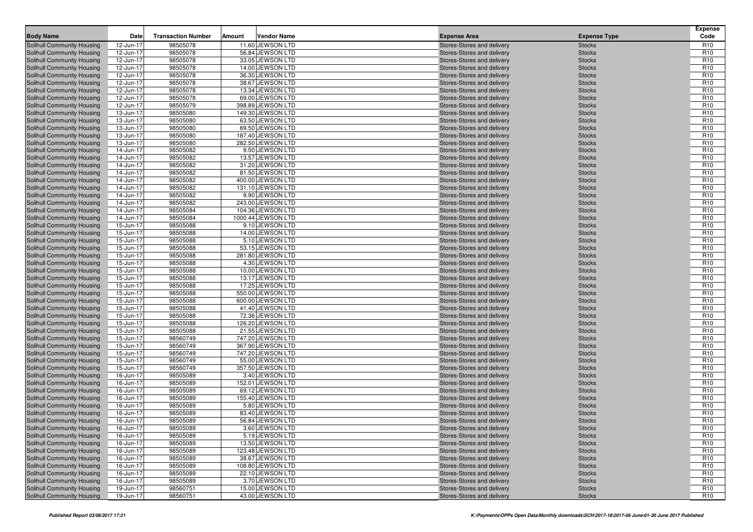| Body Name | Date | Transaction Number | Amount | Vendor Name | Expense Area | Expense Type | Expense Code |
|---|---|---|---|---|---|---|---|
| Solihull Community Housing | 12-Jun-17 | 98505078 | 11.60 | JEWSON LTD | Stores-Stores and delivery | Stocks | R10 |
| Solihull Community Housing | 12-Jun-17 | 98505078 | 56.84 | JEWSON LTD | Stores-Stores and delivery | Stocks | R10 |
| Solihull Community Housing | 12-Jun-17 | 98505078 | 33.05 | JEWSON LTD | Stores-Stores and delivery | Stocks | R10 |
| Solihull Community Housing | 12-Jun-17 | 98505078 | 14.00 | JEWSON LTD | Stores-Stores and delivery | Stocks | R10 |
| Solihull Community Housing | 12-Jun-17 | 98505078 | 36.30 | JEWSON LTD | Stores-Stores and delivery | Stocks | R10 |
| Solihull Community Housing | 12-Jun-17 | 98505078 | 38.67 | JEWSON LTD | Stores-Stores and delivery | Stocks | R10 |
| Solihull Community Housing | 12-Jun-17 | 98505078 | 13.34 | JEWSON LTD | Stores-Stores and delivery | Stocks | R10 |
| Solihull Community Housing | 12-Jun-17 | 98505078 | 69.00 | JEWSON LTD | Stores-Stores and delivery | Stocks | R10 |
| Solihull Community Housing | 12-Jun-17 | 98505079 | 398.89 | JEWSON LTD | Stores-Stores and delivery | Stocks | R10 |
| Solihull Community Housing | 13-Jun-17 | 98505080 | 149.30 | JEWSON LTD | Stores-Stores and delivery | Stocks | R10 |
| Solihull Community Housing | 13-Jun-17 | 98505080 | 63.50 | JEWSON LTD | Stores-Stores and delivery | Stocks | R10 |
| Solihull Community Housing | 13-Jun-17 | 98505080 | 69.50 | JEWSON LTD | Stores-Stores and delivery | Stocks | R10 |
| Solihull Community Housing | 13-Jun-17 | 98505080 | 187.40 | JEWSON LTD | Stores-Stores and delivery | Stocks | R10 |
| Solihull Community Housing | 13-Jun-17 | 98505080 | 282.50 | JEWSON LTD | Stores-Stores and delivery | Stocks | R10 |
| Solihull Community Housing | 14-Jun-17 | 98505082 | 9.50 | JEWSON LTD | Stores-Stores and delivery | Stocks | R10 |
| Solihull Community Housing | 14-Jun-17 | 98505082 | 13.57 | JEWSON LTD | Stores-Stores and delivery | Stocks | R10 |
| Solihull Community Housing | 14-Jun-17 | 98505082 | 31.20 | JEWSON LTD | Stores-Stores and delivery | Stocks | R10 |
| Solihull Community Housing | 14-Jun-17 | 98505082 | 81.50 | JEWSON LTD | Stores-Stores and delivery | Stocks | R10 |
| Solihull Community Housing | 14-Jun-17 | 98505082 | 400.00 | JEWSON LTD | Stores-Stores and delivery | Stocks | R10 |
| Solihull Community Housing | 14-Jun-17 | 98505082 | 131.10 | JEWSON LTD | Stores-Stores and delivery | Stocks | R10 |
| Solihull Community Housing | 14-Jun-17 | 98505082 | 9.90 | JEWSON LTD | Stores-Stores and delivery | Stocks | R10 |
| Solihull Community Housing | 14-Jun-17 | 98505082 | 243.00 | JEWSON LTD | Stores-Stores and delivery | Stocks | R10 |
| Solihull Community Housing | 14-Jun-17 | 98505084 | 104.36 | JEWSON LTD | Stores-Stores and delivery | Stocks | R10 |
| Solihull Community Housing | 14-Jun-17 | 98505084 | 1000.44 | JEWSON LTD | Stores-Stores and delivery | Stocks | R10 |
| Solihull Community Housing | 15-Jun-17 | 98505088 | 9.10 | JEWSON LTD | Stores-Stores and delivery | Stocks | R10 |
| Solihull Community Housing | 15-Jun-17 | 98505088 | 14.00 | JEWSON LTD | Stores-Stores and delivery | Stocks | R10 |
| Solihull Community Housing | 15-Jun-17 | 98505088 | 5.10 | JEWSON LTD | Stores-Stores and delivery | Stocks | R10 |
| Solihull Community Housing | 15-Jun-17 | 98505088 | 53.15 | JEWSON LTD | Stores-Stores and delivery | Stocks | R10 |
| Solihull Community Housing | 15-Jun-17 | 98505088 | 281.80 | JEWSON LTD | Stores-Stores and delivery | Stocks | R10 |
| Solihull Community Housing | 15-Jun-17 | 98505088 | 4.30 | JEWSON LTD | Stores-Stores and delivery | Stocks | R10 |
| Solihull Community Housing | 15-Jun-17 | 98505088 | 10.00 | JEWSON LTD | Stores-Stores and delivery | Stocks | R10 |
| Solihull Community Housing | 15-Jun-17 | 98505088 | 13.17 | JEWSON LTD | Stores-Stores and delivery | Stocks | R10 |
| Solihull Community Housing | 15-Jun-17 | 98505088 | 17.25 | JEWSON LTD | Stores-Stores and delivery | Stocks | R10 |
| Solihull Community Housing | 15-Jun-17 | 98505088 | 550.00 | JEWSON LTD | Stores-Stores and delivery | Stocks | R10 |
| Solihull Community Housing | 15-Jun-17 | 98505088 | 600.00 | JEWSON LTD | Stores-Stores and delivery | Stocks | R10 |
| Solihull Community Housing | 15-Jun-17 | 98505088 | 41.40 | JEWSON LTD | Stores-Stores and delivery | Stocks | R10 |
| Solihull Community Housing | 15-Jun-17 | 98505088 | 72.36 | JEWSON LTD | Stores-Stores and delivery | Stocks | R10 |
| Solihull Community Housing | 15-Jun-17 | 98505088 | 126.20 | JEWSON LTD | Stores-Stores and delivery | Stocks | R10 |
| Solihull Community Housing | 15-Jun-17 | 98505088 | 21.55 | JEWSON LTD | Stores-Stores and delivery | Stocks | R10 |
| Solihull Community Housing | 15-Jun-17 | 98560749 | 747.20 | JEWSON LTD | Stores-Stores and delivery | Stocks | R10 |
| Solihull Community Housing | 15-Jun-17 | 98560749 | 367.90 | JEWSON LTD | Stores-Stores and delivery | Stocks | R10 |
| Solihull Community Housing | 15-Jun-17 | 98560749 | 747.20 | JEWSON LTD | Stores-Stores and delivery | Stocks | R10 |
| Solihull Community Housing | 15-Jun-17 | 98560749 | 55.00 | JEWSON LTD | Stores-Stores and delivery | Stocks | R10 |
| Solihull Community Housing | 15-Jun-17 | 98560749 | 357.50 | JEWSON LTD | Stores-Stores and delivery | Stocks | R10 |
| Solihull Community Housing | 16-Jun-17 | 98505089 | 3.40 | JEWSON LTD | Stores-Stores and delivery | Stocks | R10 |
| Solihull Community Housing | 16-Jun-17 | 98505089 | 152.01 | JEWSON LTD | Stores-Stores and delivery | Stocks | R10 |
| Solihull Community Housing | 16-Jun-17 | 98505089 | 69.12 | JEWSON LTD | Stores-Stores and delivery | Stocks | R10 |
| Solihull Community Housing | 16-Jun-17 | 98505089 | 155.40 | JEWSON LTD | Stores-Stores and delivery | Stocks | R10 |
| Solihull Community Housing | 16-Jun-17 | 98505089 | 5.80 | JEWSON LTD | Stores-Stores and delivery | Stocks | R10 |
| Solihull Community Housing | 16-Jun-17 | 98505089 | 83.40 | JEWSON LTD | Stores-Stores and delivery | Stocks | R10 |
| Solihull Community Housing | 16-Jun-17 | 98505089 | 56.84 | JEWSON LTD | Stores-Stores and delivery | Stocks | R10 |
| Solihull Community Housing | 16-Jun-17 | 98505089 | 3.60 | JEWSON LTD | Stores-Stores and delivery | Stocks | R10 |
| Solihull Community Housing | 16-Jun-17 | 98505089 | 5.19 | JEWSON LTD | Stores-Stores and delivery | Stocks | R10 |
| Solihull Community Housing | 16-Jun-17 | 98505089 | 13.50 | JEWSON LTD | Stores-Stores and delivery | Stocks | R10 |
| Solihull Community Housing | 16-Jun-17 | 98505089 | 123.48 | JEWSON LTD | Stores-Stores and delivery | Stocks | R10 |
| Solihull Community Housing | 16-Jun-17 | 98505089 | 38.67 | JEWSON LTD | Stores-Stores and delivery | Stocks | R10 |
| Solihull Community Housing | 16-Jun-17 | 98505089 | 108.80 | JEWSON LTD | Stores-Stores and delivery | Stocks | R10 |
| Solihull Community Housing | 16-Jun-17 | 98505089 | 22.10 | JEWSON LTD | Stores-Stores and delivery | Stocks | R10 |
| Solihull Community Housing | 16-Jun-17 | 98505089 | 3.70 | JEWSON LTD | Stores-Stores and delivery | Stocks | R10 |
| Solihull Community Housing | 19-Jun-17 | 98560751 | 15.00 | JEWSON LTD | Stores-Stores and delivery | Stocks | R10 |
| Solihull Community Housing | 19-Jun-17 | 98560751 | 43.00 | JEWSON LTD | Stores-Stores and delivery | Stocks | R10 |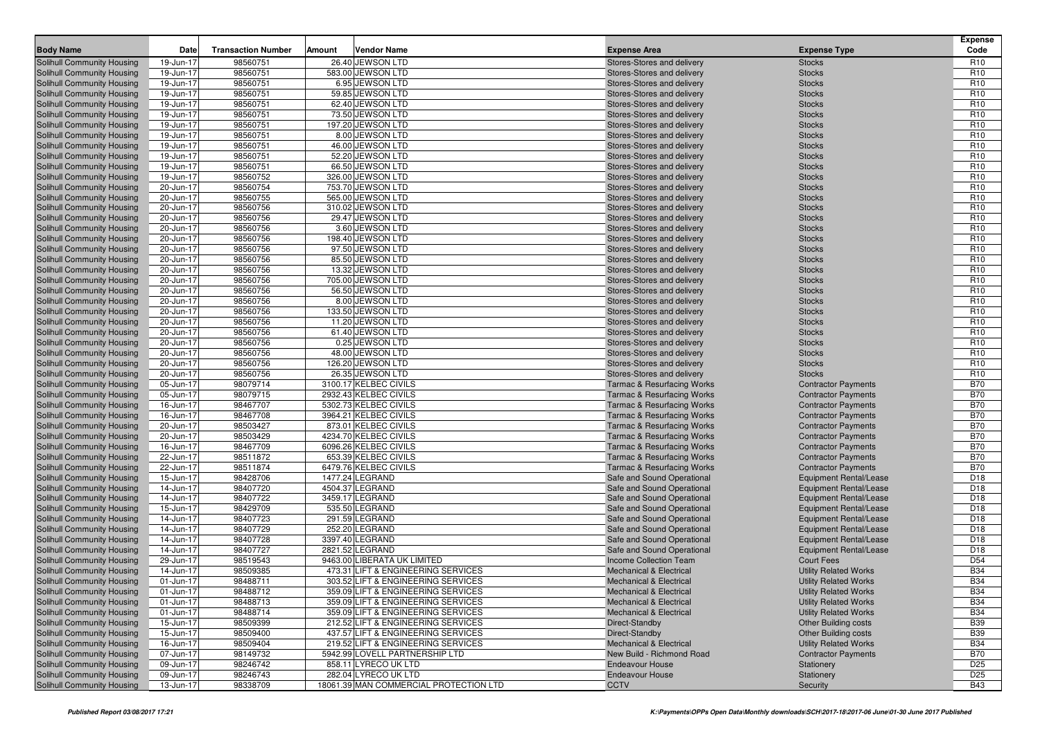| Body Name | Date | Transaction Number | Amount | Vendor Name | Expense Area | Expense Type | Expense Code |
|---|---|---|---|---|---|---|---|
| Solihull Community Housing | 19-Jun-17 | 98560751 | 26.40 | JEWSON LTD | Stores-Stores and delivery | Stocks | R10 |
| Solihull Community Housing | 19-Jun-17 | 98560751 | 583.00 | JEWSON LTD | Stores-Stores and delivery | Stocks | R10 |
| Solihull Community Housing | 19-Jun-17 | 98560751 | 6.95 | JEWSON LTD | Stores-Stores and delivery | Stocks | R10 |
| Solihull Community Housing | 19-Jun-17 | 98560751 | 59.85 | JEWSON LTD | Stores-Stores and delivery | Stocks | R10 |
| Solihull Community Housing | 19-Jun-17 | 98560751 | 62.40 | JEWSON LTD | Stores-Stores and delivery | Stocks | R10 |
| Solihull Community Housing | 19-Jun-17 | 98560751 | 73.50 | JEWSON LTD | Stores-Stores and delivery | Stocks | R10 |
| Solihull Community Housing | 19-Jun-17 | 98560751 | 197.20 | JEWSON LTD | Stores-Stores and delivery | Stocks | R10 |
| Solihull Community Housing | 19-Jun-17 | 98560751 | 8.00 | JEWSON LTD | Stores-Stores and delivery | Stocks | R10 |
| Solihull Community Housing | 19-Jun-17 | 98560751 | 46.00 | JEWSON LTD | Stores-Stores and delivery | Stocks | R10 |
| Solihull Community Housing | 19-Jun-17 | 98560751 | 52.20 | JEWSON LTD | Stores-Stores and delivery | Stocks | R10 |
| Solihull Community Housing | 19-Jun-17 | 98560751 | 66.50 | JEWSON LTD | Stores-Stores and delivery | Stocks | R10 |
| Solihull Community Housing | 19-Jun-17 | 98560752 | 326.00 | JEWSON LTD | Stores-Stores and delivery | Stocks | R10 |
| Solihull Community Housing | 20-Jun-17 | 98560754 | 753.70 | JEWSON LTD | Stores-Stores and delivery | Stocks | R10 |
| Solihull Community Housing | 20-Jun-17 | 98560755 | 565.00 | JEWSON LTD | Stores-Stores and delivery | Stocks | R10 |
| Solihull Community Housing | 20-Jun-17 | 98560756 | 310.02 | JEWSON LTD | Stores-Stores and delivery | Stocks | R10 |
| Solihull Community Housing | 20-Jun-17 | 98560756 | 29.47 | JEWSON LTD | Stores-Stores and delivery | Stocks | R10 |
| Solihull Community Housing | 20-Jun-17 | 98560756 | 3.60 | JEWSON LTD | Stores-Stores and delivery | Stocks | R10 |
| Solihull Community Housing | 20-Jun-17 | 98560756 | 198.40 | JEWSON LTD | Stores-Stores and delivery | Stocks | R10 |
| Solihull Community Housing | 20-Jun-17 | 98560756 | 97.50 | JEWSON LTD | Stores-Stores and delivery | Stocks | R10 |
| Solihull Community Housing | 20-Jun-17 | 98560756 | 85.50 | JEWSON LTD | Stores-Stores and delivery | Stocks | R10 |
| Solihull Community Housing | 20-Jun-17 | 98560756 | 13.32 | JEWSON LTD | Stores-Stores and delivery | Stocks | R10 |
| Solihull Community Housing | 20-Jun-17 | 98560756 | 705.00 | JEWSON LTD | Stores-Stores and delivery | Stocks | R10 |
| Solihull Community Housing | 20-Jun-17 | 98560756 | 56.50 | JEWSON LTD | Stores-Stores and delivery | Stocks | R10 |
| Solihull Community Housing | 20-Jun-17 | 98560756 | 8.00 | JEWSON LTD | Stores-Stores and delivery | Stocks | R10 |
| Solihull Community Housing | 20-Jun-17 | 98560756 | 133.50 | JEWSON LTD | Stores-Stores and delivery | Stocks | R10 |
| Solihull Community Housing | 20-Jun-17 | 98560756 | 11.20 | JEWSON LTD | Stores-Stores and delivery | Stocks | R10 |
| Solihull Community Housing | 20-Jun-17 | 98560756 | 61.40 | JEWSON LTD | Stores-Stores and delivery | Stocks | R10 |
| Solihull Community Housing | 20-Jun-17 | 98560756 | 0.25 | JEWSON LTD | Stores-Stores and delivery | Stocks | R10 |
| Solihull Community Housing | 20-Jun-17 | 98560756 | 48.00 | JEWSON LTD | Stores-Stores and delivery | Stocks | R10 |
| Solihull Community Housing | 20-Jun-17 | 98560756 | 126.20 | JEWSON LTD | Stores-Stores and delivery | Stocks | R10 |
| Solihull Community Housing | 20-Jun-17 | 98560756 | 26.35 | JEWSON LTD | Stores-Stores and delivery | Stocks | R10 |
| Solihull Community Housing | 05-Jun-17 | 98079714 | 3100.17 | KELBEC CIVILS | Tarmac & Resurfacing Works | Contractor Payments | B70 |
| Solihull Community Housing | 05-Jun-17 | 98079715 | 2932.43 | KELBEC CIVILS | Tarmac & Resurfacing Works | Contractor Payments | B70 |
| Solihull Community Housing | 16-Jun-17 | 98467707 | 5302.73 | KELBEC CIVILS | Tarmac & Resurfacing Works | Contractor Payments | B70 |
| Solihull Community Housing | 16-Jun-17 | 98467708 | 3964.21 | KELBEC CIVILS | Tarmac & Resurfacing Works | Contractor Payments | B70 |
| Solihull Community Housing | 20-Jun-17 | 98503427 | 873.01 | KELBEC CIVILS | Tarmac & Resurfacing Works | Contractor Payments | B70 |
| Solihull Community Housing | 20-Jun-17 | 98503429 | 4234.70 | KELBEC CIVILS | Tarmac & Resurfacing Works | Contractor Payments | B70 |
| Solihull Community Housing | 16-Jun-17 | 98467709 | 6096.26 | KELBEC CIVILS | Tarmac & Resurfacing Works | Contractor Payments | B70 |
| Solihull Community Housing | 22-Jun-17 | 98511872 | 653.39 | KELBEC CIVILS | Tarmac & Resurfacing Works | Contractor Payments | B70 |
| Solihull Community Housing | 22-Jun-17 | 98511874 | 6479.76 | KELBEC CIVILS | Tarmac & Resurfacing Works | Contractor Payments | B70 |
| Solihull Community Housing | 15-Jun-17 | 98428706 | 1477.24 | LEGRAND | Safe and Sound Operational | Equipment Rental/Lease | D18 |
| Solihull Community Housing | 14-Jun-17 | 98407720 | 4504.37 | LEGRAND | Safe and Sound Operational | Equipment Rental/Lease | D18 |
| Solihull Community Housing | 14-Jun-17 | 98407722 | 3459.17 | LEGRAND | Safe and Sound Operational | Equipment Rental/Lease | D18 |
| Solihull Community Housing | 15-Jun-17 | 98429709 | 535.50 | LEGRAND | Safe and Sound Operational | Equipment Rental/Lease | D18 |
| Solihull Community Housing | 14-Jun-17 | 98407723 | 291.59 | LEGRAND | Safe and Sound Operational | Equipment Rental/Lease | D18 |
| Solihull Community Housing | 14-Jun-17 | 98407729 | 252.20 | LEGRAND | Safe and Sound Operational | Equipment Rental/Lease | D18 |
| Solihull Community Housing | 14-Jun-17 | 98407728 | 3397.40 | LEGRAND | Safe and Sound Operational | Equipment Rental/Lease | D18 |
| Solihull Community Housing | 14-Jun-17 | 98407727 | 2821.52 | LEGRAND | Safe and Sound Operational | Equipment Rental/Lease | D18 |
| Solihull Community Housing | 29-Jun-17 | 98519543 | 9463.00 | LIBERATA UK LIMITED | Income Collection Team | Court Fees | D54 |
| Solihull Community Housing | 14-Jun-17 | 98509385 | 473.31 | LIFT & ENGINEERING SERVICES | Mechanical & Electrical | Utility Related Works | B34 |
| Solihull Community Housing | 01-Jun-17 | 98488711 | 303.52 | LIFT & ENGINEERING SERVICES | Mechanical & Electrical | Utility Related Works | B34 |
| Solihull Community Housing | 01-Jun-17 | 98488712 | 359.09 | LIFT & ENGINEERING SERVICES | Mechanical & Electrical | Utility Related Works | B34 |
| Solihull Community Housing | 01-Jun-17 | 98488713 | 359.09 | LIFT & ENGINEERING SERVICES | Mechanical & Electrical | Utility Related Works | B34 |
| Solihull Community Housing | 01-Jun-17 | 98488714 | 359.09 | LIFT & ENGINEERING SERVICES | Mechanical & Electrical | Utility Related Works | B34 |
| Solihull Community Housing | 15-Jun-17 | 98509399 | 212.52 | LIFT & ENGINEERING SERVICES | Direct-Standby | Other Building costs | B39 |
| Solihull Community Housing | 15-Jun-17 | 98509400 | 437.57 | LIFT & ENGINEERING SERVICES | Direct-Standby | Other Building costs | B39 |
| Solihull Community Housing | 16-Jun-17 | 98509404 | 219.52 | LIFT & ENGINEERING SERVICES | Mechanical & Electrical | Utility Related Works | B34 |
| Solihull Community Housing | 07-Jun-17 | 98149732 | 5942.99 | LOVELL PARTNERSHIP LTD | New Build - Richmond Road | Contractor Payments | B70 |
| Solihull Community Housing | 09-Jun-17 | 98246742 | 858.11 | LYRECO UK LTD | Endeavour House | Stationery | D25 |
| Solihull Community Housing | 09-Jun-17 | 98246743 | 282.04 | LYRECO UK LTD | Endeavour House | Stationery | D25 |
| Solihull Community Housing | 13-Jun-17 | 98338709 | 18061.39 | MAN COMMERCIAL PROTECTION LTD | CCTV | Security | B43 |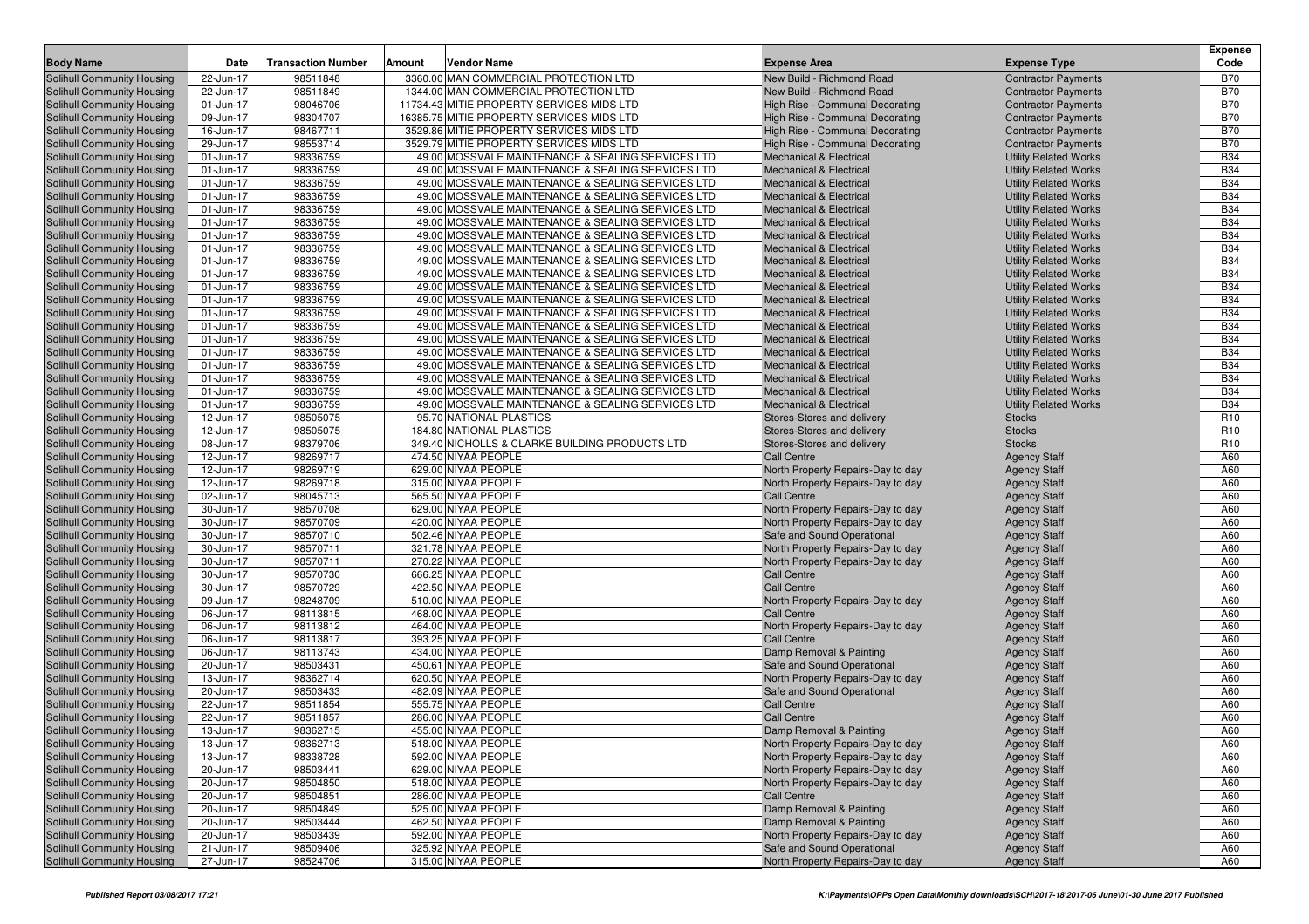| Body Name | Date | Transaction Number | Amount | Vendor Name | Expense Area | Expense Type | Expense Code |
|---|---|---|---|---|---|---|---|
| Solihull Community Housing | 22-Jun-17 | 98511848 | 3360.00 | MAN COMMERCIAL PROTECTION LTD | New Build - Richmond Road | Contractor Payments | B70 |
| Solihull Community Housing | 22-Jun-17 | 98511849 | 1344.00 | MAN COMMERCIAL PROTECTION LTD | New Build - Richmond Road | Contractor Payments | B70 |
| Solihull Community Housing | 01-Jun-17 | 98046706 | 11734.43 | MITIE PROPERTY SERVICES MIDS LTD | High Rise - Communal Decorating | Contractor Payments | B70 |
| Solihull Community Housing | 09-Jun-17 | 98304707 | 16385.75 | MITIE PROPERTY SERVICES MIDS LTD | High Rise - Communal Decorating | Contractor Payments | B70 |
| Solihull Community Housing | 16-Jun-17 | 98467711 | 3529.86 | MITIE PROPERTY SERVICES MIDS LTD | High Rise - Communal Decorating | Contractor Payments | B70 |
| Solihull Community Housing | 29-Jun-17 | 98553714 | 3529.79 | MITIE PROPERTY SERVICES MIDS LTD | High Rise - Communal Decorating | Contractor Payments | B70 |
| Solihull Community Housing | 01-Jun-17 | 98336759 | 49.00 | MOSSVALE MAINTENANCE & SEALING SERVICES LTD | Mechanical & Electrical | Utility Related Works | B34 |
| Solihull Community Housing | 01-Jun-17 | 98336759 | 49.00 | MOSSVALE MAINTENANCE & SEALING SERVICES LTD | Mechanical & Electrical | Utility Related Works | B34 |
| Solihull Community Housing | 01-Jun-17 | 98336759 | 49.00 | MOSSVALE MAINTENANCE & SEALING SERVICES LTD | Mechanical & Electrical | Utility Related Works | B34 |
| Solihull Community Housing | 01-Jun-17 | 98336759 | 49.00 | MOSSVALE MAINTENANCE & SEALING SERVICES LTD | Mechanical & Electrical | Utility Related Works | B34 |
| Solihull Community Housing | 01-Jun-17 | 98336759 | 49.00 | MOSSVALE MAINTENANCE & SEALING SERVICES LTD | Mechanical & Electrical | Utility Related Works | B34 |
| Solihull Community Housing | 01-Jun-17 | 98336759 | 49.00 | MOSSVALE MAINTENANCE & SEALING SERVICES LTD | Mechanical & Electrical | Utility Related Works | B34 |
| Solihull Community Housing | 01-Jun-17 | 98336759 | 49.00 | MOSSVALE MAINTENANCE & SEALING SERVICES LTD | Mechanical & Electrical | Utility Related Works | B34 |
| Solihull Community Housing | 01-Jun-17 | 98336759 | 49.00 | MOSSVALE MAINTENANCE & SEALING SERVICES LTD | Mechanical & Electrical | Utility Related Works | B34 |
| Solihull Community Housing | 01-Jun-17 | 98336759 | 49.00 | MOSSVALE MAINTENANCE & SEALING SERVICES LTD | Mechanical & Electrical | Utility Related Works | B34 |
| Solihull Community Housing | 01-Jun-17 | 98336759 | 49.00 | MOSSVALE MAINTENANCE & SEALING SERVICES LTD | Mechanical & Electrical | Utility Related Works | B34 |
| Solihull Community Housing | 01-Jun-17 | 98336759 | 49.00 | MOSSVALE MAINTENANCE & SEALING SERVICES LTD | Mechanical & Electrical | Utility Related Works | B34 |
| Solihull Community Housing | 01-Jun-17 | 98336759 | 49.00 | MOSSVALE MAINTENANCE & SEALING SERVICES LTD | Mechanical & Electrical | Utility Related Works | B34 |
| Solihull Community Housing | 01-Jun-17 | 98336759 | 49.00 | MOSSVALE MAINTENANCE & SEALING SERVICES LTD | Mechanical & Electrical | Utility Related Works | B34 |
| Solihull Community Housing | 01-Jun-17 | 98336759 | 49.00 | MOSSVALE MAINTENANCE & SEALING SERVICES LTD | Mechanical & Electrical | Utility Related Works | B34 |
| Solihull Community Housing | 01-Jun-17 | 98336759 | 49.00 | MOSSVALE MAINTENANCE & SEALING SERVICES LTD | Mechanical & Electrical | Utility Related Works | B34 |
| Solihull Community Housing | 01-Jun-17 | 98336759 | 49.00 | MOSSVALE MAINTENANCE & SEALING SERVICES LTD | Mechanical & Electrical | Utility Related Works | B34 |
| Solihull Community Housing | 01-Jun-17 | 98336759 | 49.00 | MOSSVALE MAINTENANCE & SEALING SERVICES LTD | Mechanical & Electrical | Utility Related Works | B34 |
| Solihull Community Housing | 01-Jun-17 | 98336759 | 49.00 | MOSSVALE MAINTENANCE & SEALING SERVICES LTD | Mechanical & Electrical | Utility Related Works | B34 |
| Solihull Community Housing | 12-Jun-17 | 98505075 | 95.70 | NATIONAL PLASTICS | Stores-Stores and delivery | Stocks | R10 |
| Solihull Community Housing | 12-Jun-17 | 98505075 | 184.80 | NATIONAL PLASTICS | Stores-Stores and delivery | Stocks | R10 |
| Solihull Community Housing | 08-Jun-17 | 98379706 | 349.40 | NICHOLLS & CLARKE BUILDING PRODUCTS LTD | Stores-Stores and delivery | Stocks | R10 |
| Solihull Community Housing | 12-Jun-17 | 98269717 | 474.50 | NIYAA PEOPLE | Call Centre | Agency Staff | A60 |
| Solihull Community Housing | 12-Jun-17 | 98269719 | 629.00 | NIYAA PEOPLE | North Property Repairs-Day to day | Agency Staff | A60 |
| Solihull Community Housing | 12-Jun-17 | 98269718 | 315.00 | NIYAA PEOPLE | North Property Repairs-Day to day | Agency Staff | A60 |
| Solihull Community Housing | 02-Jun-17 | 98045713 | 565.50 | NIYAA PEOPLE | Call Centre | Agency Staff | A60 |
| Solihull Community Housing | 30-Jun-17 | 98570708 | 629.00 | NIYAA PEOPLE | North Property Repairs-Day to day | Agency Staff | A60 |
| Solihull Community Housing | 30-Jun-17 | 98570709 | 420.00 | NIYAA PEOPLE | North Property Repairs-Day to day | Agency Staff | A60 |
| Solihull Community Housing | 30-Jun-17 | 98570710 | 502.46 | NIYAA PEOPLE | Safe and Sound Operational | Agency Staff | A60 |
| Solihull Community Housing | 30-Jun-17 | 98570711 | 321.78 | NIYAA PEOPLE | North Property Repairs-Day to day | Agency Staff | A60 |
| Solihull Community Housing | 30-Jun-17 | 98570711 | 270.22 | NIYAA PEOPLE | North Property Repairs-Day to day | Agency Staff | A60 |
| Solihull Community Housing | 30-Jun-17 | 98570730 | 666.25 | NIYAA PEOPLE | Call Centre | Agency Staff | A60 |
| Solihull Community Housing | 30-Jun-17 | 98570729 | 422.50 | NIYAA PEOPLE | Call Centre | Agency Staff | A60 |
| Solihull Community Housing | 09-Jun-17 | 98248709 | 510.00 | NIYAA PEOPLE | North Property Repairs-Day to day | Agency Staff | A60 |
| Solihull Community Housing | 06-Jun-17 | 98113815 | 468.00 | NIYAA PEOPLE | Call Centre | Agency Staff | A60 |
| Solihull Community Housing | 06-Jun-17 | 98113812 | 464.00 | NIYAA PEOPLE | North Property Repairs-Day to day | Agency Staff | A60 |
| Solihull Community Housing | 06-Jun-17 | 98113817 | 393.25 | NIYAA PEOPLE | Call Centre | Agency Staff | A60 |
| Solihull Community Housing | 06-Jun-17 | 98113743 | 434.00 | NIYAA PEOPLE | Damp Removal & Painting | Agency Staff | A60 |
| Solihull Community Housing | 20-Jun-17 | 98503431 | 450.61 | NIYAA PEOPLE | Safe and Sound Operational | Agency Staff | A60 |
| Solihull Community Housing | 13-Jun-17 | 98362714 | 620.50 | NIYAA PEOPLE | North Property Repairs-Day to day | Agency Staff | A60 |
| Solihull Community Housing | 20-Jun-17 | 98503433 | 482.09 | NIYAA PEOPLE | Safe and Sound Operational | Agency Staff | A60 |
| Solihull Community Housing | 22-Jun-17 | 98511854 | 555.75 | NIYAA PEOPLE | Call Centre | Agency Staff | A60 |
| Solihull Community Housing | 22-Jun-17 | 98511857 | 286.00 | NIYAA PEOPLE | Call Centre | Agency Staff | A60 |
| Solihull Community Housing | 13-Jun-17 | 98362715 | 455.00 | NIYAA PEOPLE | Damp Removal & Painting | Agency Staff | A60 |
| Solihull Community Housing | 13-Jun-17 | 98362713 | 518.00 | NIYAA PEOPLE | North Property Repairs-Day to day | Agency Staff | A60 |
| Solihull Community Housing | 13-Jun-17 | 98338728 | 592.00 | NIYAA PEOPLE | North Property Repairs-Day to day | Agency Staff | A60 |
| Solihull Community Housing | 20-Jun-17 | 98503441 | 629.00 | NIYAA PEOPLE | North Property Repairs-Day to day | Agency Staff | A60 |
| Solihull Community Housing | 20-Jun-17 | 98504850 | 518.00 | NIYAA PEOPLE | North Property Repairs-Day to day | Agency Staff | A60 |
| Solihull Community Housing | 20-Jun-17 | 98504851 | 286.00 | NIYAA PEOPLE | Call Centre | Agency Staff | A60 |
| Solihull Community Housing | 20-Jun-17 | 98504849 | 525.00 | NIYAA PEOPLE | Damp Removal & Painting | Agency Staff | A60 |
| Solihull Community Housing | 20-Jun-17 | 98503444 | 462.50 | NIYAA PEOPLE | Damp Removal & Painting | Agency Staff | A60 |
| Solihull Community Housing | 20-Jun-17 | 98503439 | 592.00 | NIYAA PEOPLE | North Property Repairs-Day to day | Agency Staff | A60 |
| Solihull Community Housing | 21-Jun-17 | 98509406 | 325.92 | NIYAA PEOPLE | Safe and Sound Operational | Agency Staff | A60 |
| Solihull Community Housing | 27-Jun-17 | 98524706 | 315.00 | NIYAA PEOPLE | North Property Repairs-Day to day | Agency Staff | A60 |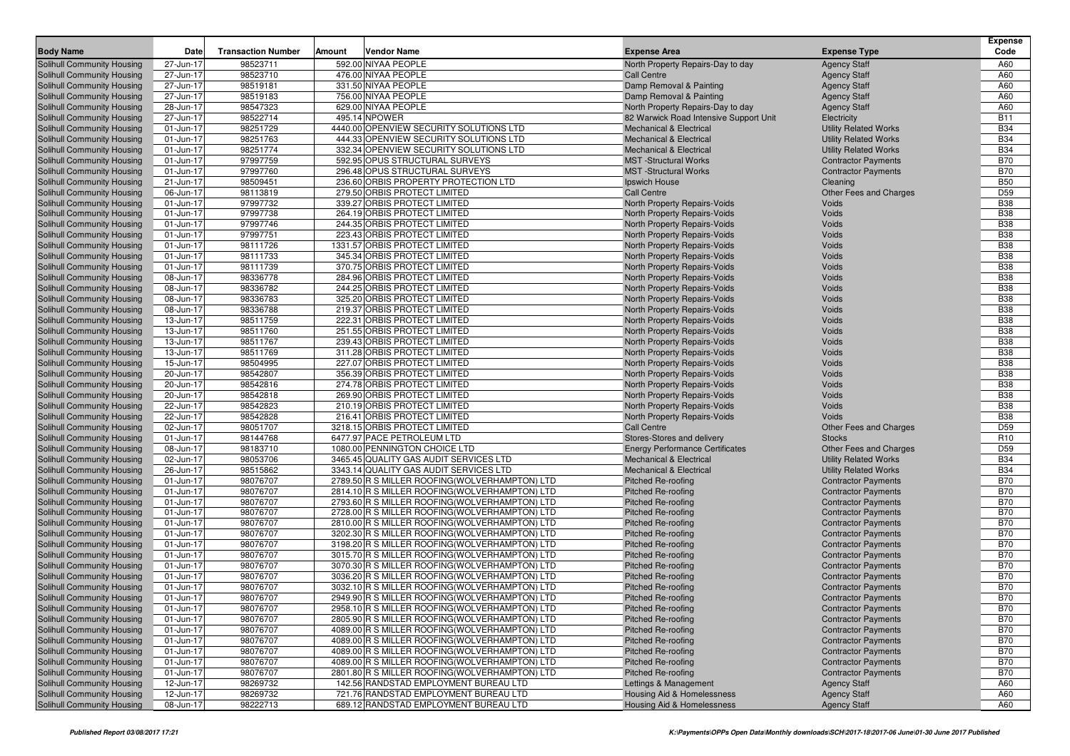| Body Name | Date | Transaction Number | Amount | Vendor Name | Expense Area | Expense Type | Expense Code |
|---|---|---|---|---|---|---|---|
| Solihull Community Housing | 27-Jun-17 | 98523711 | 592.00 | NIYAA PEOPLE | North Property Repairs-Day to day | Agency Staff | A60 |
| Solihull Community Housing | 27-Jun-17 | 98523710 | 476.00 | NIYAA PEOPLE | Call Centre | Agency Staff | A60 |
| Solihull Community Housing | 27-Jun-17 | 98519181 | 331.50 | NIYAA PEOPLE | Damp Removal & Painting | Agency Staff | A60 |
| Solihull Community Housing | 27-Jun-17 | 98519183 | 756.00 | NIYAA PEOPLE | Damp Removal & Painting | Agency Staff | A60 |
| Solihull Community Housing | 28-Jun-17 | 98547323 | 629.00 | NIYAA PEOPLE | North Property Repairs-Day to day | Agency Staff | A60 |
| Solihull Community Housing | 27-Jun-17 | 98522714 | 495.14 | NPOWER | 82 Warwick Road Intensive Support Unit | Electricity | B11 |
| Solihull Community Housing | 01-Jun-17 | 98251729 | 4440.00 | OPENVIEW SECURITY SOLUTIONS LTD | Mechanical & Electrical | Utility Related Works | B34 |
| Solihull Community Housing | 01-Jun-17 | 98251763 | 444.33 | OPENVIEW SECURITY SOLUTIONS LTD | Mechanical & Electrical | Utility Related Works | B34 |
| Solihull Community Housing | 01-Jun-17 | 98251774 | 332.34 | OPENVIEW SECURITY SOLUTIONS LTD | Mechanical & Electrical | Utility Related Works | B34 |
| Solihull Community Housing | 01-Jun-17 | 97997759 | 592.95 | OPUS STRUCTURAL SURVEYS | MST -Structural Works | Contractor Payments | B70 |
| Solihull Community Housing | 01-Jun-17 | 97997760 | 296.48 | OPUS STRUCTURAL SURVEYS | MST -Structural Works | Contractor Payments | B70 |
| Solihull Community Housing | 21-Jun-17 | 98509451 | 236.60 | ORBIS PROPERTY PROTECTION LTD | Ipswich House | Cleaning | B50 |
| Solihull Community Housing | 06-Jun-17 | 98113819 | 279.50 | ORBIS PROTECT LIMITED | Call Centre | Other Fees and Charges | D59 |
| Solihull Community Housing | 01-Jun-17 | 97997732 | 339.27 | ORBIS PROTECT LIMITED | North Property Repairs-Voids | Voids | B38 |
| Solihull Community Housing | 01-Jun-17 | 97997738 | 264.19 | ORBIS PROTECT LIMITED | North Property Repairs-Voids | Voids | B38 |
| Solihull Community Housing | 01-Jun-17 | 97997746 | 244.35 | ORBIS PROTECT LIMITED | North Property Repairs-Voids | Voids | B38 |
| Solihull Community Housing | 01-Jun-17 | 97997751 | 223.43 | ORBIS PROTECT LIMITED | North Property Repairs-Voids | Voids | B38 |
| Solihull Community Housing | 01-Jun-17 | 98111726 | 1331.57 | ORBIS PROTECT LIMITED | North Property Repairs-Voids | Voids | B38 |
| Solihull Community Housing | 01-Jun-17 | 98111733 | 345.34 | ORBIS PROTECT LIMITED | North Property Repairs-Voids | Voids | B38 |
| Solihull Community Housing | 01-Jun-17 | 98111739 | 370.75 | ORBIS PROTECT LIMITED | North Property Repairs-Voids | Voids | B38 |
| Solihull Community Housing | 08-Jun-17 | 98336778 | 284.96 | ORBIS PROTECT LIMITED | North Property Repairs-Voids | Voids | B38 |
| Solihull Community Housing | 08-Jun-17 | 98336782 | 244.25 | ORBIS PROTECT LIMITED | North Property Repairs-Voids | Voids | B38 |
| Solihull Community Housing | 08-Jun-17 | 98336783 | 325.20 | ORBIS PROTECT LIMITED | North Property Repairs-Voids | Voids | B38 |
| Solihull Community Housing | 08-Jun-17 | 98336788 | 219.37 | ORBIS PROTECT LIMITED | North Property Repairs-Voids | Voids | B38 |
| Solihull Community Housing | 13-Jun-17 | 98511759 | 222.31 | ORBIS PROTECT LIMITED | North Property Repairs-Voids | Voids | B38 |
| Solihull Community Housing | 13-Jun-17 | 98511760 | 251.55 | ORBIS PROTECT LIMITED | North Property Repairs-Voids | Voids | B38 |
| Solihull Community Housing | 13-Jun-17 | 98511767 | 239.43 | ORBIS PROTECT LIMITED | North Property Repairs-Voids | Voids | B38 |
| Solihull Community Housing | 13-Jun-17 | 98511769 | 311.28 | ORBIS PROTECT LIMITED | North Property Repairs-Voids | Voids | B38 |
| Solihull Community Housing | 15-Jun-17 | 98504995 | 227.07 | ORBIS PROTECT LIMITED | North Property Repairs-Voids | Voids | B38 |
| Solihull Community Housing | 20-Jun-17 | 98542807 | 356.39 | ORBIS PROTECT LIMITED | North Property Repairs-Voids | Voids | B38 |
| Solihull Community Housing | 20-Jun-17 | 98542816 | 274.78 | ORBIS PROTECT LIMITED | North Property Repairs-Voids | Voids | B38 |
| Solihull Community Housing | 20-Jun-17 | 98542818 | 269.90 | ORBIS PROTECT LIMITED | North Property Repairs-Voids | Voids | B38 |
| Solihull Community Housing | 22-Jun-17 | 98542823 | 210.19 | ORBIS PROTECT LIMITED | North Property Repairs-Voids | Voids | B38 |
| Solihull Community Housing | 22-Jun-17 | 98542828 | 216.41 | ORBIS PROTECT LIMITED | North Property Repairs-Voids | Voids | B38 |
| Solihull Community Housing | 02-Jun-17 | 98051707 | 3218.15 | ORBIS PROTECT LIMITED | Call Centre | Other Fees and Charges | D59 |
| Solihull Community Housing | 01-Jun-17 | 98144768 | 6477.97 | PACE PETROLEUM LTD | Stores-Stores and delivery | Stocks | R10 |
| Solihull Community Housing | 08-Jun-17 | 98183710 | 1080.00 | PENNINGTON CHOICE LTD | Energy Performance Certificates | Other Fees and Charges | D59 |
| Solihull Community Housing | 02-Jun-17 | 98053706 | 3465.45 | QUALITY GAS AUDIT SERVICES LTD | Mechanical & Electrical | Utility Related Works | B34 |
| Solihull Community Housing | 26-Jun-17 | 98515862 | 3343.14 | QUALITY GAS AUDIT SERVICES LTD | Mechanical & Electrical | Utility Related Works | B34 |
| Solihull Community Housing | 01-Jun-17 | 98076707 | 2789.50 | R S MILLER ROOFING(WOLVERHAMPTON) LTD | Pitched Re-roofing | Contractor Payments | B70 |
| Solihull Community Housing | 01-Jun-17 | 98076707 | 2814.10 | R S MILLER ROOFING(WOLVERHAMPTON) LTD | Pitched Re-roofing | Contractor Payments | B70 |
| Solihull Community Housing | 01-Jun-17 | 98076707 | 2793.60 | R S MILLER ROOFING(WOLVERHAMPTON) LTD | Pitched Re-roofing | Contractor Payments | B70 |
| Solihull Community Housing | 01-Jun-17 | 98076707 | 2728.00 | R S MILLER ROOFING(WOLVERHAMPTON) LTD | Pitched Re-roofing | Contractor Payments | B70 |
| Solihull Community Housing | 01-Jun-17 | 98076707 | 2810.00 | R S MILLER ROOFING(WOLVERHAMPTON) LTD | Pitched Re-roofing | Contractor Payments | B70 |
| Solihull Community Housing | 01-Jun-17 | 98076707 | 3202.30 | R S MILLER ROOFING(WOLVERHAMPTON) LTD | Pitched Re-roofing | Contractor Payments | B70 |
| Solihull Community Housing | 01-Jun-17 | 98076707 | 3198.20 | R S MILLER ROOFING(WOLVERHAMPTON) LTD | Pitched Re-roofing | Contractor Payments | B70 |
| Solihull Community Housing | 01-Jun-17 | 98076707 | 3015.70 | R S MILLER ROOFING(WOLVERHAMPTON) LTD | Pitched Re-roofing | Contractor Payments | B70 |
| Solihull Community Housing | 01-Jun-17 | 98076707 | 3070.30 | R S MILLER ROOFING(WOLVERHAMPTON) LTD | Pitched Re-roofing | Contractor Payments | B70 |
| Solihull Community Housing | 01-Jun-17 | 98076707 | 3036.20 | R S MILLER ROOFING(WOLVERHAMPTON) LTD | Pitched Re-roofing | Contractor Payments | B70 |
| Solihull Community Housing | 01-Jun-17 | 98076707 | 3032.10 | R S MILLER ROOFING(WOLVERHAMPTON) LTD | Pitched Re-roofing | Contractor Payments | B70 |
| Solihull Community Housing | 01-Jun-17 | 98076707 | 2949.90 | R S MILLER ROOFING(WOLVERHAMPTON) LTD | Pitched Re-roofing | Contractor Payments | B70 |
| Solihull Community Housing | 01-Jun-17 | 98076707 | 2958.10 | R S MILLER ROOFING(WOLVERHAMPTON) LTD | Pitched Re-roofing | Contractor Payments | B70 |
| Solihull Community Housing | 01-Jun-17 | 98076707 | 2805.90 | R S MILLER ROOFING(WOLVERHAMPTON) LTD | Pitched Re-roofing | Contractor Payments | B70 |
| Solihull Community Housing | 01-Jun-17 | 98076707 | 4089.00 | R S MILLER ROOFING(WOLVERHAMPTON) LTD | Pitched Re-roofing | Contractor Payments | B70 |
| Solihull Community Housing | 01-Jun-17 | 98076707 | 4089.00 | R S MILLER ROOFING(WOLVERHAMPTON) LTD | Pitched Re-roofing | Contractor Payments | B70 |
| Solihull Community Housing | 01-Jun-17 | 98076707 | 4089.00 | R S MILLER ROOFING(WOLVERHAMPTON) LTD | Pitched Re-roofing | Contractor Payments | B70 |
| Solihull Community Housing | 01-Jun-17 | 98076707 | 4089.00 | R S MILLER ROOFING(WOLVERHAMPTON) LTD | Pitched Re-roofing | Contractor Payments | B70 |
| Solihull Community Housing | 01-Jun-17 | 98076707 | 2801.80 | R S MILLER ROOFING(WOLVERHAMPTON) LTD | Pitched Re-roofing | Contractor Payments | B70 |
| Solihull Community Housing | 12-Jun-17 | 98269732 | 142.56 | RANDSTAD EMPLOYMENT BUREAU LTD | Lettings & Management | Agency Staff | A60 |
| Solihull Community Housing | 12-Jun-17 | 98269732 | 721.76 | RANDSTAD EMPLOYMENT BUREAU LTD | Housing Aid & Homelessness | Agency Staff | A60 |
| Solihull Community Housing | 08-Jun-17 | 98222713 | 689.12 | RANDSTAD EMPLOYMENT BUREAU LTD | Housing Aid & Homelessness | Agency Staff | A60 |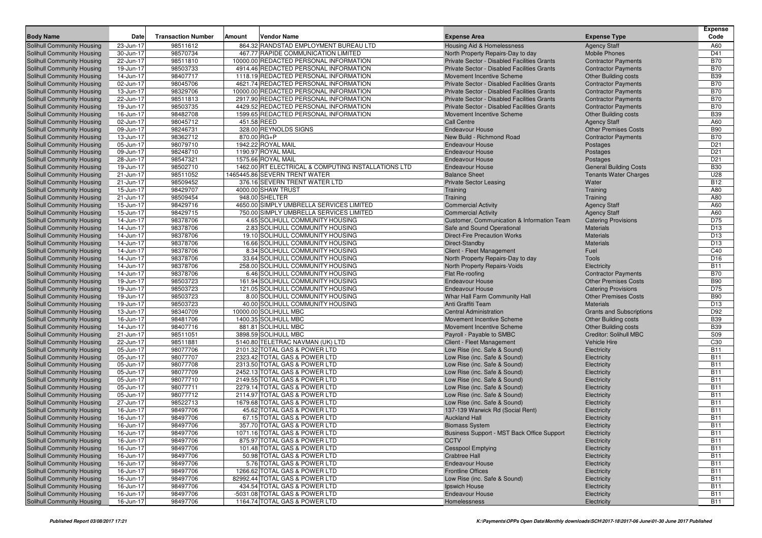| Body Name | Date | Transaction Number | Amount | Vendor Name | Expense Area | Expense Type | Expense Code |
|---|---|---|---|---|---|---|---|
| Solihull Community Housing | 23-Jun-17 | 98511612 | 864.32 | RANDSTAD EMPLOYMENT BUREAU LTD | Housing Aid & Homelessness | Agency Staff | A60 |
| Solihull Community Housing | 30-Jun-17 | 98570734 | 467.77 | RAPIDE COMMUNICATION LIMITED | North Property Repairs-Day to day | Mobile Phones | D41 |
| Solihull Community Housing | 22-Jun-17 | 98511810 | 10000.00 | REDACTED PERSONAL INFORMATION | Private Sector - Disabled Facilities Grants | Contractor Payments | B70 |
| Solihull Community Housing | 19-Jun-17 | 98503733 | 4914.46 | REDACTED PERSONAL INFORMATION | Private Sector - Disabled Facilities Grants | Contractor Payments | B70 |
| Solihull Community Housing | 14-Jun-17 | 98407717 | 1118.19 | REDACTED PERSONAL INFORMATION | Movement Incentive Scheme | Other Building costs | B39 |
| Solihull Community Housing | 02-Jun-17 | 98045706 | 4621.74 | REDACTED PERSONAL INFORMATION | Private Sector - Disabled Facilities Grants | Contractor Payments | B70 |
| Solihull Community Housing | 13-Jun-17 | 98329706 | 10000.00 | REDACTED PERSONAL INFORMATION | Private Sector - Disabled Facilities Grants | Contractor Payments | B70 |
| Solihull Community Housing | 22-Jun-17 | 98511813 | 2917.90 | REDACTED PERSONAL INFORMATION | Private Sector - Disabled Facilities Grants | Contractor Payments | B70 |
| Solihull Community Housing | 19-Jun-17 | 98503735 | 4429.52 | REDACTED PERSONAL INFORMATION | Private Sector - Disabled Facilities Grants | Contractor Payments | B70 |
| Solihull Community Housing | 16-Jun-17 | 98482708 | 1599.65 | REDACTED PERSONAL INFORMATION | Movement Incentive Scheme | Other Building costs | B39 |
| Solihull Community Housing | 02-Jun-17 | 98045712 | 451.58 | REED | Call Centre | Agency Staff | A60 |
| Solihull Community Housing | 09-Jun-17 | 98246731 | 328.00 | REYNOLDS SIGNS | Endeavour House | Other Premises Costs | B90 |
| Solihull Community Housing | 13-Jun-17 | 98362712 | 870.00 | RG+P | New Build - Richmond Road | Contractor Payments | B70 |
| Solihull Community Housing | 05-Jun-17 | 98079710 | 1942.22 | ROYAL MAIL | Endeavour House | Postages | D21 |
| Solihull Community Housing | 09-Jun-17 | 98248710 | 1190.97 | ROYAL MAIL | Endeavour House | Postages | D21 |
| Solihull Community Housing | 28-Jun-17 | 98547321 | 1575.66 | ROYAL MAIL | Endeavour House | Postages | D21 |
| Solihull Community Housing | 19-Jun-17 | 98502710 | 1462.00 | RT ELECTRICAL & COMPUTING INSTALLATIONS LTD | Endeavour House | General Building Costs | B30 |
| Solihull Community Housing | 21-Jun-17 | 98511052 | 1465445.86 | SEVERN TRENT WATER | Balance Sheet | Tenants Water Charges | U28 |
| Solihull Community Housing | 21-Jun-17 | 98509452 | 376.16 | SEVERN TRENT WATER LTD | Private Sector Leasing | Water | B12 |
| Solihull Community Housing | 15-Jun-17 | 98429707 | 4000.00 | SHAW TRUST | Training | Training | A80 |
| Solihull Community Housing | 21-Jun-17 | 98509454 | 948.00 | SHELTER | Training | Training | A80 |
| Solihull Community Housing | 15-Jun-17 | 98429716 | 4650.00 | SIMPLY UMBRELLA SERVICES LIMITED | Commercial Activity | Agency Staff | A60 |
| Solihull Community Housing | 15-Jun-17 | 98429715 | 750.00 | SIMPLY UMBRELLA SERVICES LIMITED | Commercial Activity | Agency Staff | A60 |
| Solihull Community Housing | 14-Jun-17 | 98378706 | 4.65 | SOLIHULL COMMUNITY HOUSING | Customer, Communication & Information Team | Catering Provisions | D75 |
| Solihull Community Housing | 14-Jun-17 | 98378706 | 2.83 | SOLIHULL COMMUNITY HOUSING | Safe and Sound Operational | Materials | D13 |
| Solihull Community Housing | 14-Jun-17 | 98378706 | 19.10 | SOLIHULL COMMUNITY HOUSING | Direct-Fire Precaution Works | Materials | D13 |
| Solihull Community Housing | 14-Jun-17 | 98378706 | 16.66 | SOLIHULL COMMUNITY HOUSING | Direct-Standby | Materials | D13 |
| Solihull Community Housing | 14-Jun-17 | 98378706 | 8.34 | SOLIHULL COMMUNITY HOUSING | Client - Fleet Management | Fuel | C40 |
| Solihull Community Housing | 14-Jun-17 | 98378706 | 33.64 | SOLIHULL COMMUNITY HOUSING | North Property Repairs-Day to day | Tools | D16 |
| Solihull Community Housing | 14-Jun-17 | 98378706 | 258.00 | SOLIHULL COMMUNITY HOUSING | North Property Repairs-Voids | Electricity | B11 |
| Solihull Community Housing | 14-Jun-17 | 98378706 | 6.46 | SOLIHULL COMMUNITY HOUSING | Flat Re-roofing | Contractor Payments | B70 |
| Solihull Community Housing | 19-Jun-17 | 98503723 | 161.94 | SOLIHULL COMMUNITY HOUSING | Endeavour House | Other Premises Costs | B90 |
| Solihull Community Housing | 19-Jun-17 | 98503723 | 121.05 | SOLIHULL COMMUNITY HOUSING | Endeavour House | Catering Provisions | D75 |
| Solihull Community Housing | 19-Jun-17 | 98503723 | 8.00 | SOLIHULL COMMUNITY HOUSING | Whar Hall Farm Community Hall | Other Premises Costs | B90 |
| Solihull Community Housing | 19-Jun-17 | 98503723 | 40.00 | SOLIHULL COMMUNITY HOUSING | Anti Graffiti Team | Materials | D13 |
| Solihull Community Housing | 13-Jun-17 | 98340709 | 10000.00 | SOLIHULL MBC | Central Administration | Grants and Subscriptions | D92 |
| Solihull Community Housing | 16-Jun-17 | 98481706 | 1400.35 | SOLIHULL MBC | Movement Incentive Scheme | Other Building costs | B39 |
| Solihull Community Housing | 14-Jun-17 | 98407716 | 881.81 | SOLIHULL MBC | Movement Incentive Scheme | Other Building costs | B39 |
| Solihull Community Housing | 21-Jun-17 | 98511051 | 3898.59 | SOLIHULL MBC | Payroll - Payable to SMBC | Creditor: Solihull MBC | S09 |
| Solihull Community Housing | 22-Jun-17 | 98511881 | 5140.80 | TELETRAC NAVMAN (UK) LTD | Client - Fleet Management | Vehicle Hire | C30 |
| Solihull Community Housing | 05-Jun-17 | 98077706 | 2101.32 | TOTAL GAS & POWER LTD | Low Rise (inc. Safe & Sound) | Electricity | B11 |
| Solihull Community Housing | 05-Jun-17 | 98077707 | 2323.42 | TOTAL GAS & POWER LTD | Low Rise (inc. Safe & Sound) | Electricity | B11 |
| Solihull Community Housing | 05-Jun-17 | 98077708 | 2313.50 | TOTAL GAS & POWER LTD | Low Rise (inc. Safe & Sound) | Electricity | B11 |
| Solihull Community Housing | 05-Jun-17 | 98077709 | 2452.13 | TOTAL GAS & POWER LTD | Low Rise (inc. Safe & Sound) | Electricity | B11 |
| Solihull Community Housing | 05-Jun-17 | 98077710 | 2149.55 | TOTAL GAS & POWER LTD | Low Rise (inc. Safe & Sound) | Electricity | B11 |
| Solihull Community Housing | 05-Jun-17 | 98077711 | 2279.14 | TOTAL GAS & POWER LTD | Low Rise (inc. Safe & Sound) | Electricity | B11 |
| Solihull Community Housing | 05-Jun-17 | 98077712 | 2114.97 | TOTAL GAS & POWER LTD | Low Rise (inc. Safe & Sound) | Electricity | B11 |
| Solihull Community Housing | 27-Jun-17 | 98522713 | 1679.68 | TOTAL GAS & POWER LTD | Low Rise (inc. Safe & Sound) | Electricity | B11 |
| Solihull Community Housing | 16-Jun-17 | 98497706 | 45.62 | TOTAL GAS & POWER LTD | 137-139 Warwick Rd (Social Rent) | Electricity | B11 |
| Solihull Community Housing | 16-Jun-17 | 98497706 | 67.15 | TOTAL GAS & POWER LTD | Auckland Hall | Electricity | B11 |
| Solihull Community Housing | 16-Jun-17 | 98497706 | 357.70 | TOTAL GAS & POWER LTD | Biomass System | Electricity | B11 |
| Solihull Community Housing | 16-Jun-17 | 98497706 | 1071.16 | TOTAL GAS & POWER LTD | Business Support - MST Back Office Support | Electricity | B11 |
| Solihull Community Housing | 16-Jun-17 | 98497706 | 875.97 | TOTAL GAS & POWER LTD | CCTV | Electricity | B11 |
| Solihull Community Housing | 16-Jun-17 | 98497706 | 101.48 | TOTAL GAS & POWER LTD | Cesspool Emptying | Electricity | B11 |
| Solihull Community Housing | 16-Jun-17 | 98497706 | 50.98 | TOTAL GAS & POWER LTD | Crabtree Hall | Electricity | B11 |
| Solihull Community Housing | 16-Jun-17 | 98497706 | 5.76 | TOTAL GAS & POWER LTD | Endeavour House | Electricity | B11 |
| Solihull Community Housing | 16-Jun-17 | 98497706 | 1266.62 | TOTAL GAS & POWER LTD | Frontline Offices | Electricity | B11 |
| Solihull Community Housing | 16-Jun-17 | 98497706 | 82992.44 | TOTAL GAS & POWER LTD | Low Rise (inc. Safe & Sound) | Electricity | B11 |
| Solihull Community Housing | 16-Jun-17 | 98497706 | 434.54 | TOTAL GAS & POWER LTD | Ipswich House | Electricity | B11 |
| Solihull Community Housing | 16-Jun-17 | 98497706 | -5031.08 | TOTAL GAS & POWER LTD | Endeavour House | Electricity | B11 |
| Solihull Community Housing | 16-Jun-17 | 98497706 | 1164.74 | TOTAL GAS & POWER LTD | Homelessness | Electricity | B11 |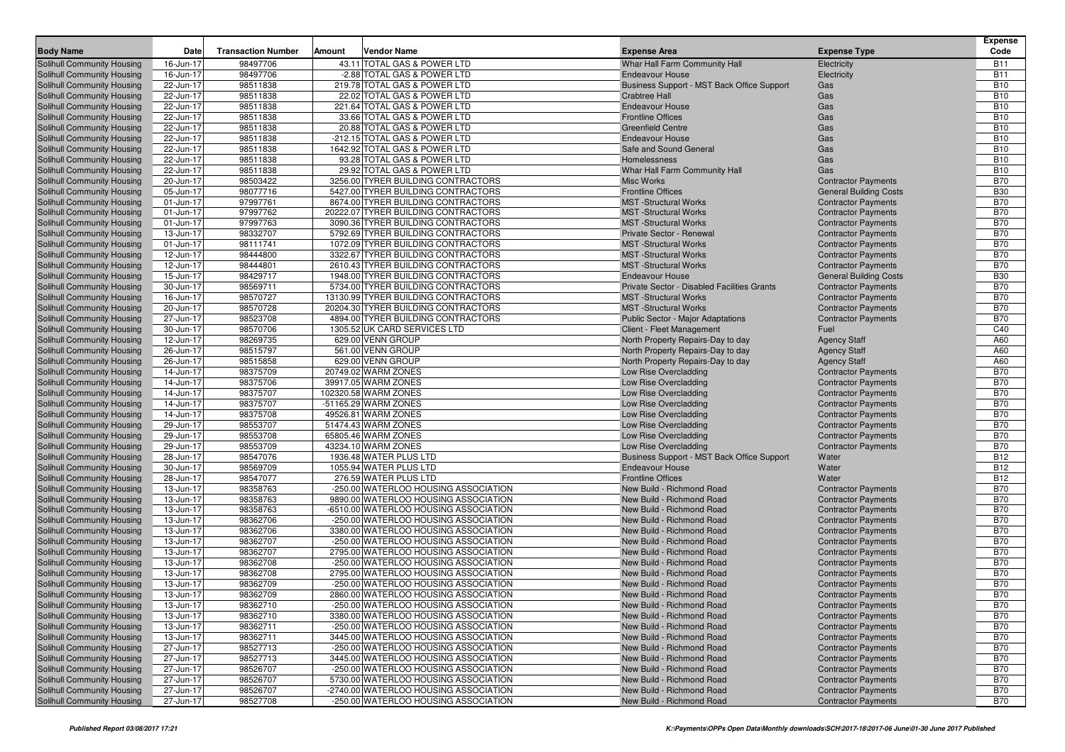| Body Name | Date | Transaction Number | Amount | Vendor Name | Expense Area | Expense Type | Expense Code |
|---|---|---|---|---|---|---|---|
| Solihull Community Housing | 16-Jun-17 | 98497706 | 43.11 | TOTAL GAS & POWER LTD | Whar Hall Farm Community Hall | Electricity | B11 |
| Solihull Community Housing | 16-Jun-17 | 98497706 | -2.88 | TOTAL GAS & POWER LTD | Endeavour House | Electricity | B11 |
| Solihull Community Housing | 22-Jun-17 | 98511838 | 219.78 | TOTAL GAS & POWER LTD | Business Support - MST Back Office Support | Gas | B10 |
| Solihull Community Housing | 22-Jun-17 | 98511838 | 22.02 | TOTAL GAS & POWER LTD | Crabtree Hall | Gas | B10 |
| Solihull Community Housing | 22-Jun-17 | 98511838 | 221.64 | TOTAL GAS & POWER LTD | Endeavour House | Gas | B10 |
| Solihull Community Housing | 22-Jun-17 | 98511838 | 33.66 | TOTAL GAS & POWER LTD | Frontline Offices | Gas | B10 |
| Solihull Community Housing | 22-Jun-17 | 98511838 | 20.88 | TOTAL GAS & POWER LTD | Greenfield Centre | Gas | B10 |
| Solihull Community Housing | 22-Jun-17 | 98511838 | -212.15 | TOTAL GAS & POWER LTD | Endeavour House | Gas | B10 |
| Solihull Community Housing | 22-Jun-17 | 98511838 | 1642.92 | TOTAL GAS & POWER LTD | Safe and Sound General | Gas | B10 |
| Solihull Community Housing | 22-Jun-17 | 98511838 | 93.28 | TOTAL GAS & POWER LTD | Homelessness | Gas | B10 |
| Solihull Community Housing | 22-Jun-17 | 98511838 | 29.92 | TOTAL GAS & POWER LTD | Whar Hall Farm Community Hall | Gas | B10 |
| Solihull Community Housing | 20-Jun-17 | 98503422 | 3256.00 | TYRER BUILDING CONTRACTORS | Misc Works | Contractor Payments | B70 |
| Solihull Community Housing | 05-Jun-17 | 98077716 | 5427.00 | TYRER BUILDING CONTRACTORS | Frontline Offices | General Building Costs | B30 |
| Solihull Community Housing | 01-Jun-17 | 97997761 | 8674.00 | TYRER BUILDING CONTRACTORS | MST -Structural Works | Contractor Payments | B70 |
| Solihull Community Housing | 01-Jun-17 | 97997762 | 20222.07 | TYRER BUILDING CONTRACTORS | MST -Structural Works | Contractor Payments | B70 |
| Solihull Community Housing | 01-Jun-17 | 97997763 | 3090.36 | TYRER BUILDING CONTRACTORS | MST -Structural Works | Contractor Payments | B70 |
| Solihull Community Housing | 13-Jun-17 | 98332707 | 5792.69 | TYRER BUILDING CONTRACTORS | Private Sector - Renewal | Contractor Payments | B70 |
| Solihull Community Housing | 01-Jun-17 | 98111741 | 1072.09 | TYRER BUILDING CONTRACTORS | MST -Structural Works | Contractor Payments | B70 |
| Solihull Community Housing | 12-Jun-17 | 98444800 | 3322.67 | TYRER BUILDING CONTRACTORS | MST -Structural Works | Contractor Payments | B70 |
| Solihull Community Housing | 12-Jun-17 | 98444801 | 2610.43 | TYRER BUILDING CONTRACTORS | MST -Structural Works | Contractor Payments | B70 |
| Solihull Community Housing | 15-Jun-17 | 98429717 | 1948.00 | TYRER BUILDING CONTRACTORS | Endeavour House | General Building Costs | B30 |
| Solihull Community Housing | 30-Jun-17 | 98569711 | 5734.00 | TYRER BUILDING CONTRACTORS | Private Sector - Disabled Facilities Grants | Contractor Payments | B70 |
| Solihull Community Housing | 16-Jun-17 | 98570727 | 13130.99 | TYRER BUILDING CONTRACTORS | MST -Structural Works | Contractor Payments | B70 |
| Solihull Community Housing | 20-Jun-17 | 98570728 | 20204.30 | TYRER BUILDING CONTRACTORS | MST -Structural Works | Contractor Payments | B70 |
| Solihull Community Housing | 27-Jun-17 | 98523708 | 4894.00 | TYRER BUILDING CONTRACTORS | Public Sector - Major Adaptations | Contractor Payments | B70 |
| Solihull Community Housing | 30-Jun-17 | 98570706 | 1305.52 | UK CARD SERVICES LTD | Client - Fleet Management | Fuel | C40 |
| Solihull Community Housing | 12-Jun-17 | 98269735 | 629.00 | VENN GROUP | North Property Repairs-Day to day | Agency Staff | A60 |
| Solihull Community Housing | 26-Jun-17 | 98515797 | 561.00 | VENN GROUP | North Property Repairs-Day to day | Agency Staff | A60 |
| Solihull Community Housing | 26-Jun-17 | 98515858 | 629.00 | VENN GROUP | North Property Repairs-Day to day | Agency Staff | A60 |
| Solihull Community Housing | 14-Jun-17 | 98375709 | 20749.02 | WARM ZONES | Low Rise Overcladding | Contractor Payments | B70 |
| Solihull Community Housing | 14-Jun-17 | 98375706 | 39917.05 | WARM ZONES | Low Rise Overcladding | Contractor Payments | B70 |
| Solihull Community Housing | 14-Jun-17 | 98375707 | 102320.58 | WARM ZONES | Low Rise Overcladding | Contractor Payments | B70 |
| Solihull Community Housing | 14-Jun-17 | 98375707 | -51165.29 | WARM ZONES | Low Rise Overcladding | Contractor Payments | B70 |
| Solihull Community Housing | 14-Jun-17 | 98375708 | 49526.81 | WARM ZONES | Low Rise Overcladding | Contractor Payments | B70 |
| Solihull Community Housing | 29-Jun-17 | 98553707 | 51474.43 | WARM ZONES | Low Rise Overcladding | Contractor Payments | B70 |
| Solihull Community Housing | 29-Jun-17 | 98553708 | 65805.46 | WARM ZONES | Low Rise Overcladding | Contractor Payments | B70 |
| Solihull Community Housing | 29-Jun-17 | 98553709 | 43234.10 | WARM ZONES | Low Rise Overcladding | Contractor Payments | B70 |
| Solihull Community Housing | 28-Jun-17 | 98547076 | 1936.48 | WATER PLUS LTD | Business Support - MST Back Office Support | Water | B12 |
| Solihull Community Housing | 30-Jun-17 | 98569709 | 1055.94 | WATER PLUS LTD | Endeavour House | Water | B12 |
| Solihull Community Housing | 28-Jun-17 | 98547077 | 276.59 | WATER PLUS LTD | Frontline Offices | Water | B12 |
| Solihull Community Housing | 13-Jun-17 | 98358763 | -250.00 | WATERLOO HOUSING ASSOCIATION | New Build - Richmond Road | Contractor Payments | B70 |
| Solihull Community Housing | 13-Jun-17 | 98358763 | 9890.00 | WATERLOO HOUSING ASSOCIATION | New Build - Richmond Road | Contractor Payments | B70 |
| Solihull Community Housing | 13-Jun-17 | 98358763 | -6510.00 | WATERLOO HOUSING ASSOCIATION | New Build - Richmond Road | Contractor Payments | B70 |
| Solihull Community Housing | 13-Jun-17 | 98362706 | -250.00 | WATERLOO HOUSING ASSOCIATION | New Build - Richmond Road | Contractor Payments | B70 |
| Solihull Community Housing | 13-Jun-17 | 98362706 | 3380.00 | WATERLOO HOUSING ASSOCIATION | New Build - Richmond Road | Contractor Payments | B70 |
| Solihull Community Housing | 13-Jun-17 | 98362707 | -250.00 | WATERLOO HOUSING ASSOCIATION | New Build - Richmond Road | Contractor Payments | B70 |
| Solihull Community Housing | 13-Jun-17 | 98362707 | 2795.00 | WATERLOO HOUSING ASSOCIATION | New Build - Richmond Road | Contractor Payments | B70 |
| Solihull Community Housing | 13-Jun-17 | 98362708 | -250.00 | WATERLOO HOUSING ASSOCIATION | New Build - Richmond Road | Contractor Payments | B70 |
| Solihull Community Housing | 13-Jun-17 | 98362708 | 2795.00 | WATERLOO HOUSING ASSOCIATION | New Build - Richmond Road | Contractor Payments | B70 |
| Solihull Community Housing | 13-Jun-17 | 98362709 | -250.00 | WATERLOO HOUSING ASSOCIATION | New Build - Richmond Road | Contractor Payments | B70 |
| Solihull Community Housing | 13-Jun-17 | 98362709 | 2860.00 | WATERLOO HOUSING ASSOCIATION | New Build - Richmond Road | Contractor Payments | B70 |
| Solihull Community Housing | 13-Jun-17 | 98362710 | -250.00 | WATERLOO HOUSING ASSOCIATION | New Build - Richmond Road | Contractor Payments | B70 |
| Solihull Community Housing | 13-Jun-17 | 98362710 | 3380.00 | WATERLOO HOUSING ASSOCIATION | New Build - Richmond Road | Contractor Payments | B70 |
| Solihull Community Housing | 13-Jun-17 | 98362711 | -250.00 | WATERLOO HOUSING ASSOCIATION | New Build - Richmond Road | Contractor Payments | B70 |
| Solihull Community Housing | 13-Jun-17 | 98362711 | 3445.00 | WATERLOO HOUSING ASSOCIATION | New Build - Richmond Road | Contractor Payments | B70 |
| Solihull Community Housing | 27-Jun-17 | 98527713 | -250.00 | WATERLOO HOUSING ASSOCIATION | New Build - Richmond Road | Contractor Payments | B70 |
| Solihull Community Housing | 27-Jun-17 | 98527713 | 3445.00 | WATERLOO HOUSING ASSOCIATION | New Build - Richmond Road | Contractor Payments | B70 |
| Solihull Community Housing | 27-Jun-17 | 98526707 | -250.00 | WATERLOO HOUSING ASSOCIATION | New Build - Richmond Road | Contractor Payments | B70 |
| Solihull Community Housing | 27-Jun-17 | 98526707 | 5730.00 | WATERLOO HOUSING ASSOCIATION | New Build - Richmond Road | Contractor Payments | B70 |
| Solihull Community Housing | 27-Jun-17 | 98526707 | -2740.00 | WATERLOO HOUSING ASSOCIATION | New Build - Richmond Road | Contractor Payments | B70 |
| Solihull Community Housing | 27-Jun-17 | 98527708 | -250.00 | WATERLOO HOUSING ASSOCIATION | New Build - Richmond Road | Contractor Payments | B70 |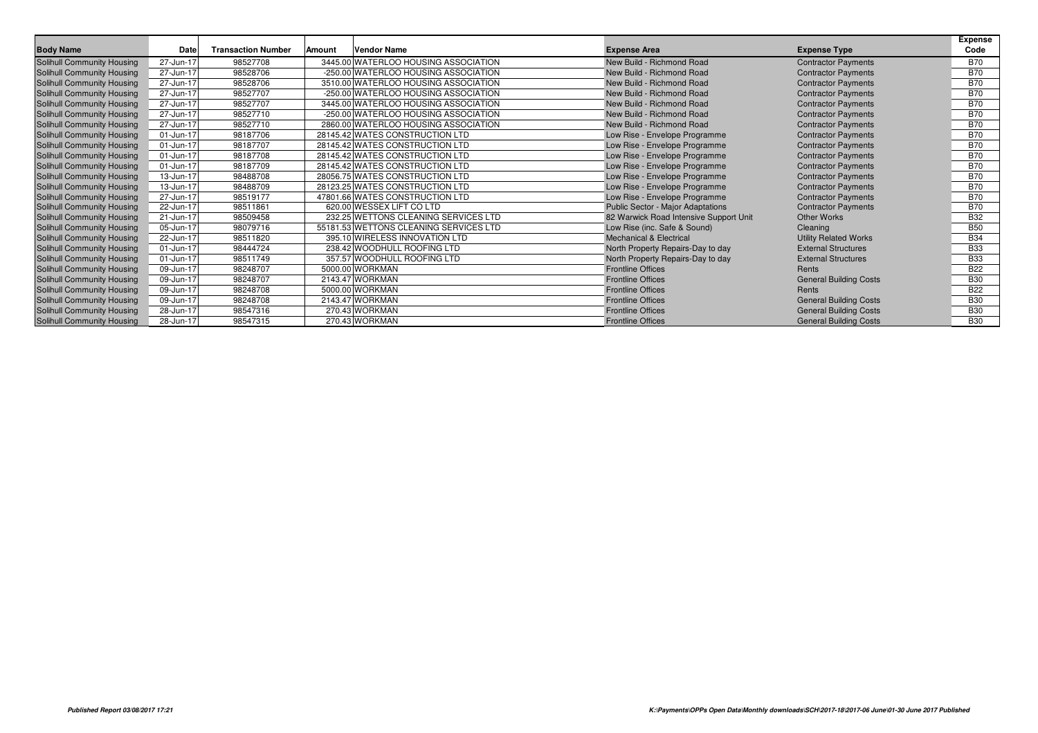| Body Name | Date | Transaction Number | Amount | Vendor Name | Expense Area | Expense Type | Expense Code |
|---|---|---|---|---|---|---|---|
| Solihull Community Housing | 27-Jun-17 | 98527708 | 3445.00 | WATERLOO HOUSING ASSOCIATION | New Build - Richmond Road | Contractor Payments | B70 |
| Solihull Community Housing | 27-Jun-17 | 98528706 | -250.00 | WATERLOO HOUSING ASSOCIATION | New Build - Richmond Road | Contractor Payments | B70 |
| Solihull Community Housing | 27-Jun-17 | 98528706 | 3510.00 | WATERLOO HOUSING ASSOCIATION | New Build - Richmond Road | Contractor Payments | B70 |
| Solihull Community Housing | 27-Jun-17 | 98527707 | -250.00 | WATERLOO HOUSING ASSOCIATION | New Build - Richmond Road | Contractor Payments | B70 |
| Solihull Community Housing | 27-Jun-17 | 98527707 | 3445.00 | WATERLOO HOUSING ASSOCIATION | New Build - Richmond Road | Contractor Payments | B70 |
| Solihull Community Housing | 27-Jun-17 | 98527710 | -250.00 | WATERLOO HOUSING ASSOCIATION | New Build - Richmond Road | Contractor Payments | B70 |
| Solihull Community Housing | 27-Jun-17 | 98527710 | 2860.00 | WATERLOO HOUSING ASSOCIATION | New Build - Richmond Road | Contractor Payments | B70 |
| Solihull Community Housing | 01-Jun-17 | 98187706 | 28145.42 | WATES CONSTRUCTION LTD | Low Rise - Envelope Programme | Contractor Payments | B70 |
| Solihull Community Housing | 01-Jun-17 | 98187707 | 28145.42 | WATES CONSTRUCTION LTD | Low Rise - Envelope Programme | Contractor Payments | B70 |
| Solihull Community Housing | 01-Jun-17 | 98187708 | 28145.42 | WATES CONSTRUCTION LTD | Low Rise - Envelope Programme | Contractor Payments | B70 |
| Solihull Community Housing | 01-Jun-17 | 98187709 | 28145.42 | WATES CONSTRUCTION LTD | Low Rise - Envelope Programme | Contractor Payments | B70 |
| Solihull Community Housing | 13-Jun-17 | 98488708 | 28056.75 | WATES CONSTRUCTION LTD | Low Rise - Envelope Programme | Contractor Payments | B70 |
| Solihull Community Housing | 13-Jun-17 | 98488709 | 28123.25 | WATES CONSTRUCTION LTD | Low Rise - Envelope Programme | Contractor Payments | B70 |
| Solihull Community Housing | 27-Jun-17 | 98519177 | 47801.66 | WATES CONSTRUCTION LTD | Low Rise - Envelope Programme | Contractor Payments | B70 |
| Solihull Community Housing | 22-Jun-17 | 98511861 | 620.00 | WESSEX LIFT CO LTD | Public Sector - Major Adaptations | Contractor Payments | B70 |
| Solihull Community Housing | 21-Jun-17 | 98509458 | 232.25 | WETTONS CLEANING SERVICES LTD | 82 Warwick Road Intensive Support Unit | Other Works | B32 |
| Solihull Community Housing | 05-Jun-17 | 98079716 | 55181.53 | WETTONS CLEANING SERVICES LTD | Low Rise (inc. Safe & Sound) | Cleaning | B50 |
| Solihull Community Housing | 22-Jun-17 | 98511820 | 395.10 | WIRELESS INNOVATION LTD | Mechanical & Electrical | Utility Related Works | B34 |
| Solihull Community Housing | 01-Jun-17 | 98444724 | 238.42 | WOODHULL ROOFING LTD | North Property Repairs-Day to day | External Structures | B33 |
| Solihull Community Housing | 01-Jun-17 | 98511749 | 357.57 | WOODHULL ROOFING LTD | North Property Repairs-Day to day | External Structures | B33 |
| Solihull Community Housing | 09-Jun-17 | 98248707 | 5000.00 | WORKMAN | Frontline Offices | Rents | B22 |
| Solihull Community Housing | 09-Jun-17 | 98248707 | 2143.47 | WORKMAN | Frontline Offices | General Building Costs | B30 |
| Solihull Community Housing | 09-Jun-17 | 98248708 | 5000.00 | WORKMAN | Frontline Offices | Rents | B22 |
| Solihull Community Housing | 09-Jun-17 | 98248708 | 2143.47 | WORKMAN | Frontline Offices | General Building Costs | B30 |
| Solihull Community Housing | 28-Jun-17 | 98547316 | 270.43 | WORKMAN | Frontline Offices | General Building Costs | B30 |
| Solihull Community Housing | 28-Jun-17 | 98547315 | 270.43 | WORKMAN | Frontline Offices | General Building Costs | B30 |